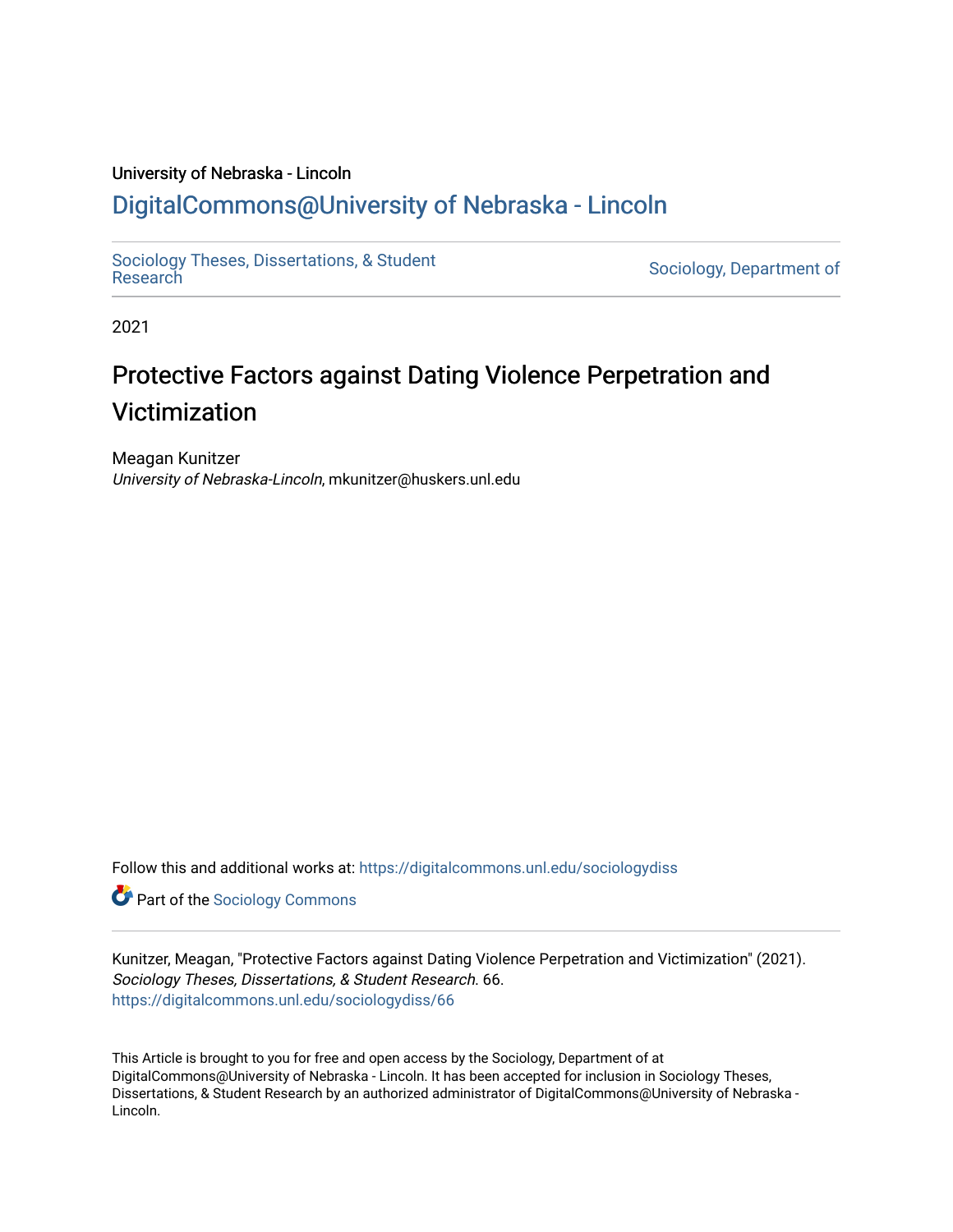University of Nebraska - Lincoln

## DigitalCommons@University of Nebraska - Lincoln

Sociology Theses, Dissertations, & Student Research

Sociology, Department of

2021

# Protective Factors against Dating Violence Perpetration and Victimization

Meagan Kunitzer
*University of Nebraska-Lincoln*, mkunitzer@huskers.unl.edu

Follow this and additional works at: https://digitalcommons.unl.edu/sociologydiss

Part of the Sociology Commons

Kunitzer, Meagan, "Protective Factors against Dating Violence Perpetration and Victimization" (2021). *Sociology Theses, Dissertations, & Student Research*. 66.
https://digitalcommons.unl.edu/sociologydiss/66

This Article is brought to you for free and open access by the Sociology, Department of at DigitalCommons@University of Nebraska - Lincoln. It has been accepted for inclusion in Sociology Theses, Dissertations, & Student Research by an authorized administrator of DigitalCommons@University of Nebraska - Lincoln.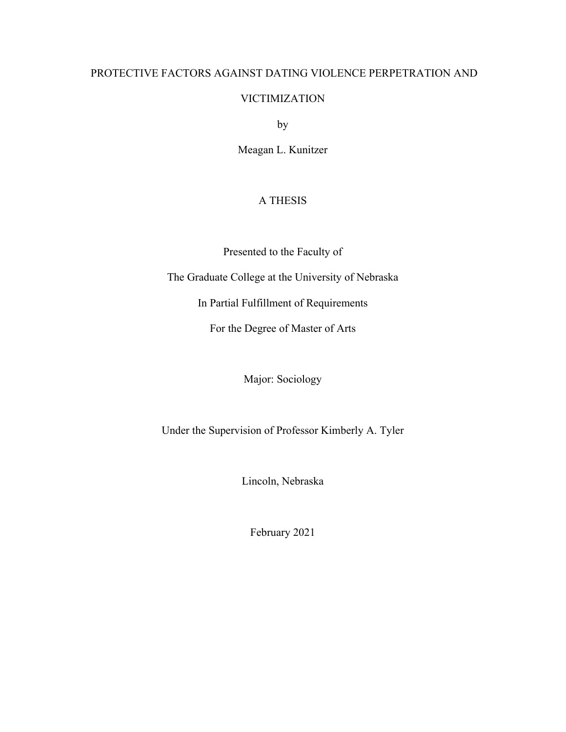# PROTECTIVE FACTORS AGAINST DATING VIOLENCE PERPETRATION AND VICTIMIZATION

by

Meagan L. Kunitzer

A THESIS

Presented to the Faculty of

The Graduate College at the University of Nebraska

In Partial Fulfillment of Requirements

For the Degree of Master of Arts

Major: Sociology

Under the Supervision of Professor Kimberly A. Tyler

Lincoln, Nebraska

February 2021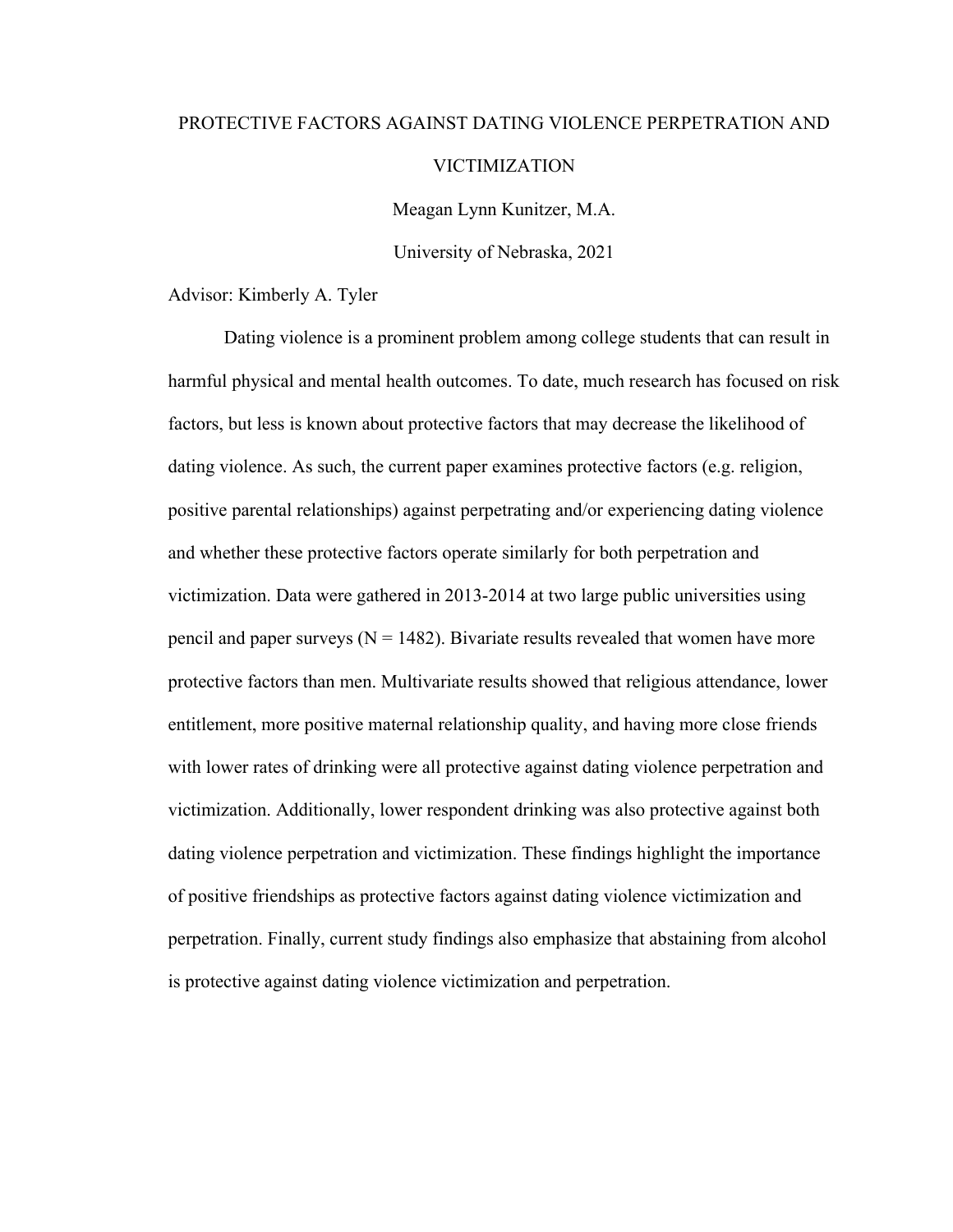# PROTECTIVE FACTORS AGAINST DATING VIOLENCE PERPETRATION AND VICTIMIZATION

Meagan Lynn Kunitzer, M.A.

University of Nebraska, 2021

Advisor: Kimberly A. Tyler

Dating violence is a prominent problem among college students that can result in harmful physical and mental health outcomes. To date, much research has focused on risk factors, but less is known about protective factors that may decrease the likelihood of dating violence. As such, the current paper examines protective factors (e.g. religion, positive parental relationships) against perpetrating and/or experiencing dating violence and whether these protective factors operate similarly for both perpetration and victimization. Data were gathered in 2013-2014 at two large public universities using pencil and paper surveys (N = 1482). Bivariate results revealed that women have more protective factors than men. Multivariate results showed that religious attendance, lower entitlement, more positive maternal relationship quality, and having more close friends with lower rates of drinking were all protective against dating violence perpetration and victimization. Additionally, lower respondent drinking was also protective against both dating violence perpetration and victimization. These findings highlight the importance of positive friendships as protective factors against dating violence victimization and perpetration. Finally, current study findings also emphasize that abstaining from alcohol is protective against dating violence victimization and perpetration.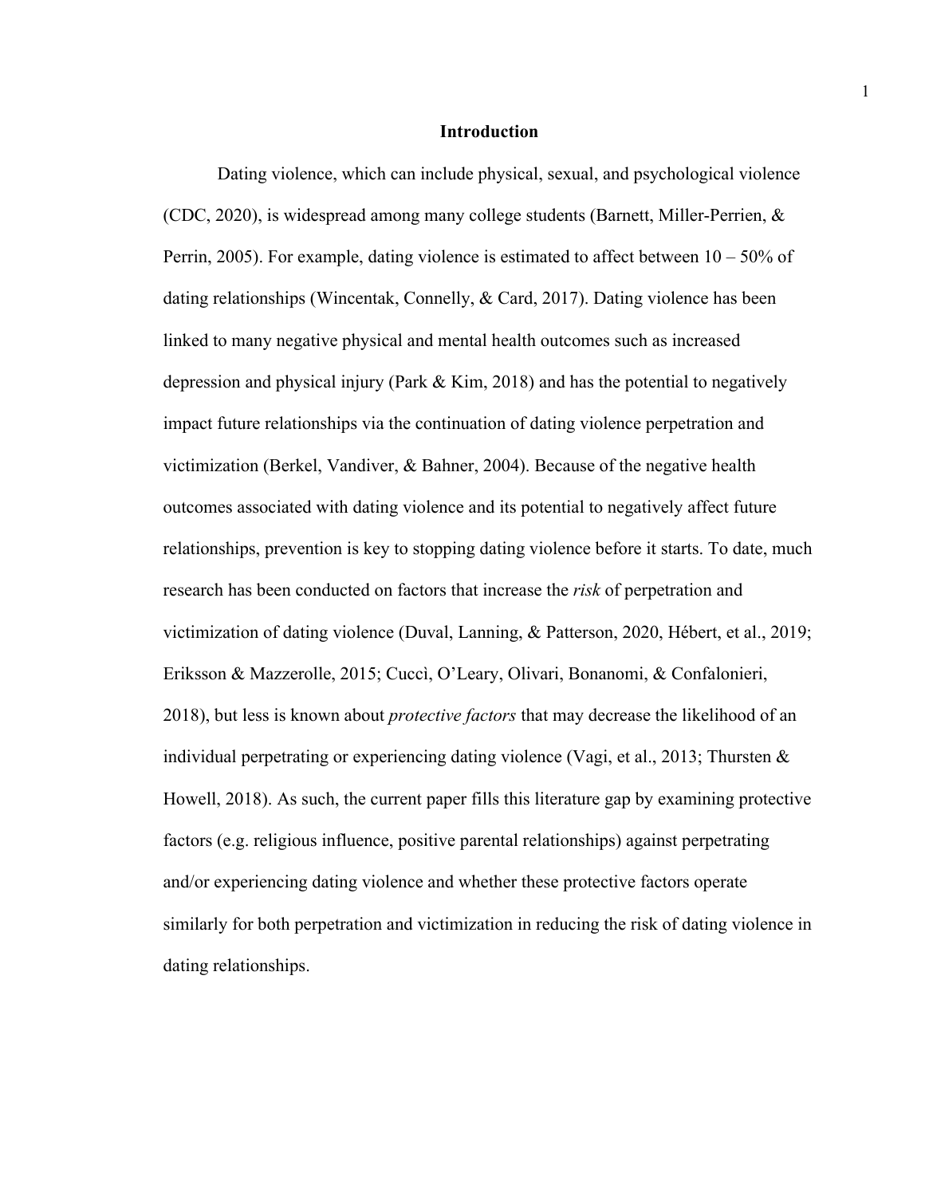# Introduction

Dating violence, which can include physical, sexual, and psychological violence (CDC, 2020), is widespread among many college students (Barnett, Miller-Perrien, & Perrin, 2005). For example, dating violence is estimated to affect between 10 – 50% of dating relationships (Wincentak, Connelly, & Card, 2017). Dating violence has been linked to many negative physical and mental health outcomes such as increased depression and physical injury (Park & Kim, 2018) and has the potential to negatively impact future relationships via the continuation of dating violence perpetration and victimization (Berkel, Vandiver, & Bahner, 2004). Because of the negative health outcomes associated with dating violence and its potential to negatively affect future relationships, prevention is key to stopping dating violence before it starts. To date, much research has been conducted on factors that increase the *risk* of perpetration and victimization of dating violence (Duval, Lanning, & Patterson, 2020, Hébert, et al., 2019; Eriksson & Mazzerolle, 2015; Cuccì, O'Leary, Olivari, Bonanomi, & Confalonieri, 2018), but less is known about *protective factors* that may decrease the likelihood of an individual perpetrating or experiencing dating violence (Vagi, et al., 2013; Thursten & Howell, 2018). As such, the current paper fills this literature gap by examining protective factors (e.g. religious influence, positive parental relationships) against perpetrating and/or experiencing dating violence and whether these protective factors operate similarly for both perpetration and victimization in reducing the risk of dating violence in dating relationships.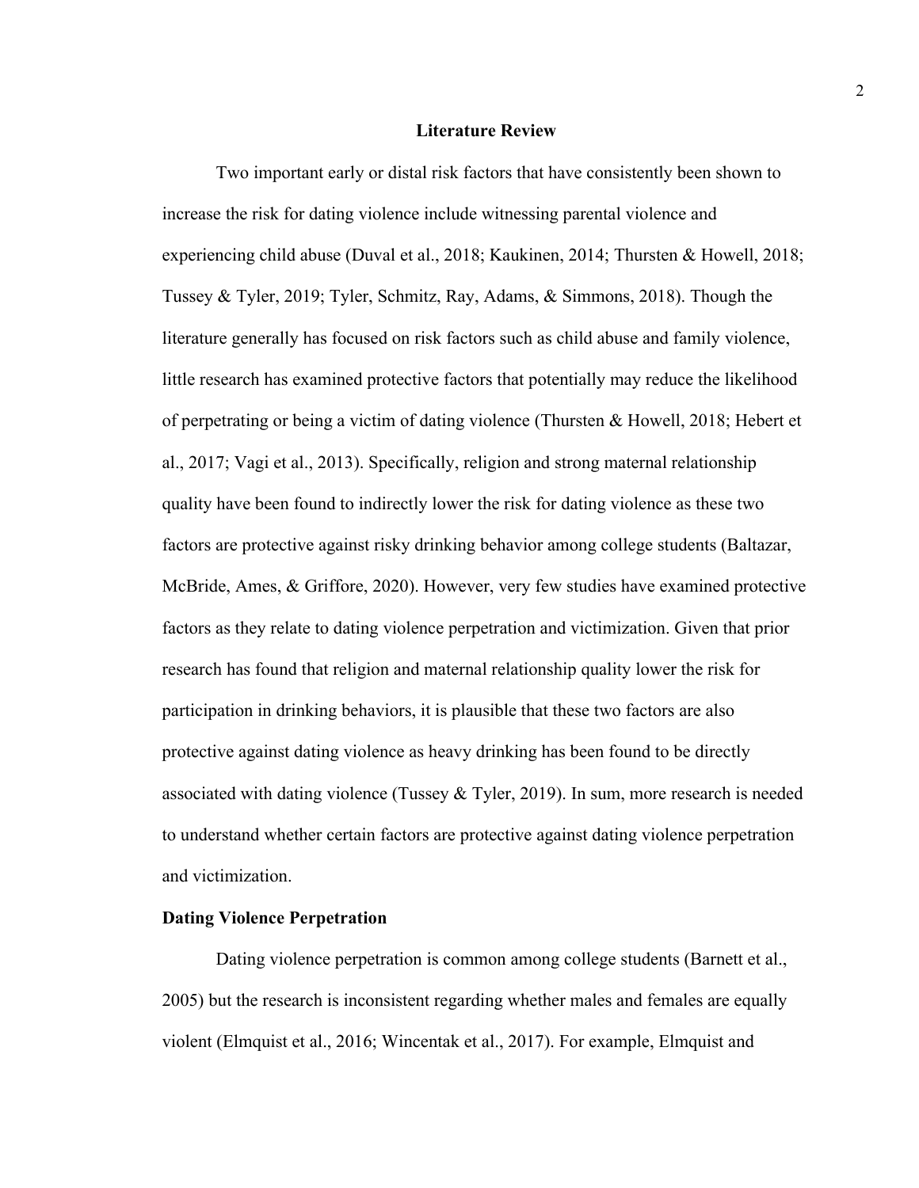## Literature Review

Two important early or distal risk factors that have consistently been shown to increase the risk for dating violence include witnessing parental violence and experiencing child abuse (Duval et al., 2018; Kaukinen, 2014; Thursten & Howell, 2018; Tussey & Tyler, 2019; Tyler, Schmitz, Ray, Adams, & Simmons, 2018). Though the literature generally has focused on risk factors such as child abuse and family violence, little research has examined protective factors that potentially may reduce the likelihood of perpetrating or being a victim of dating violence (Thursten & Howell, 2018; Hebert et al., 2017; Vagi et al., 2013). Specifically, religion and strong maternal relationship quality have been found to indirectly lower the risk for dating violence as these two factors are protective against risky drinking behavior among college students (Baltazar, McBride, Ames, & Griffore, 2020). However, very few studies have examined protective factors as they relate to dating violence perpetration and victimization. Given that prior research has found that religion and maternal relationship quality lower the risk for participation in drinking behaviors, it is plausible that these two factors are also protective against dating violence as heavy drinking has been found to be directly associated with dating violence (Tussey & Tyler, 2019). In sum, more research is needed to understand whether certain factors are protective against dating violence perpetration and victimization.

### Dating Violence Perpetration

Dating violence perpetration is common among college students (Barnett et al., 2005) but the research is inconsistent regarding whether males and females are equally violent (Elmquist et al., 2016; Wincentak et al., 2017). For example, Elmquist and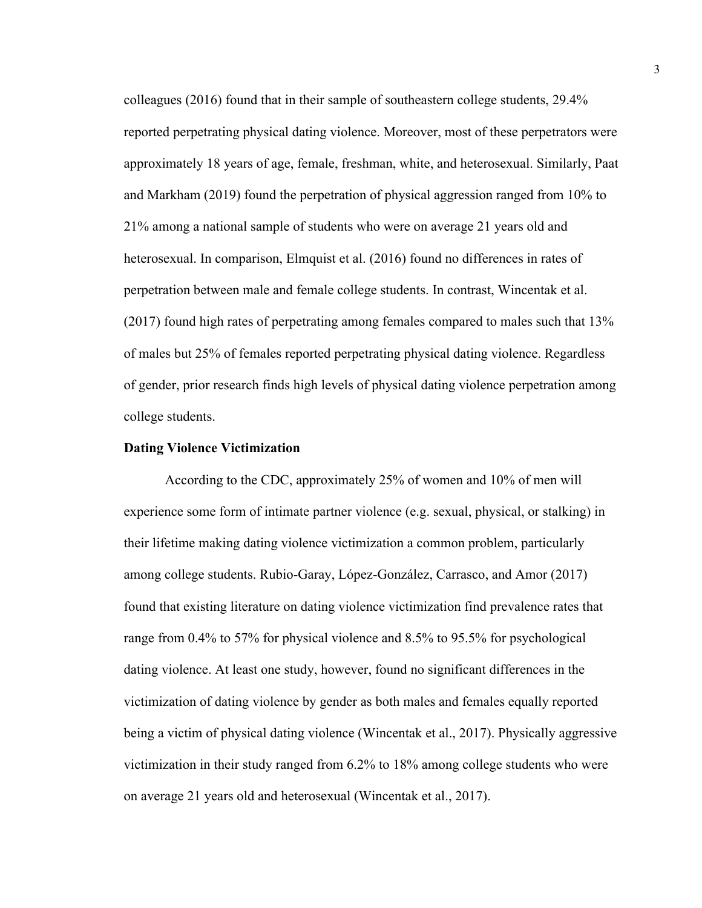colleagues (2016) found that in their sample of southeastern college students, 29.4% reported perpetrating physical dating violence. Moreover, most of these perpetrators were approximately 18 years of age, female, freshman, white, and heterosexual. Similarly, Paat and Markham (2019) found the perpetration of physical aggression ranged from 10% to 21% among a national sample of students who were on average 21 years old and heterosexual. In comparison, Elmquist et al. (2016) found no differences in rates of perpetration between male and female college students. In contrast, Wincentak et al. (2017) found high rates of perpetrating among females compared to males such that 13% of males but 25% of females reported perpetrating physical dating violence. Regardless of gender, prior research finds high levels of physical dating violence perpetration among college students.

**Dating Violence Victimization**

According to the CDC, approximately 25% of women and 10% of men will experience some form of intimate partner violence (e.g. sexual, physical, or stalking) in their lifetime making dating violence victimization a common problem, particularly among college students. Rubio-Garay, López-González, Carrasco, and Amor (2017) found that existing literature on dating violence victimization find prevalence rates that range from 0.4% to 57% for physical violence and 8.5% to 95.5% for psychological dating violence. At least one study, however, found no significant differences in the victimization of dating violence by gender as both males and females equally reported being a victim of physical dating violence (Wincentak et al., 2017). Physically aggressive victimization in their study ranged from 6.2% to 18% among college students who were on average 21 years old and heterosexual (Wincentak et al., 2017).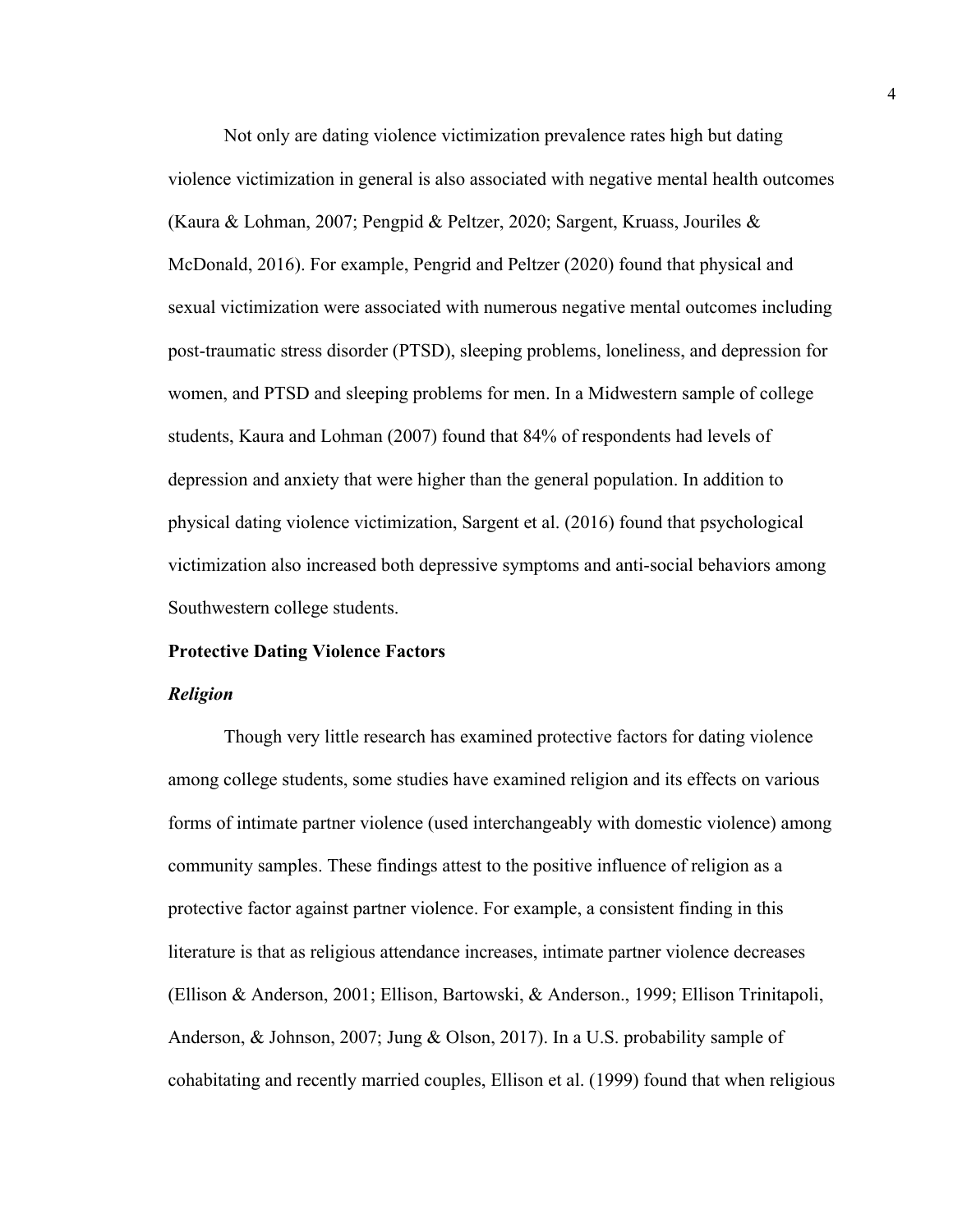Not only are dating violence victimization prevalence rates high but dating violence victimization in general is also associated with negative mental health outcomes (Kaura & Lohman, 2007; Pengpid & Peltzer, 2020; Sargent, Kruass, Jouriles & McDonald, 2016). For example, Pengrid and Peltzer (2020) found that physical and sexual victimization were associated with numerous negative mental outcomes including post-traumatic stress disorder (PTSD), sleeping problems, loneliness, and depression for women, and PTSD and sleeping problems for men. In a Midwestern sample of college students, Kaura and Lohman (2007) found that 84% of respondents had levels of depression and anxiety that were higher than the general population. In addition to physical dating violence victimization, Sargent et al. (2016) found that psychological victimization also increased both depressive symptoms and anti-social behaviors among Southwestern college students.

## Protective Dating Violence Factors

### *Religion*

Though very little research has examined protective factors for dating violence among college students, some studies have examined religion and its effects on various forms of intimate partner violence (used interchangeably with domestic violence) among community samples. These findings attest to the positive influence of religion as a protective factor against partner violence. For example, a consistent finding in this literature is that as religious attendance increases, intimate partner violence decreases (Ellison & Anderson, 2001; Ellison, Bartowski, & Anderson., 1999; Ellison Trinitapoli, Anderson, & Johnson, 2007; Jung & Olson, 2017). In a U.S. probability sample of cohabitating and recently married couples, Ellison et al. (1999) found that when religious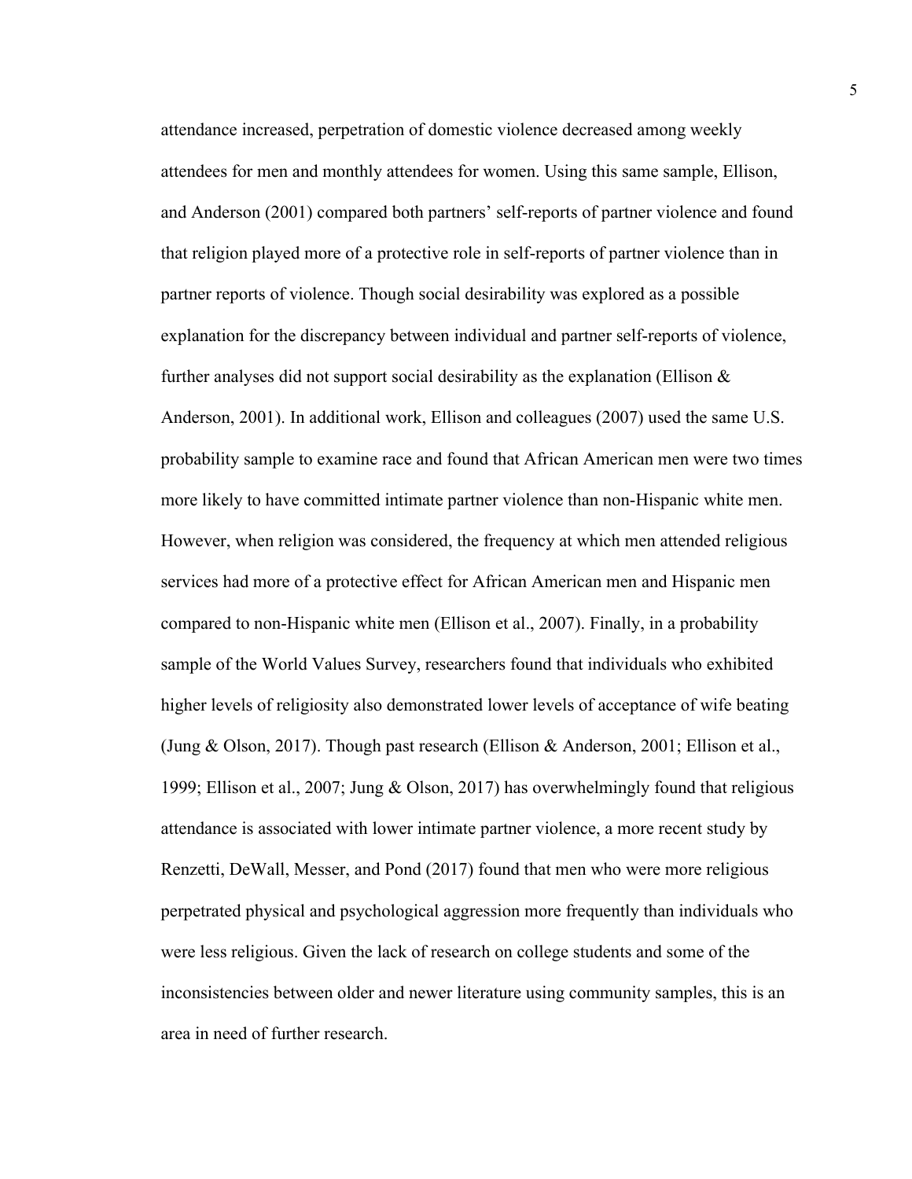attendance increased, perpetration of domestic violence decreased among weekly attendees for men and monthly attendees for women. Using this same sample, Ellison, and Anderson (2001) compared both partners' self-reports of partner violence and found that religion played more of a protective role in self-reports of partner violence than in partner reports of violence. Though social desirability was explored as a possible explanation for the discrepancy between individual and partner self-reports of violence, further analyses did not support social desirability as the explanation (Ellison & Anderson, 2001). In additional work, Ellison and colleagues (2007) used the same U.S. probability sample to examine race and found that African American men were two times more likely to have committed intimate partner violence than non-Hispanic white men. However, when religion was considered, the frequency at which men attended religious services had more of a protective effect for African American men and Hispanic men compared to non-Hispanic white men (Ellison et al., 2007). Finally, in a probability sample of the World Values Survey, researchers found that individuals who exhibited higher levels of religiosity also demonstrated lower levels of acceptance of wife beating (Jung & Olson, 2017). Though past research (Ellison & Anderson, 2001; Ellison et al., 1999; Ellison et al., 2007; Jung & Olson, 2017) has overwhelmingly found that religious attendance is associated with lower intimate partner violence, a more recent study by Renzetti, DeWall, Messer, and Pond (2017) found that men who were more religious perpetrated physical and psychological aggression more frequently than individuals who were less religious. Given the lack of research on college students and some of the inconsistencies between older and newer literature using community samples, this is an area in need of further research.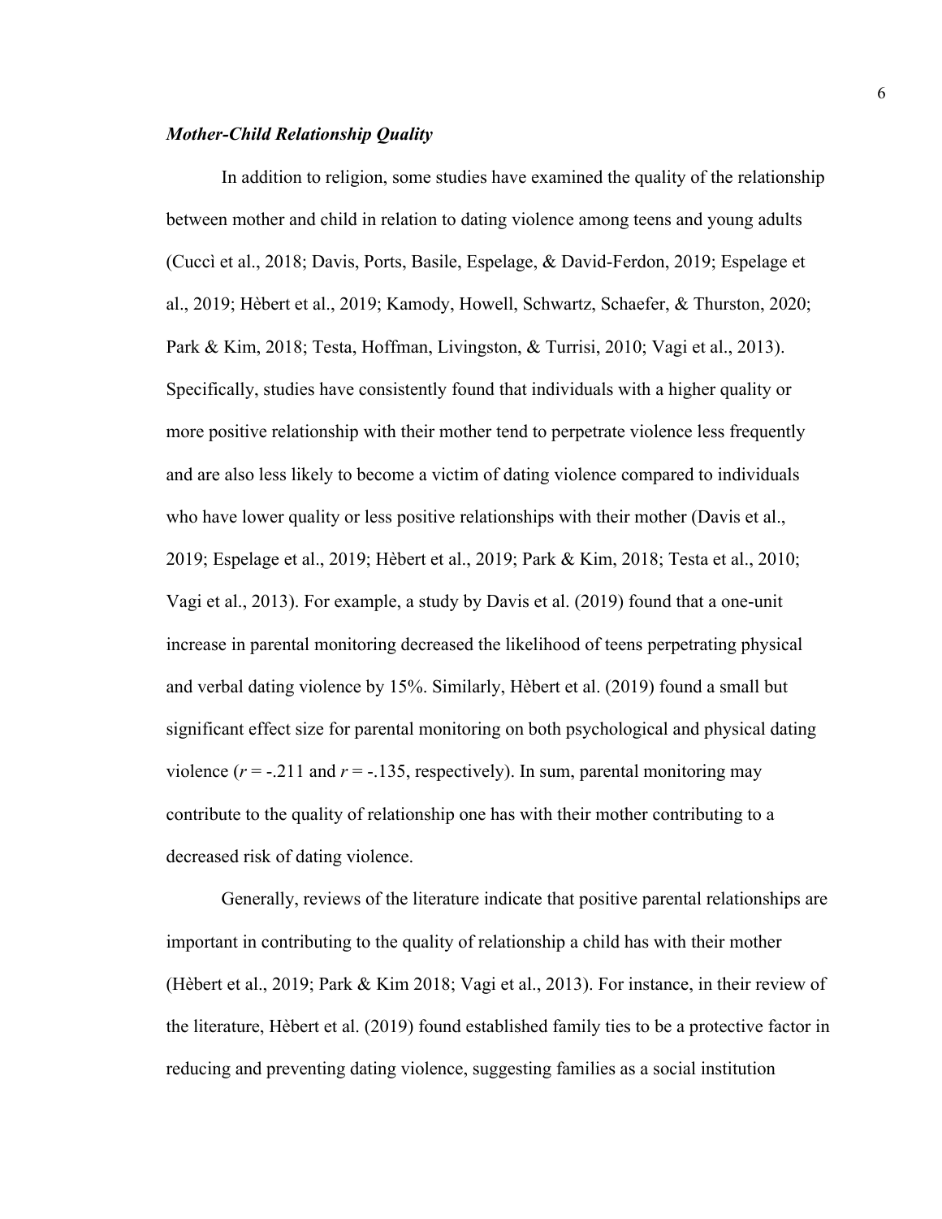### ***Mother-Child Relationship Quality***

In addition to religion, some studies have examined the quality of the relationship between mother and child in relation to dating violence among teens and young adults (Cuccì et al., 2018; Davis, Ports, Basile, Espelage, & David-Ferdon, 2019; Espelage et al., 2019; Hèbert et al., 2019; Kamody, Howell, Schwartz, Schaefer, & Thurston, 2020; Park & Kim, 2018; Testa, Hoffman, Livingston, & Turrisi, 2010; Vagi et al., 2013). Specifically, studies have consistently found that individuals with a higher quality or more positive relationship with their mother tend to perpetrate violence less frequently and are also less likely to become a victim of dating violence compared to individuals who have lower quality or less positive relationships with their mother (Davis et al., 2019; Espelage et al., 2019; Hèbert et al., 2019; Park & Kim, 2018; Testa et al., 2010; Vagi et al., 2013). For example, a study by Davis et al. (2019) found that a one-unit increase in parental monitoring decreased the likelihood of teens perpetrating physical and verbal dating violence by 15%. Similarly, Hèbert et al. (2019) found a small but significant effect size for parental monitoring on both psychological and physical dating violence ($r$ = -.211 and $r$ = -.135, respectively). In sum, parental monitoring may contribute to the quality of relationship one has with their mother contributing to a decreased risk of dating violence.

Generally, reviews of the literature indicate that positive parental relationships are important in contributing to the quality of relationship a child has with their mother (Hèbert et al., 2019; Park & Kim 2018; Vagi et al., 2013). For instance, in their review of the literature, Hèbert et al. (2019) found established family ties to be a protective factor in reducing and preventing dating violence, suggesting families as a social institution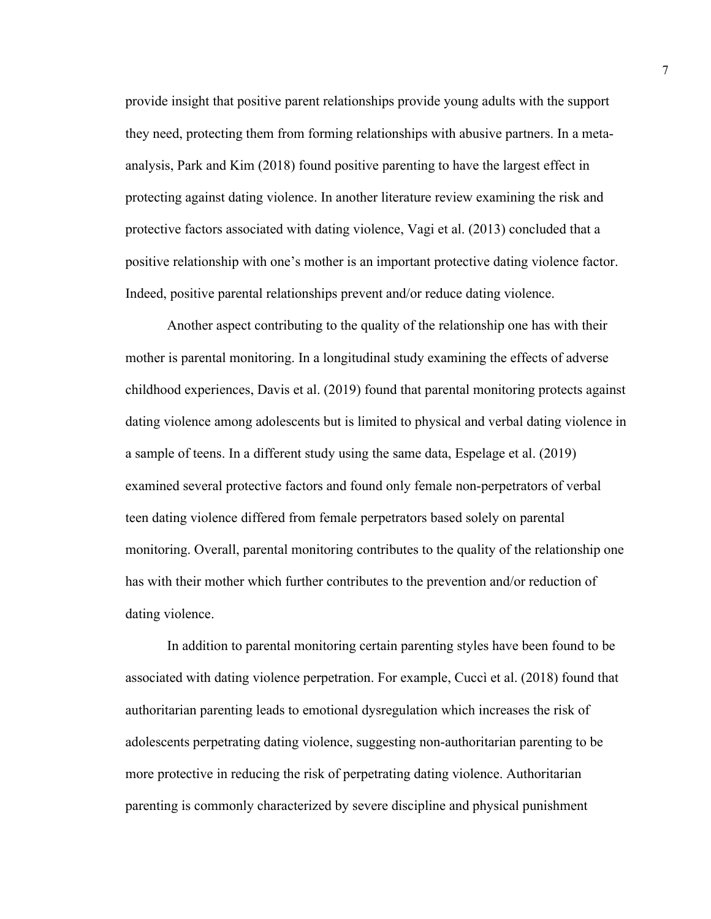provide insight that positive parent relationships provide young adults with the support they need, protecting them from forming relationships with abusive partners. In a meta-analysis, Park and Kim (2018) found positive parenting to have the largest effect in protecting against dating violence. In another literature review examining the risk and protective factors associated with dating violence, Vagi et al. (2013) concluded that a positive relationship with one's mother is an important protective dating violence factor. Indeed, positive parental relationships prevent and/or reduce dating violence.

Another aspect contributing to the quality of the relationship one has with their mother is parental monitoring. In a longitudinal study examining the effects of adverse childhood experiences, Davis et al. (2019) found that parental monitoring protects against dating violence among adolescents but is limited to physical and verbal dating violence in a sample of teens. In a different study using the same data, Espelage et al. (2019) examined several protective factors and found only female non-perpetrators of verbal teen dating violence differed from female perpetrators based solely on parental monitoring. Overall, parental monitoring contributes to the quality of the relationship one has with their mother which further contributes to the prevention and/or reduction of dating violence.

In addition to parental monitoring certain parenting styles have been found to be associated with dating violence perpetration. For example, Cuccì et al. (2018) found that authoritarian parenting leads to emotional dysregulation which increases the risk of adolescents perpetrating dating violence, suggesting non-authoritarian parenting to be more protective in reducing the risk of perpetrating dating violence. Authoritarian parenting is commonly characterized by severe discipline and physical punishment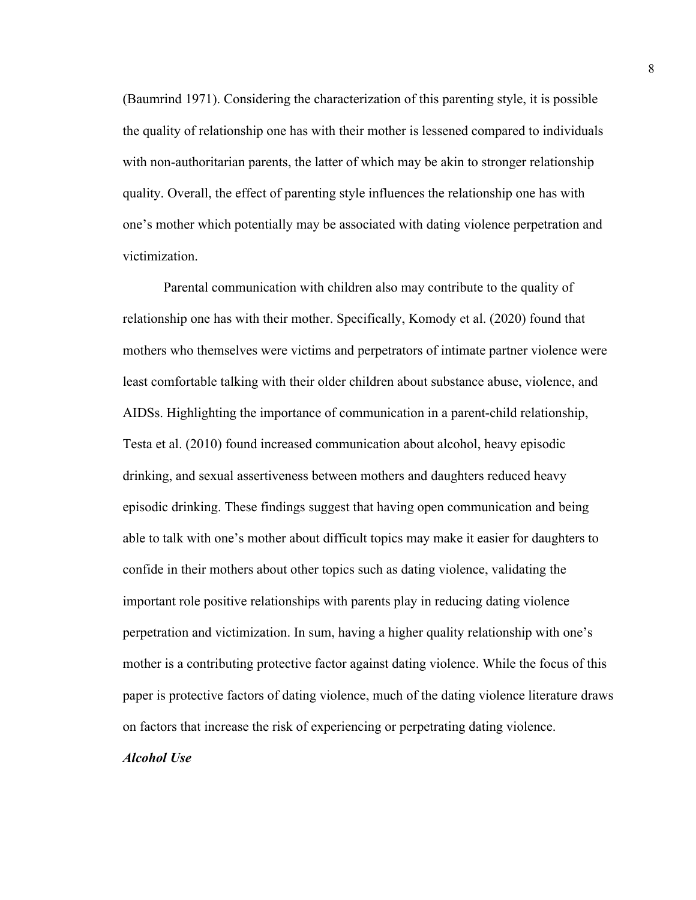(Baumrind 1971). Considering the characterization of this parenting style, it is possible the quality of relationship one has with their mother is lessened compared to individuals with non-authoritarian parents, the latter of which may be akin to stronger relationship quality. Overall, the effect of parenting style influences the relationship one has with one's mother which potentially may be associated with dating violence perpetration and victimization.

Parental communication with children also may contribute to the quality of relationship one has with their mother. Specifically, Komody et al. (2020) found that mothers who themselves were victims and perpetrators of intimate partner violence were least comfortable talking with their older children about substance abuse, violence, and AIDSs. Highlighting the importance of communication in a parent-child relationship, Testa et al. (2010) found increased communication about alcohol, heavy episodic drinking, and sexual assertiveness between mothers and daughters reduced heavy episodic drinking. These findings suggest that having open communication and being able to talk with one's mother about difficult topics may make it easier for daughters to confide in their mothers about other topics such as dating violence, validating the important role positive relationships with parents play in reducing dating violence perpetration and victimization. In sum, having a higher quality relationship with one's mother is a contributing protective factor against dating violence. While the focus of this paper is protective factors of dating violence, much of the dating violence literature draws on factors that increase the risk of experiencing or perpetrating dating violence.

### ***Alcohol Use***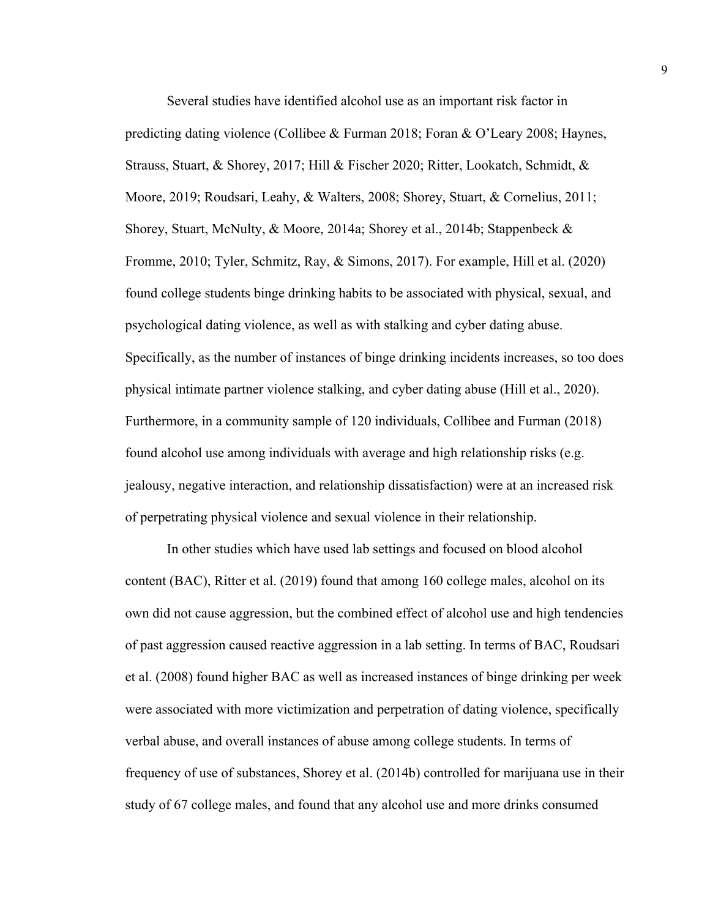Several studies have identified alcohol use as an important risk factor in predicting dating violence (Collibee & Furman 2018; Foran & O'Leary 2008; Haynes, Strauss, Stuart, & Shorey, 2017; Hill & Fischer 2020; Ritter, Lookatch, Schmidt, & Moore, 2019; Roudsari, Leahy, & Walters, 2008; Shorey, Stuart, & Cornelius, 2011; Shorey, Stuart, McNulty, & Moore, 2014a; Shorey et al., 2014b; Stappenbeck & Fromme, 2010; Tyler, Schmitz, Ray, & Simons, 2017). For example, Hill et al. (2020) found college students binge drinking habits to be associated with physical, sexual, and psychological dating violence, as well as with stalking and cyber dating abuse. Specifically, as the number of instances of binge drinking incidents increases, so too does physical intimate partner violence stalking, and cyber dating abuse (Hill et al., 2020). Furthermore, in a community sample of 120 individuals, Collibee and Furman (2018) found alcohol use among individuals with average and high relationship risks (e.g. jealousy, negative interaction, and relationship dissatisfaction) were at an increased risk of perpetrating physical violence and sexual violence in their relationship.

In other studies which have used lab settings and focused on blood alcohol content (BAC), Ritter et al. (2019) found that among 160 college males, alcohol on its own did not cause aggression, but the combined effect of alcohol use and high tendencies of past aggression caused reactive aggression in a lab setting. In terms of BAC, Roudsari et al. (2008) found higher BAC as well as increased instances of binge drinking per week were associated with more victimization and perpetration of dating violence, specifically verbal abuse, and overall instances of abuse among college students. In terms of frequency of use of substances, Shorey et al. (2014b) controlled for marijuana use in their study of 67 college males, and found that any alcohol use and more drinks consumed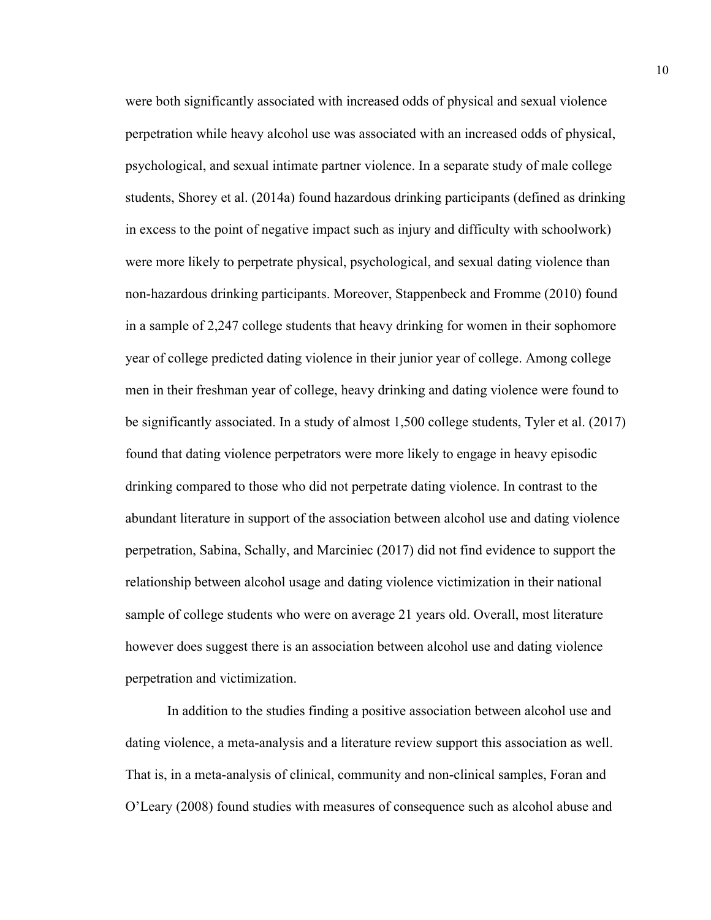were both significantly associated with increased odds of physical and sexual violence perpetration while heavy alcohol use was associated with an increased odds of physical, psychological, and sexual intimate partner violence. In a separate study of male college students, Shorey et al. (2014a) found hazardous drinking participants (defined as drinking in excess to the point of negative impact such as injury and difficulty with schoolwork) were more likely to perpetrate physical, psychological, and sexual dating violence than non-hazardous drinking participants. Moreover, Stappenbeck and Fromme (2010) found in a sample of 2,247 college students that heavy drinking for women in their sophomore year of college predicted dating violence in their junior year of college. Among college men in their freshman year of college, heavy drinking and dating violence were found to be significantly associated. In a study of almost 1,500 college students, Tyler et al. (2017) found that dating violence perpetrators were more likely to engage in heavy episodic drinking compared to those who did not perpetrate dating violence. In contrast to the abundant literature in support of the association between alcohol use and dating violence perpetration, Sabina, Schally, and Marciniec (2017) did not find evidence to support the relationship between alcohol usage and dating violence victimization in their national sample of college students who were on average 21 years old. Overall, most literature however does suggest there is an association between alcohol use and dating violence perpetration and victimization.

In addition to the studies finding a positive association between alcohol use and dating violence, a meta-analysis and a literature review support this association as well. That is, in a meta-analysis of clinical, community and non-clinical samples, Foran and O'Leary (2008) found studies with measures of consequence such as alcohol abuse and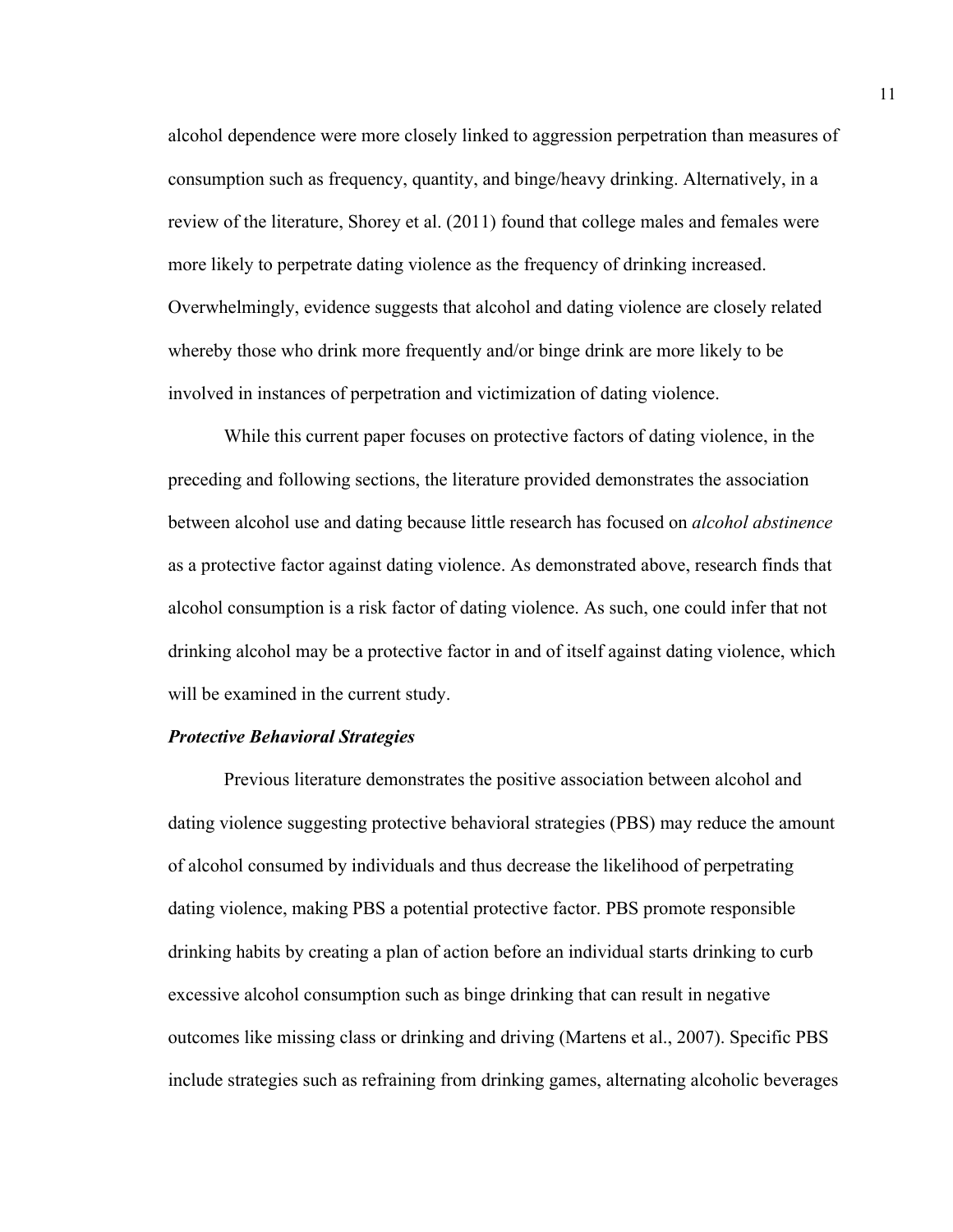alcohol dependence were more closely linked to aggression perpetration than measures of consumption such as frequency, quantity, and binge/heavy drinking. Alternatively, in a review of the literature, Shorey et al. (2011) found that college males and females were more likely to perpetrate dating violence as the frequency of drinking increased. Overwhelmingly, evidence suggests that alcohol and dating violence are closely related whereby those who drink more frequently and/or binge drink are more likely to be involved in instances of perpetration and victimization of dating violence.

While this current paper focuses on protective factors of dating violence, in the preceding and following sections, the literature provided demonstrates the association between alcohol use and dating because little research has focused on *alcohol abstinence* as a protective factor against dating violence. As demonstrated above, research finds that alcohol consumption is a risk factor of dating violence. As such, one could infer that not drinking alcohol may be a protective factor in and of itself against dating violence, which will be examined in the current study.

### ***Protective Behavioral Strategies***

Previous literature demonstrates the positive association between alcohol and dating violence suggesting protective behavioral strategies (PBS) may reduce the amount of alcohol consumed by individuals and thus decrease the likelihood of perpetrating dating violence, making PBS a potential protective factor. PBS promote responsible drinking habits by creating a plan of action before an individual starts drinking to curb excessive alcohol consumption such as binge drinking that can result in negative outcomes like missing class or drinking and driving (Martens et al., 2007). Specific PBS include strategies such as refraining from drinking games, alternating alcoholic beverages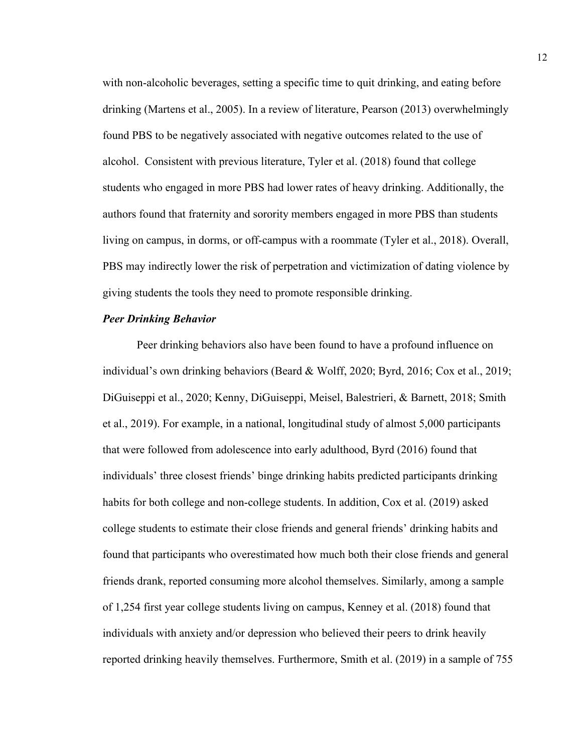with non-alcoholic beverages, setting a specific time to quit drinking, and eating before drinking (Martens et al., 2005). In a review of literature, Pearson (2013) overwhelmingly found PBS to be negatively associated with negative outcomes related to the use of alcohol. Consistent with previous literature, Tyler et al. (2018) found that college students who engaged in more PBS had lower rates of heavy drinking. Additionally, the authors found that fraternity and sorority members engaged in more PBS than students living on campus, in dorms, or off-campus with a roommate (Tyler et al., 2018). Overall, PBS may indirectly lower the risk of perpetration and victimization of dating violence by giving students the tools they need to promote responsible drinking.

### ***Peer Drinking Behavior***

Peer drinking behaviors also have been found to have a profound influence on individual's own drinking behaviors (Beard & Wolff, 2020; Byrd, 2016; Cox et al., 2019; DiGuiseppi et al., 2020; Kenny, DiGuiseppi, Meisel, Balestrieri, & Barnett, 2018; Smith et al., 2019). For example, in a national, longitudinal study of almost 5,000 participants that were followed from adolescence into early adulthood, Byrd (2016) found that individuals' three closest friends' binge drinking habits predicted participants drinking habits for both college and non-college students. In addition, Cox et al. (2019) asked college students to estimate their close friends and general friends' drinking habits and found that participants who overestimated how much both their close friends and general friends drank, reported consuming more alcohol themselves. Similarly, among a sample of 1,254 first year college students living on campus, Kenney et al. (2018) found that individuals with anxiety and/or depression who believed their peers to drink heavily reported drinking heavily themselves. Furthermore, Smith et al. (2019) in a sample of 755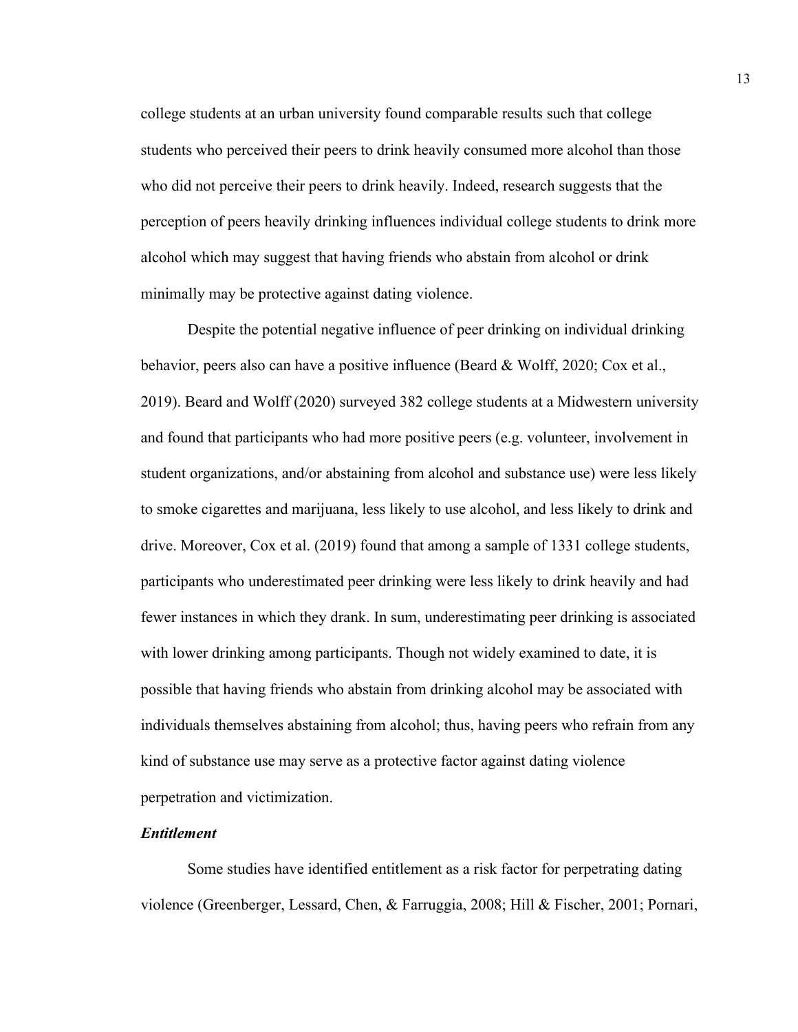college students at an urban university found comparable results such that college students who perceived their peers to drink heavily consumed more alcohol than those who did not perceive their peers to drink heavily. Indeed, research suggests that the perception of peers heavily drinking influences individual college students to drink more alcohol which may suggest that having friends who abstain from alcohol or drink minimally may be protective against dating violence.

Despite the potential negative influence of peer drinking on individual drinking behavior, peers also can have a positive influence (Beard & Wolff, 2020; Cox et al., 2019). Beard and Wolff (2020) surveyed 382 college students at a Midwestern university and found that participants who had more positive peers (e.g. volunteer, involvement in student organizations, and/or abstaining from alcohol and substance use) were less likely to smoke cigarettes and marijuana, less likely to use alcohol, and less likely to drink and drive. Moreover, Cox et al. (2019) found that among a sample of 1331 college students, participants who underestimated peer drinking were less likely to drink heavily and had fewer instances in which they drank. In sum, underestimating peer drinking is associated with lower drinking among participants. Though not widely examined to date, it is possible that having friends who abstain from drinking alcohol may be associated with individuals themselves abstaining from alcohol; thus, having peers who refrain from any kind of substance use may serve as a protective factor against dating violence perpetration and victimization.

### *Entitlement*

Some studies have identified entitlement as a risk factor for perpetrating dating violence (Greenberger, Lessard, Chen, & Farruggia, 2008; Hill & Fischer, 2001; Pornari,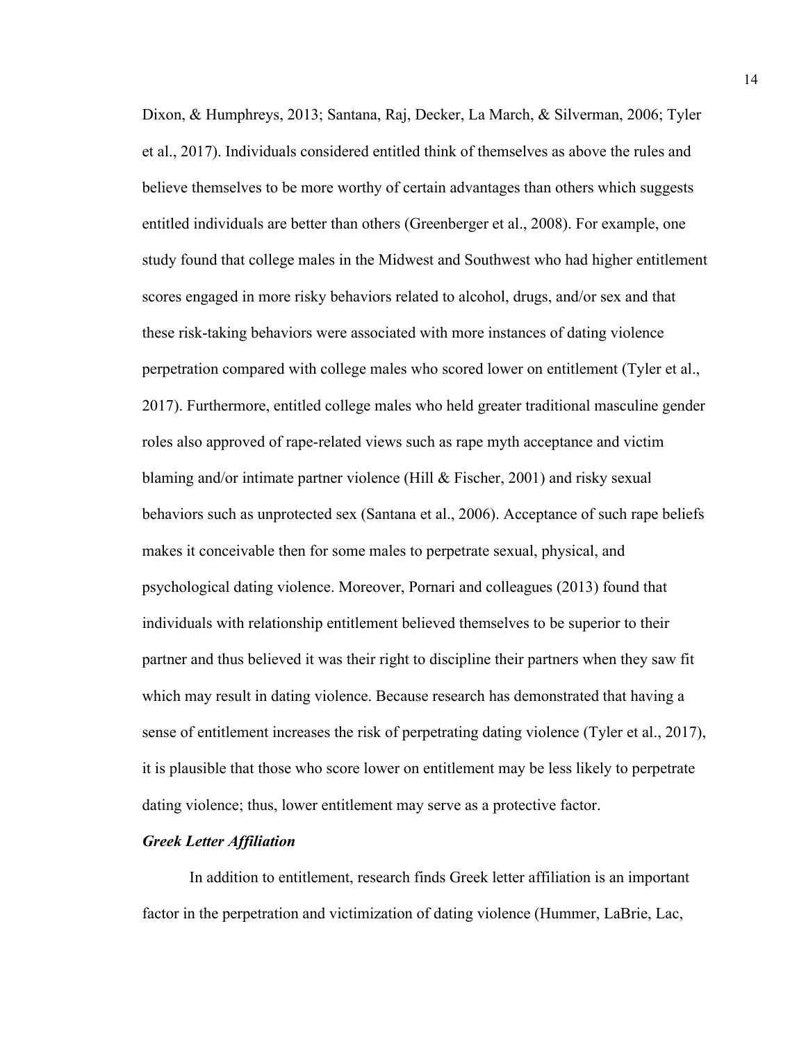Dixon, & Humphreys, 2013; Santana, Raj, Decker, La March, & Silverman, 2006; Tyler et al., 2017). Individuals considered entitled think of themselves as above the rules and believe themselves to be more worthy of certain advantages than others which suggests entitled individuals are better than others (Greenberger et al., 2008). For example, one study found that college males in the Midwest and Southwest who had higher entitlement scores engaged in more risky behaviors related to alcohol, drugs, and/or sex and that these risk-taking behaviors were associated with more instances of dating violence perpetration compared with college males who scored lower on entitlement (Tyler et al., 2017). Furthermore, entitled college males who held greater traditional masculine gender roles also approved of rape-related views such as rape myth acceptance and victim blaming and/or intimate partner violence (Hill & Fischer, 2001) and risky sexual behaviors such as unprotected sex (Santana et al., 2006). Acceptance of such rape beliefs makes it conceivable then for some males to perpetrate sexual, physical, and psychological dating violence. Moreover, Pornari and colleagues (2013) found that individuals with relationship entitlement believed themselves to be superior to their partner and thus believed it was their right to discipline their partners when they saw fit which may result in dating violence. Because research has demonstrated that having a sense of entitlement increases the risk of perpetrating dating violence (Tyler et al., 2017), it is plausible that those who score lower on entitlement may be less likely to perpetrate dating violence; thus, lower entitlement may serve as a protective factor.

### *Greek Letter Affiliation*

In addition to entitlement, research finds Greek letter affiliation is an important factor in the perpetration and victimization of dating violence (Hummer, LaBrie, Lac,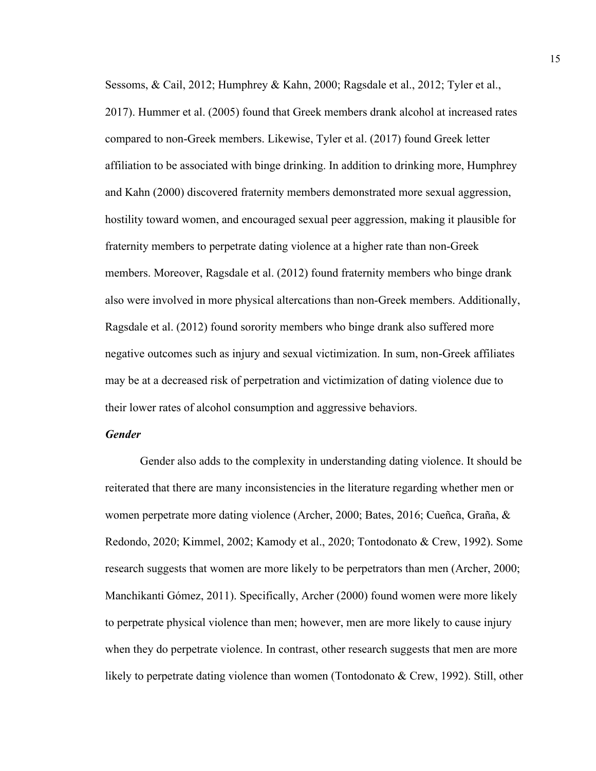Sessoms, & Cail, 2012; Humphrey & Kahn, 2000; Ragsdale et al., 2012; Tyler et al., 2017). Hummer et al. (2005) found that Greek members drank alcohol at increased rates compared to non-Greek members. Likewise, Tyler et al. (2017) found Greek letter affiliation to be associated with binge drinking. In addition to drinking more, Humphrey and Kahn (2000) discovered fraternity members demonstrated more sexual aggression, hostility toward women, and encouraged sexual peer aggression, making it plausible for fraternity members to perpetrate dating violence at a higher rate than non-Greek members. Moreover, Ragsdale et al. (2012) found fraternity members who binge drank also were involved in more physical altercations than non-Greek members. Additionally, Ragsdale et al. (2012) found sorority members who binge drank also suffered more negative outcomes such as injury and sexual victimization. In sum, non-Greek affiliates may be at a decreased risk of perpetration and victimization of dating violence due to their lower rates of alcohol consumption and aggressive behaviors.

***Gender***

Gender also adds to the complexity in understanding dating violence. It should be reiterated that there are many inconsistencies in the literature regarding whether men or women perpetrate more dating violence (Archer, 2000; Bates, 2016; Cueñca, Graña, & Redondo, 2020; Kimmel, 2002; Kamody et al., 2020; Tontodonato & Crew, 1992). Some research suggests that women are more likely to be perpetrators than men (Archer, 2000; Manchikanti Gómez, 2011). Specifically, Archer (2000) found women were more likely to perpetrate physical violence than men; however, men are more likely to cause injury when they do perpetrate violence. In contrast, other research suggests that men are more likely to perpetrate dating violence than women (Tontodonato & Crew, 1992). Still, other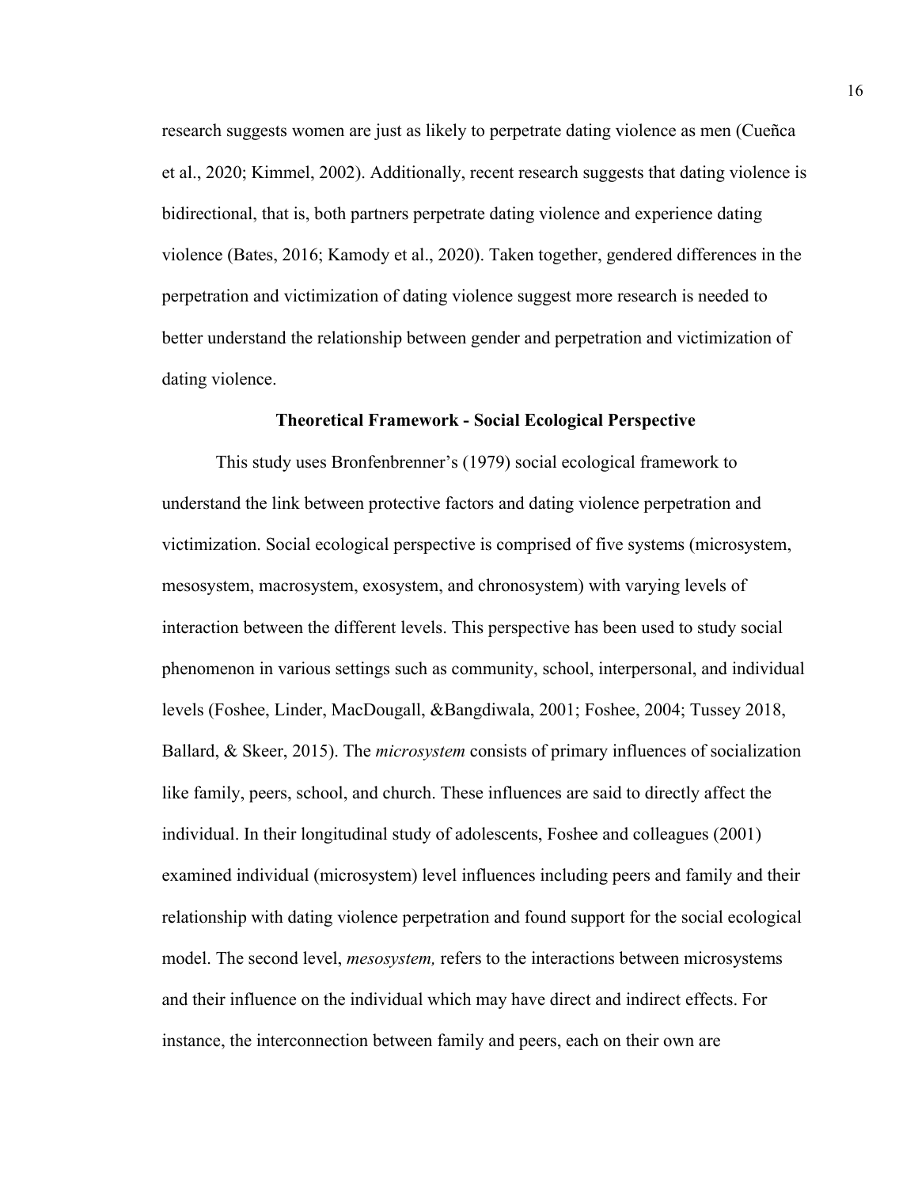research suggests women are just as likely to perpetrate dating violence as men (Cueñca et al., 2020; Kimmel, 2002). Additionally, recent research suggests that dating violence is bidirectional, that is, both partners perpetrate dating violence and experience dating violence (Bates, 2016; Kamody et al., 2020). Taken together, gendered differences in the perpetration and victimization of dating violence suggest more research is needed to better understand the relationship between gender and perpetration and victimization of dating violence.

## Theoretical Framework - Social Ecological Perspective

This study uses Bronfenbrenner's (1979) social ecological framework to understand the link between protective factors and dating violence perpetration and victimization. Social ecological perspective is comprised of five systems (microsystem, mesosystem, macrosystem, exosystem, and chronosystem) with varying levels of interaction between the different levels. This perspective has been used to study social phenomenon in various settings such as community, school, interpersonal, and individual levels (Foshee, Linder, MacDougall, &Bangdiwala, 2001; Foshee, 2004; Tussey 2018, Ballard, & Skeer, 2015). The *microsystem* consists of primary influences of socialization like family, peers, school, and church. These influences are said to directly affect the individual. In their longitudinal study of adolescents, Foshee and colleagues (2001) examined individual (microsystem) level influences including peers and family and their relationship with dating violence perpetration and found support for the social ecological model. The second level, *mesosystem,* refers to the interactions between microsystems and their influence on the individual which may have direct and indirect effects. For instance, the interconnection between family and peers, each on their own are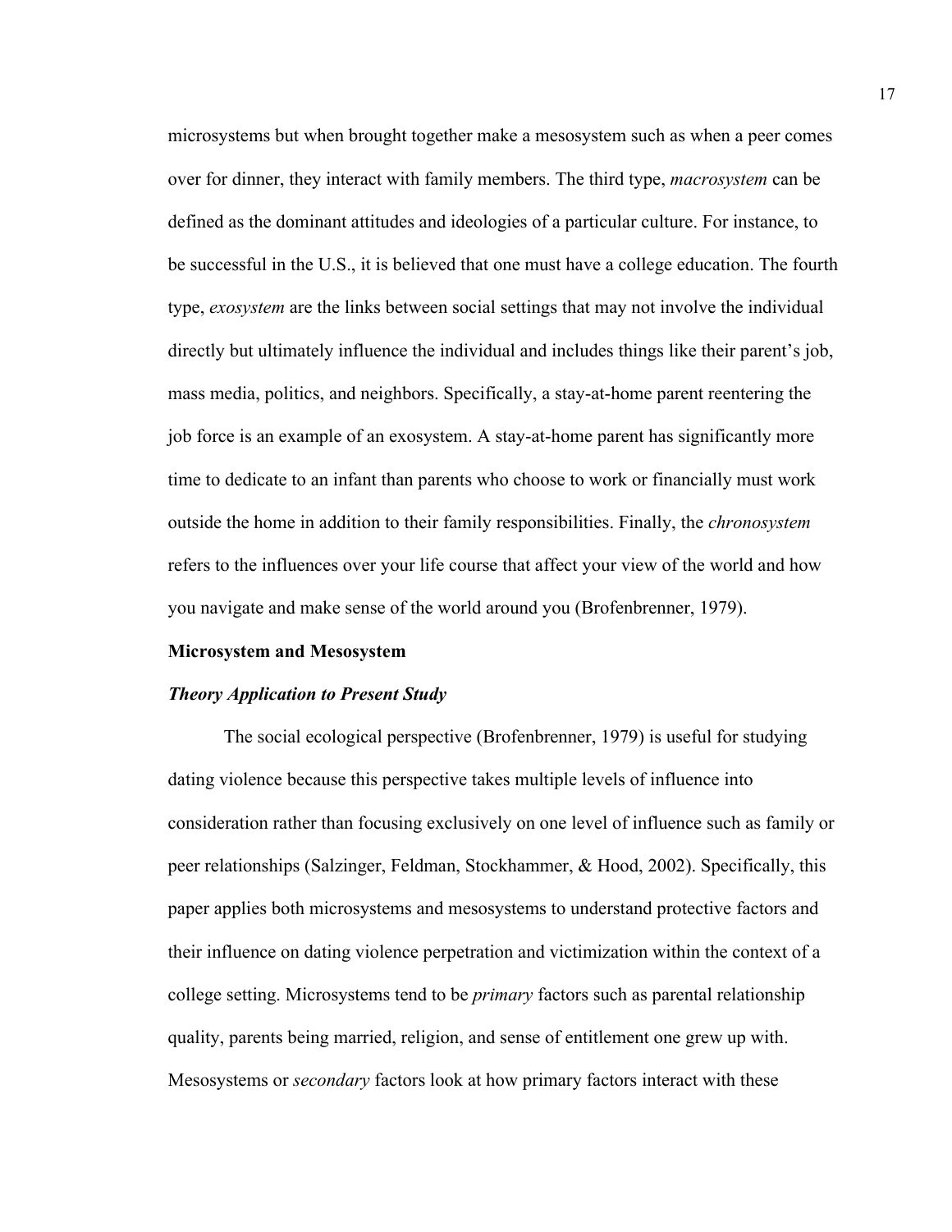microsystems but when brought together make a mesosystem such as when a peer comes over for dinner, they interact with family members. The third type, *macrosystem* can be defined as the dominant attitudes and ideologies of a particular culture. For instance, to be successful in the U.S., it is believed that one must have a college education. The fourth type, *exosystem* are the links between social settings that may not involve the individual directly but ultimately influence the individual and includes things like their parent's job, mass media, politics, and neighbors. Specifically, a stay-at-home parent reentering the job force is an example of an exosystem. A stay-at-home parent has significantly more time to dedicate to an infant than parents who choose to work or financially must work outside the home in addition to their family responsibilities. Finally, the *chronosystem* refers to the influences over your life course that affect your view of the world and how you navigate and make sense of the world around you (Brofenbrenner, 1979).

## Microsystem and Mesosystem

### *Theory Application to Present Study*

The social ecological perspective (Brofenbrenner, 1979) is useful for studying dating violence because this perspective takes multiple levels of influence into consideration rather than focusing exclusively on one level of influence such as family or peer relationships (Salzinger, Feldman, Stockhammer, & Hood, 2002). Specifically, this paper applies both microsystems and mesosystems to understand protective factors and their influence on dating violence perpetration and victimization within the context of a college setting. Microsystems tend to be *primary* factors such as parental relationship quality, parents being married, religion, and sense of entitlement one grew up with. Mesosystems or *secondary* factors look at how primary factors interact with these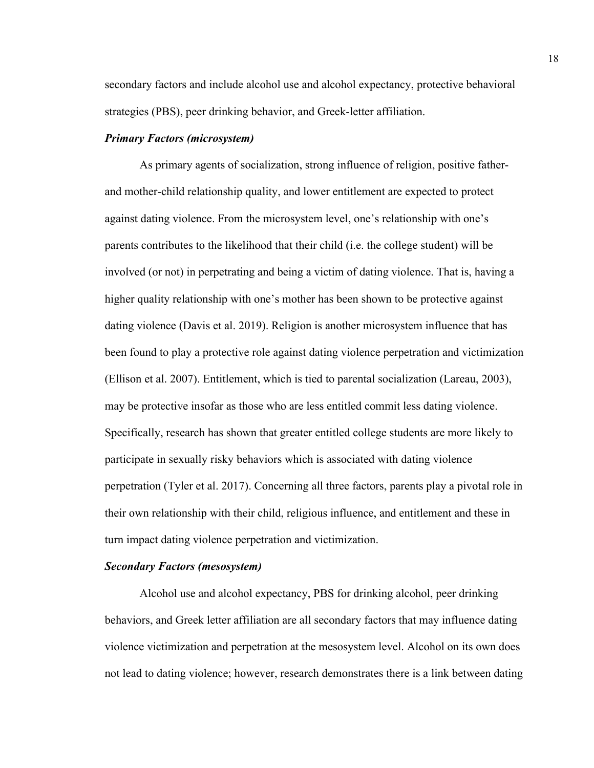secondary factors and include alcohol use and alcohol expectancy, protective behavioral strategies (PBS), peer drinking behavior, and Greek-letter affiliation.

### ***Primary Factors (microsystem)***

As primary agents of socialization, strong influence of religion, positive father- and mother-child relationship quality, and lower entitlement are expected to protect against dating violence. From the microsystem level, one's relationship with one's parents contributes to the likelihood that their child (i.e. the college student) will be involved (or not) in perpetrating and being a victim of dating violence. That is, having a higher quality relationship with one's mother has been shown to be protective against dating violence (Davis et al. 2019). Religion is another microsystem influence that has been found to play a protective role against dating violence perpetration and victimization (Ellison et al. 2007). Entitlement, which is tied to parental socialization (Lareau, 2003), may be protective insofar as those who are less entitled commit less dating violence. Specifically, research has shown that greater entitled college students are more likely to participate in sexually risky behaviors which is associated with dating violence perpetration (Tyler et al. 2017). Concerning all three factors, parents play a pivotal role in their own relationship with their child, religious influence, and entitlement and these in turn impact dating violence perpetration and victimization.

### ***Secondary Factors (mesosystem)***

Alcohol use and alcohol expectancy, PBS for drinking alcohol, peer drinking behaviors, and Greek letter affiliation are all secondary factors that may influence dating violence victimization and perpetration at the mesosystem level. Alcohol on its own does not lead to dating violence; however, research demonstrates there is a link between dating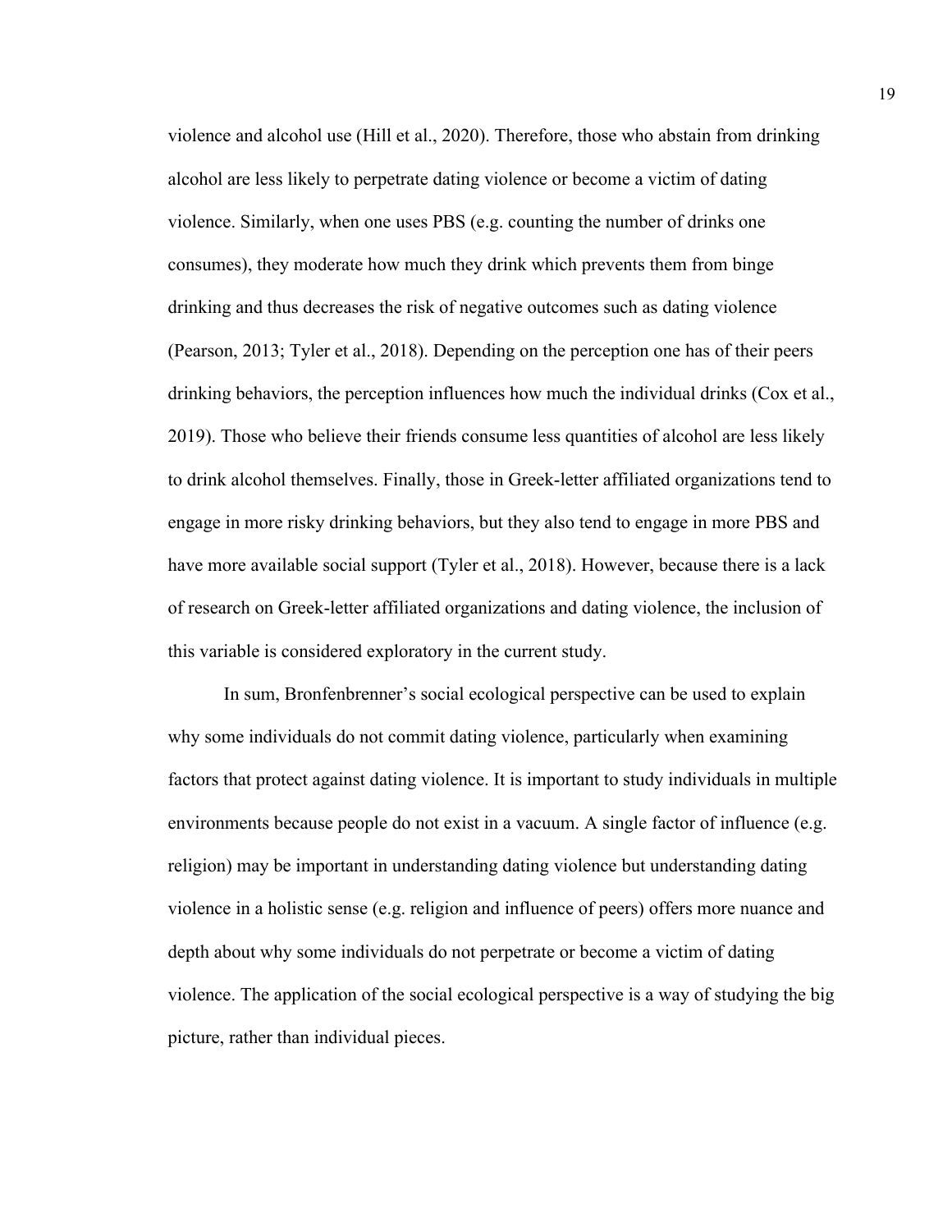violence and alcohol use (Hill et al., 2020). Therefore, those who abstain from drinking alcohol are less likely to perpetrate dating violence or become a victim of dating violence. Similarly, when one uses PBS (e.g. counting the number of drinks one consumes), they moderate how much they drink which prevents them from binge drinking and thus decreases the risk of negative outcomes such as dating violence (Pearson, 2013; Tyler et al., 2018). Depending on the perception one has of their peers drinking behaviors, the perception influences how much the individual drinks (Cox et al., 2019). Those who believe their friends consume less quantities of alcohol are less likely to drink alcohol themselves. Finally, those in Greek-letter affiliated organizations tend to engage in more risky drinking behaviors, but they also tend to engage in more PBS and have more available social support (Tyler et al., 2018). However, because there is a lack of research on Greek-letter affiliated organizations and dating violence, the inclusion of this variable is considered exploratory in the current study.

In sum, Bronfenbrenner's social ecological perspective can be used to explain why some individuals do not commit dating violence, particularly when examining factors that protect against dating violence. It is important to study individuals in multiple environments because people do not exist in a vacuum. A single factor of influence (e.g. religion) may be important in understanding dating violence but understanding dating violence in a holistic sense (e.g. religion and influence of peers) offers more nuance and depth about why some individuals do not perpetrate or become a victim of dating violence. The application of the social ecological perspective is a way of studying the big picture, rather than individual pieces.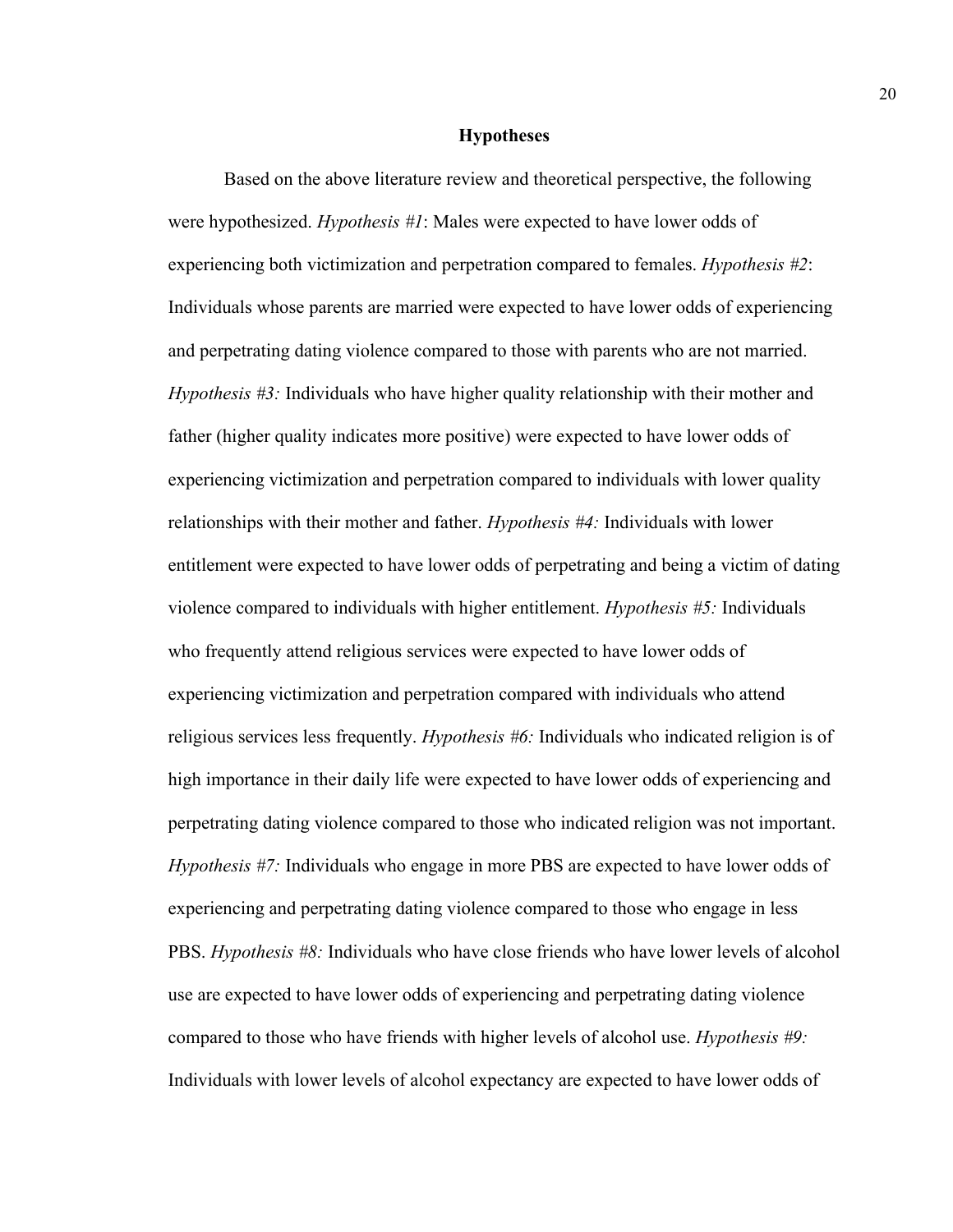## Hypotheses

Based on the above literature review and theoretical perspective, the following were hypothesized. *Hypothesis #1*: Males were expected to have lower odds of experiencing both victimization and perpetration compared to females. *Hypothesis #2*: Individuals whose parents are married were expected to have lower odds of experiencing and perpetrating dating violence compared to those with parents who are not married. *Hypothesis #3:* Individuals who have higher quality relationship with their mother and father (higher quality indicates more positive) were expected to have lower odds of experiencing victimization and perpetration compared to individuals with lower quality relationships with their mother and father. *Hypothesis #4:* Individuals with lower entitlement were expected to have lower odds of perpetrating and being a victim of dating violence compared to individuals with higher entitlement. *Hypothesis #5:* Individuals who frequently attend religious services were expected to have lower odds of experiencing victimization and perpetration compared with individuals who attend religious services less frequently. *Hypothesis #6:* Individuals who indicated religion is of high importance in their daily life were expected to have lower odds of experiencing and perpetrating dating violence compared to those who indicated religion was not important. *Hypothesis #7:* Individuals who engage in more PBS are expected to have lower odds of experiencing and perpetrating dating violence compared to those who engage in less PBS. *Hypothesis #8:* Individuals who have close friends who have lower levels of alcohol use are expected to have lower odds of experiencing and perpetrating dating violence compared to those who have friends with higher levels of alcohol use. *Hypothesis #9:* Individuals with lower levels of alcohol expectancy are expected to have lower odds of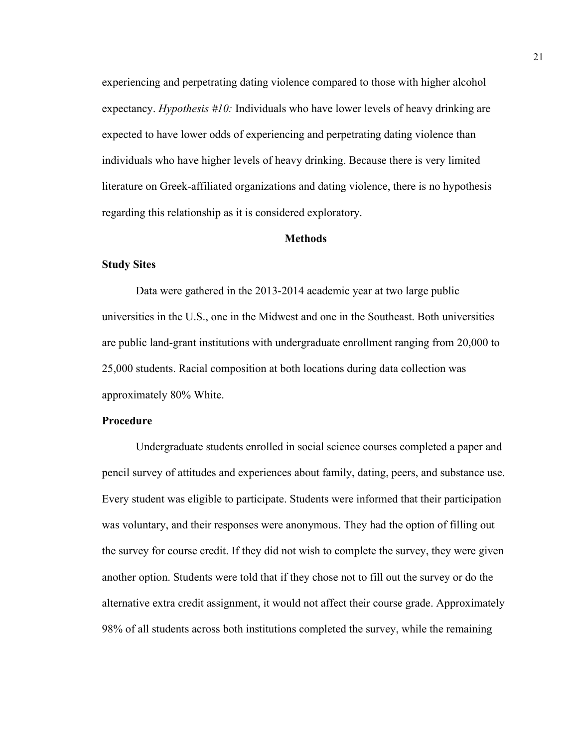experiencing and perpetrating dating violence compared to those with higher alcohol expectancy. *Hypothesis #10:* Individuals who have lower levels of heavy drinking are expected to have lower odds of experiencing and perpetrating dating violence than individuals who have higher levels of heavy drinking. Because there is very limited literature on Greek-affiliated organizations and dating violence, there is no hypothesis regarding this relationship as it is considered exploratory.

## Methods

### Study Sites

Data were gathered in the 2013-2014 academic year at two large public universities in the U.S., one in the Midwest and one in the Southeast. Both universities are public land-grant institutions with undergraduate enrollment ranging from 20,000 to 25,000 students. Racial composition at both locations during data collection was approximately 80% White.

### Procedure

Undergraduate students enrolled in social science courses completed a paper and pencil survey of attitudes and experiences about family, dating, peers, and substance use. Every student was eligible to participate. Students were informed that their participation was voluntary, and their responses were anonymous. They had the option of filling out the survey for course credit. If they did not wish to complete the survey, they were given another option. Students were told that if they chose not to fill out the survey or do the alternative extra credit assignment, it would not affect their course grade. Approximately 98% of all students across both institutions completed the survey, while the remaining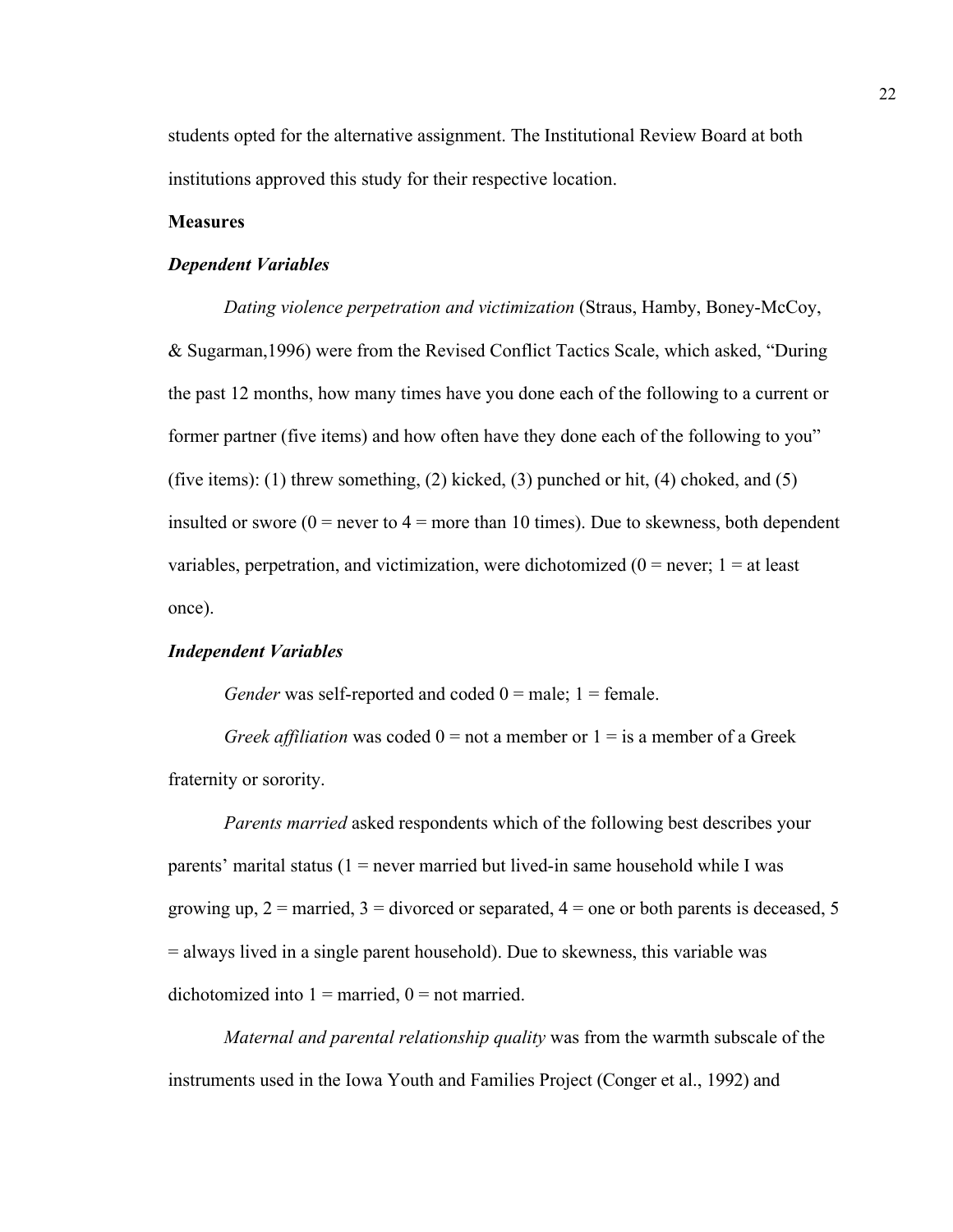students opted for the alternative assignment. The Institutional Review Board at both institutions approved this study for their respective location.

**Measures**

***Dependent Variables***

*Dating violence perpetration and victimization* (Straus, Hamby, Boney-McCoy, & Sugarman,1996) were from the Revised Conflict Tactics Scale, which asked, "During the past 12 months, how many times have you done each of the following to a current or former partner (five items) and how often have they done each of the following to you" (five items): (1) threw something, (2) kicked, (3) punched or hit, (4) choked, and (5) insulted or swore (0 = never to 4 = more than 10 times). Due to skewness, both dependent variables, perpetration, and victimization, were dichotomized (0 = never; 1 = at least once).

***Independent Variables***

*Gender* was self-reported and coded 0 = male; 1 = female.

*Greek affiliation* was coded 0 = not a member or 1 = is a member of a Greek fraternity or sorority.

*Parents married* asked respondents which of the following best describes your parents' marital status (1 = never married but lived-in same household while I was growing up, 2 = married, 3 = divorced or separated, 4 = one or both parents is deceased, 5 = always lived in a single parent household). Due to skewness, this variable was dichotomized into 1 = married, 0 = not married.

*Maternal and parental relationship quality* was from the warmth subscale of the instruments used in the Iowa Youth and Families Project (Conger et al., 1992) and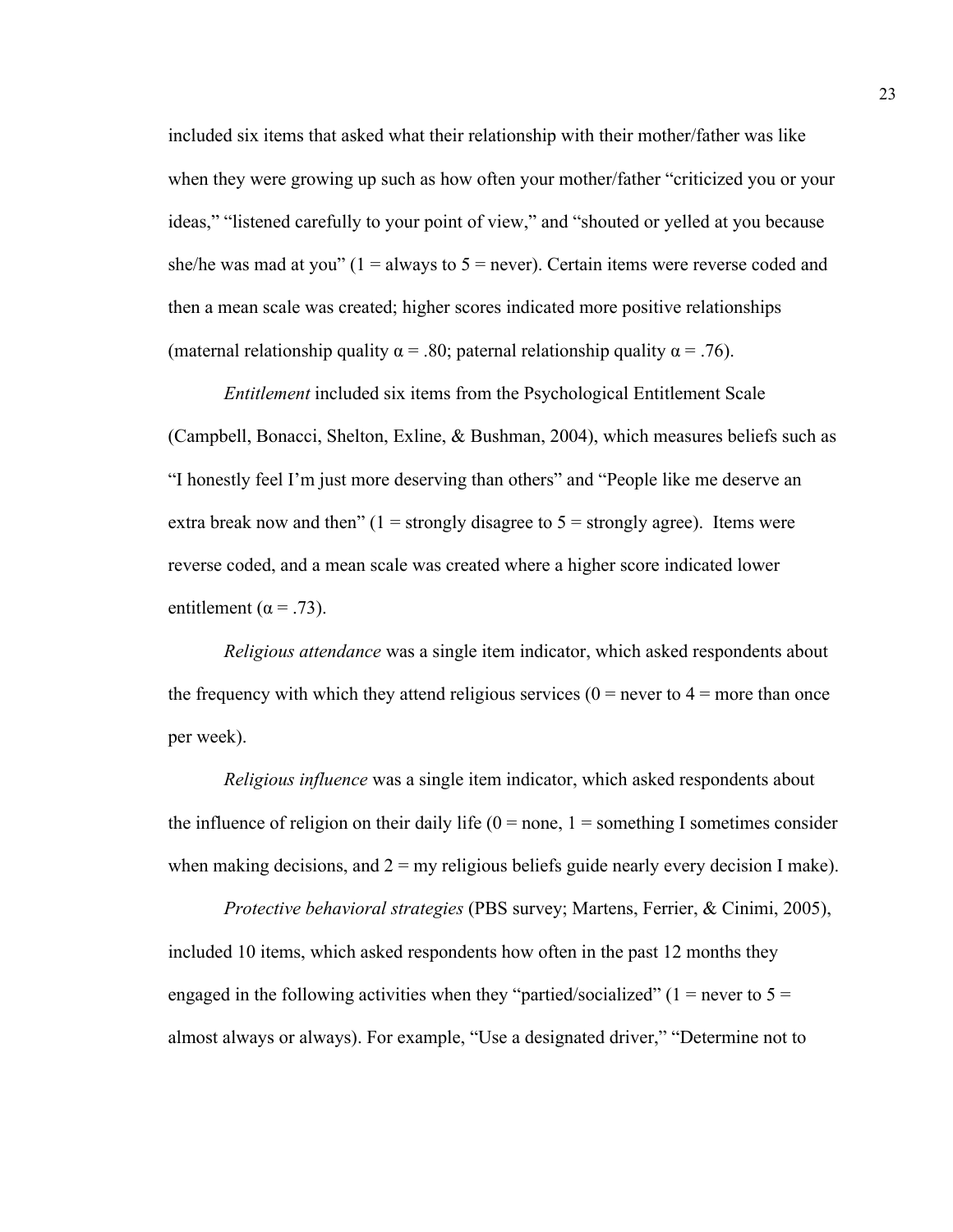included six items that asked what their relationship with their mother/father was like when they were growing up such as how often your mother/father "criticized you or your ideas," "listened carefully to your point of view," and "shouted or yelled at you because she/he was mad at you" (1 = always to 5 = never). Certain items were reverse coded and then a mean scale was created; higher scores indicated more positive relationships (maternal relationship quality $\alpha = .80$; paternal relationship quality $\alpha = .76$).

*Entitlement* included six items from the Psychological Entitlement Scale (Campbell, Bonacci, Shelton, Exline, & Bushman, 2004), which measures beliefs such as "I honestly feel I'm just more deserving than others" and "People like me deserve an extra break now and then" (1 = strongly disagree to 5 = strongly agree). Items were reverse coded, and a mean scale was created where a higher score indicated lower entitlement ($\alpha = .73$).

*Religious attendance* was a single item indicator, which asked respondents about the frequency with which they attend religious services (0 = never to 4 = more than once per week).

*Religious influence* was a single item indicator, which asked respondents about the influence of religion on their daily life (0 = none, 1 = something I sometimes consider when making decisions, and 2 = my religious beliefs guide nearly every decision I make).

*Protective behavioral strategies* (PBS survey; Martens, Ferrier, & Cinimi, 2005), included 10 items, which asked respondents how often in the past 12 months they engaged in the following activities when they "partied/socialized" (1 = never to 5 = almost always or always). For example, "Use a designated driver," "Determine not to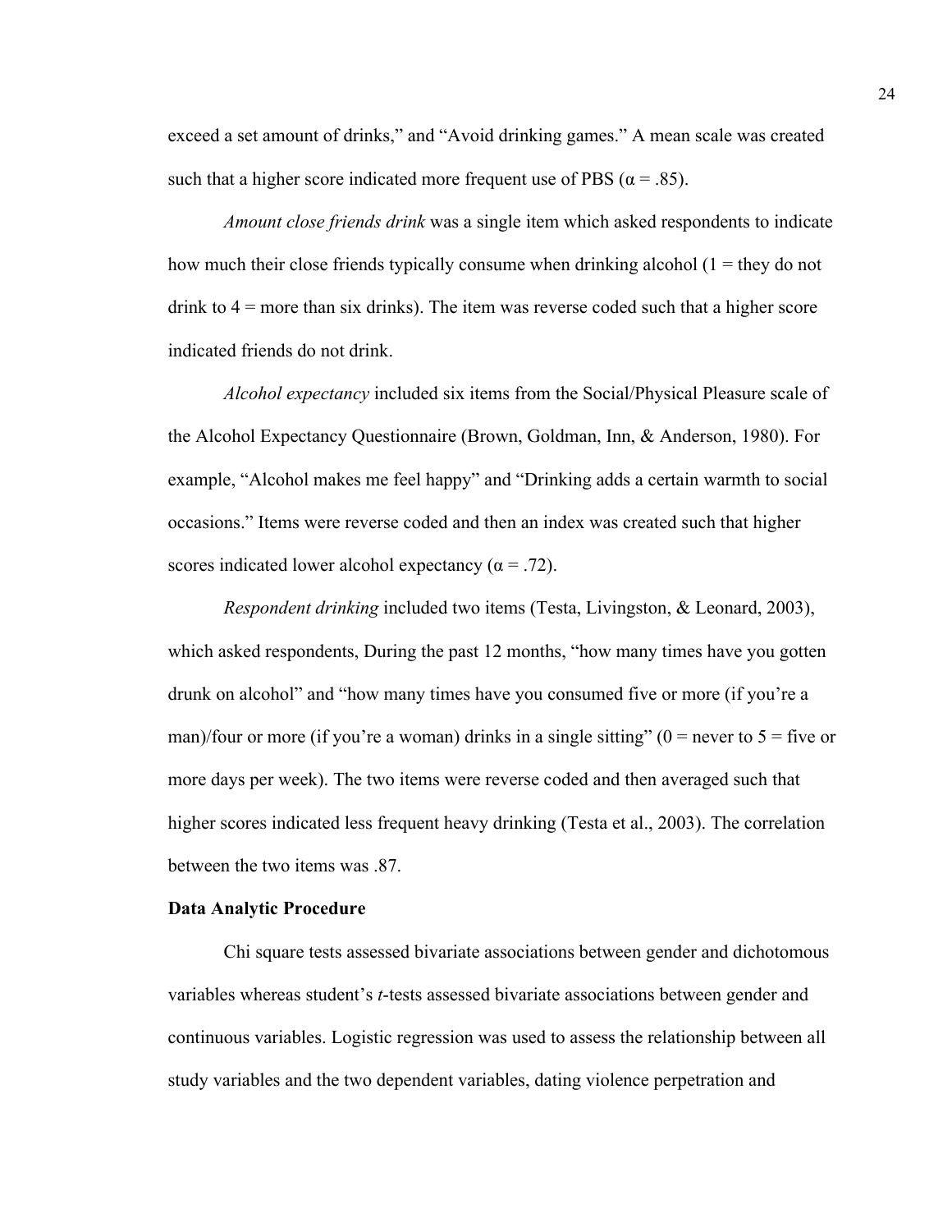exceed a set amount of drinks," and "Avoid drinking games." A mean scale was created such that a higher score indicated more frequent use of PBS ($\alpha = .85$).

*Amount close friends drink* was a single item which asked respondents to indicate how much their close friends typically consume when drinking alcohol (1 = they do not drink to 4 = more than six drinks). The item was reverse coded such that a higher score indicated friends do not drink.

*Alcohol expectancy* included six items from the Social/Physical Pleasure scale of the Alcohol Expectancy Questionnaire (Brown, Goldman, Inn, & Anderson, 1980). For example, "Alcohol makes me feel happy" and "Drinking adds a certain warmth to social occasions." Items were reverse coded and then an index was created such that higher scores indicated lower alcohol expectancy ($\alpha = .72$).

*Respondent drinking* included two items (Testa, Livingston, & Leonard, 2003), which asked respondents, During the past 12 months, "how many times have you gotten drunk on alcohol" and "how many times have you consumed five or more (if you're a man)/four or more (if you're a woman) drinks in a single sitting" (0 = never to 5 = five or more days per week). The two items were reverse coded and then averaged such that higher scores indicated less frequent heavy drinking (Testa et al., 2003). The correlation between the two items was .87.

**Data Analytic Procedure**

Chi square tests assessed bivariate associations between gender and dichotomous variables whereas student's *t*-tests assessed bivariate associations between gender and continuous variables. Logistic regression was used to assess the relationship between all study variables and the two dependent variables, dating violence perpetration and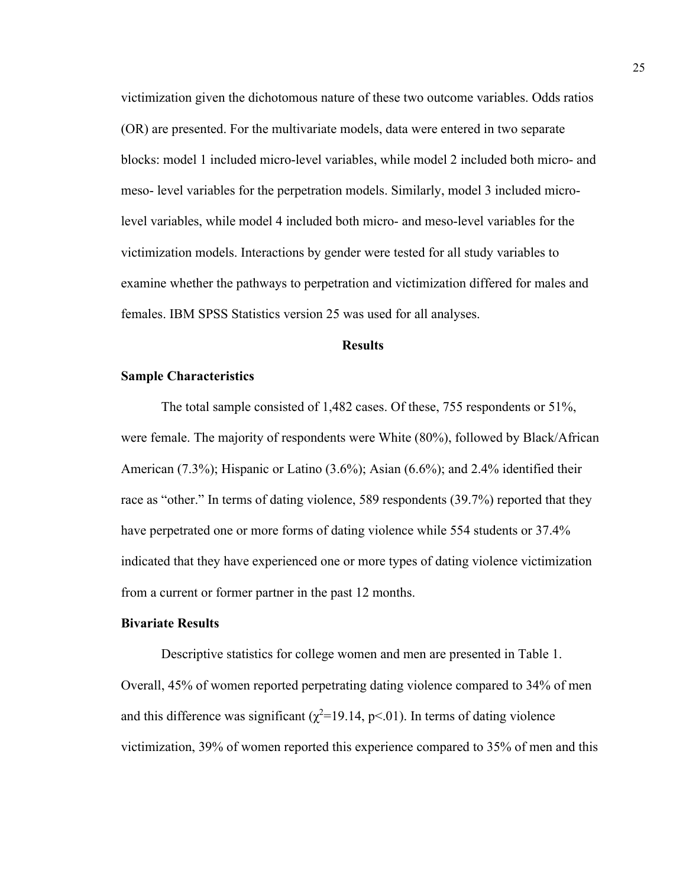victimization given the dichotomous nature of these two outcome variables. Odds ratios (OR) are presented. For the multivariate models, data were entered in two separate blocks: model 1 included micro-level variables, while model 2 included both micro- and meso- level variables for the perpetration models. Similarly, model 3 included micro-level variables, while model 4 included both micro- and meso-level variables for the victimization models. Interactions by gender were tested for all study variables to examine whether the pathways to perpetration and victimization differed for males and females. IBM SPSS Statistics version 25 was used for all analyses.

## Results

### Sample Characteristics

The total sample consisted of 1,482 cases. Of these, 755 respondents or 51%, were female. The majority of respondents were White (80%), followed by Black/African American (7.3%); Hispanic or Latino (3.6%); Asian (6.6%); and 2.4% identified their race as "other." In terms of dating violence, 589 respondents (39.7%) reported that they have perpetrated one or more forms of dating violence while 554 students or 37.4% indicated that they have experienced one or more types of dating violence victimization from a current or former partner in the past 12 months.

### Bivariate Results

Descriptive statistics for college women and men are presented in Table 1. Overall, 45% of women reported perpetrating dating violence compared to 34% of men and this difference was significant ($\chi^2$=19.14, $p$<.01). In terms of dating violence victimization, 39% of women reported this experience compared to 35% of men and this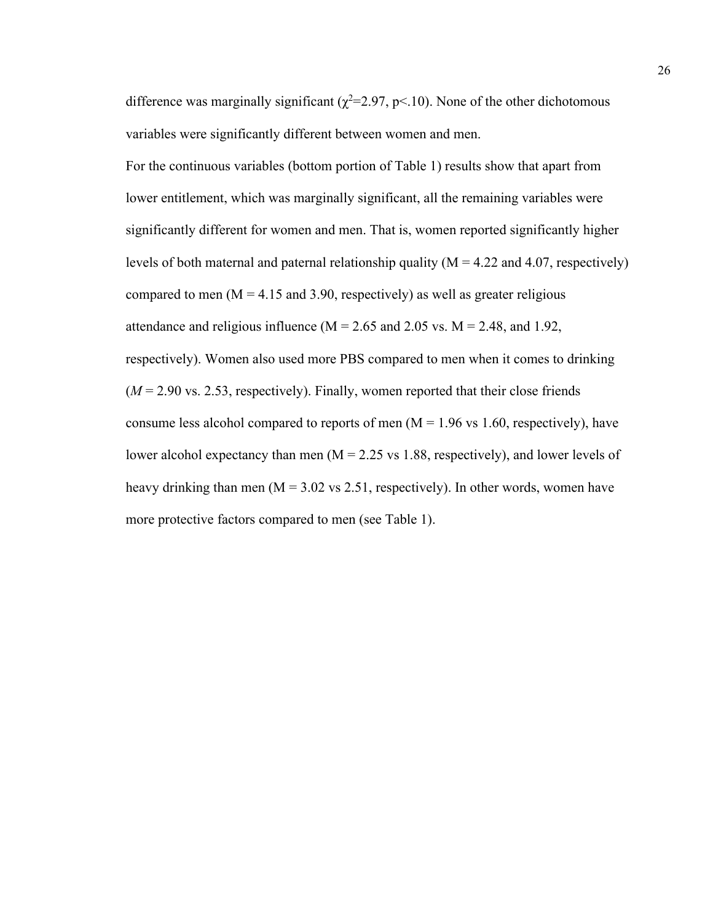difference was marginally significant ($\chi^2$=2.97, p<.10). None of the other dichotomous variables were significantly different between women and men.

For the continuous variables (bottom portion of Table 1) results show that apart from lower entitlement, which was marginally significant, all the remaining variables were significantly different for women and men. That is, women reported significantly higher levels of both maternal and paternal relationship quality (M = 4.22 and 4.07, respectively) compared to men (M = 4.15 and 3.90, respectively) as well as greater religious attendance and religious influence (M = 2.65 and 2.05 vs. M = 2.48, and 1.92, respectively). Women also used more PBS compared to men when it comes to drinking (*M* = 2.90 vs. 2.53, respectively). Finally, women reported that their close friends consume less alcohol compared to reports of men (M = 1.96 vs 1.60, respectively), have lower alcohol expectancy than men (M = 2.25 vs 1.88, respectively), and lower levels of heavy drinking than men (M = 3.02 vs 2.51, respectively). In other words, women have more protective factors compared to men (see Table 1).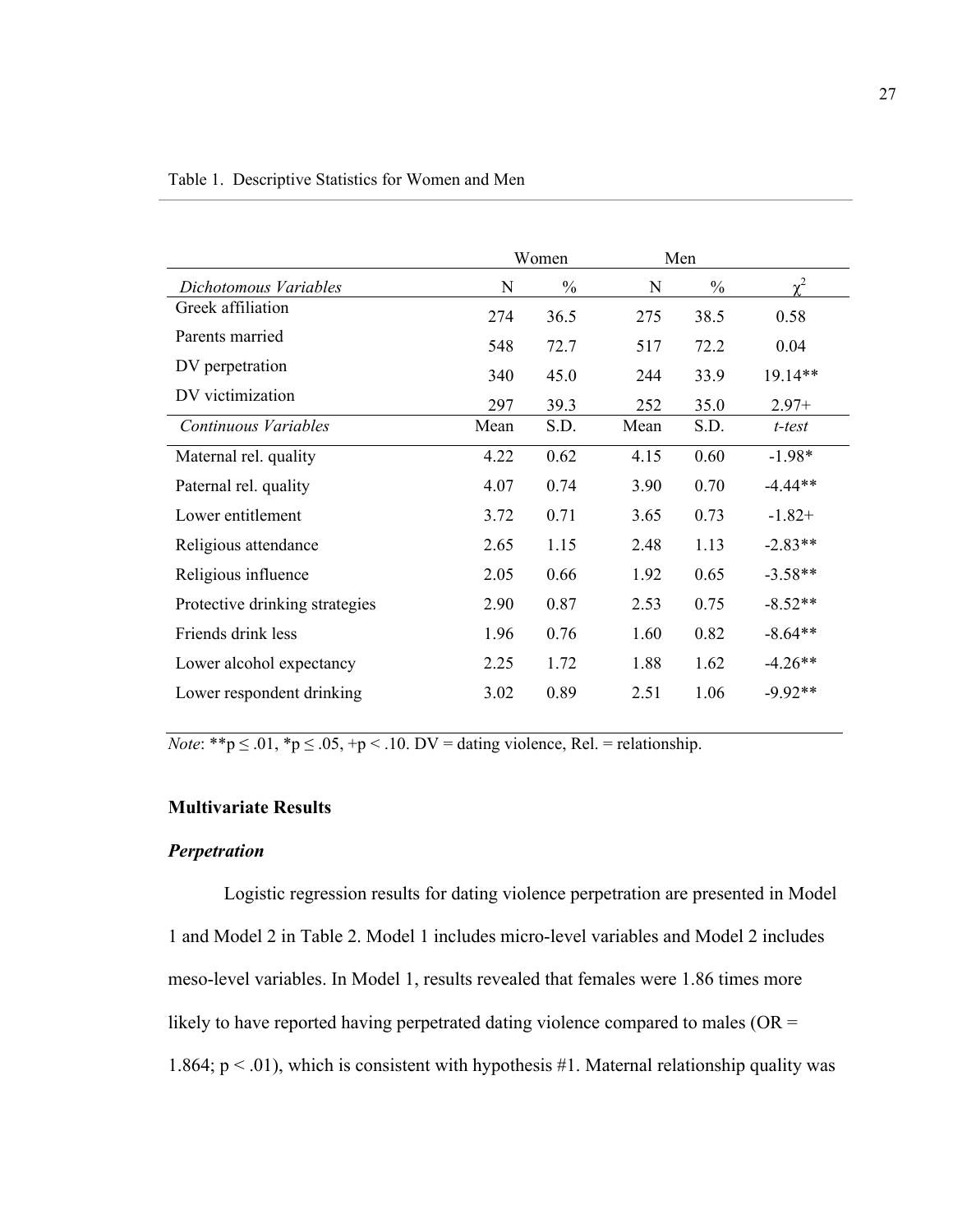Table 1. Descriptive Statistics for Women and Men

| | Women | | Men | | |
|---|---|---|---|---|---|
| *Dichotomous Variables* | N | % | N | % | $\chi^2$ |
| Greek affiliation | 274 | 36.5 | 275 | 38.5 | 0.58 |
| Parents married | 548 | 72.7 | 517 | 72.2 | 0.04 |
| DV perpetration | 340 | 45.0 | 244 | 33.9 | 19.14** |
| DV victimization | 297 | 39.3 | 252 | 35.0 | 2.97+ |
| *Continuous Variables* | Mean | S.D. | Mean | S.D. | *t-test* |
| Maternal rel. quality | 4.22 | 0.62 | 4.15 | 0.60 | -1.98* |
| Paternal rel. quality | 4.07 | 0.74 | 3.90 | 0.70 | -4.44** |
| Lower entitlement | 3.72 | 0.71 | 3.65 | 0.73 | -1.82+ |
| Religious attendance | 2.65 | 1.15 | 2.48 | 1.13 | -2.83** |
| Religious influence | 2.05 | 0.66 | 1.92 | 0.65 | -3.58** |
| Protective drinking strategies | 2.90 | 0.87 | 2.53 | 0.75 | -8.52** |
| Friends drink less | 1.96 | 0.76 | 1.60 | 0.82 | -8.64** |
| Lower alcohol expectancy | 2.25 | 1.72 | 1.88 | 1.62 | -4.26** |
| Lower respondent drinking | 3.02 | 0.89 | 2.51 | 1.06 | -9.92** |

*Note*: **$p \leq .01$, *$p \leq .05$, +$p < .10$. DV = dating violence, Rel. = relationship.

### Multivariate Results

#### *Perpetration*

Logistic regression results for dating violence perpetration are presented in Model 1 and Model 2 in Table 2. Model 1 includes micro-level variables and Model 2 includes meso-level variables. In Model 1, results revealed that females were 1.86 times more likely to have reported having perpetrated dating violence compared to males (OR = 1.864; $p < .01$), which is consistent with hypothesis #1. Maternal relationship quality was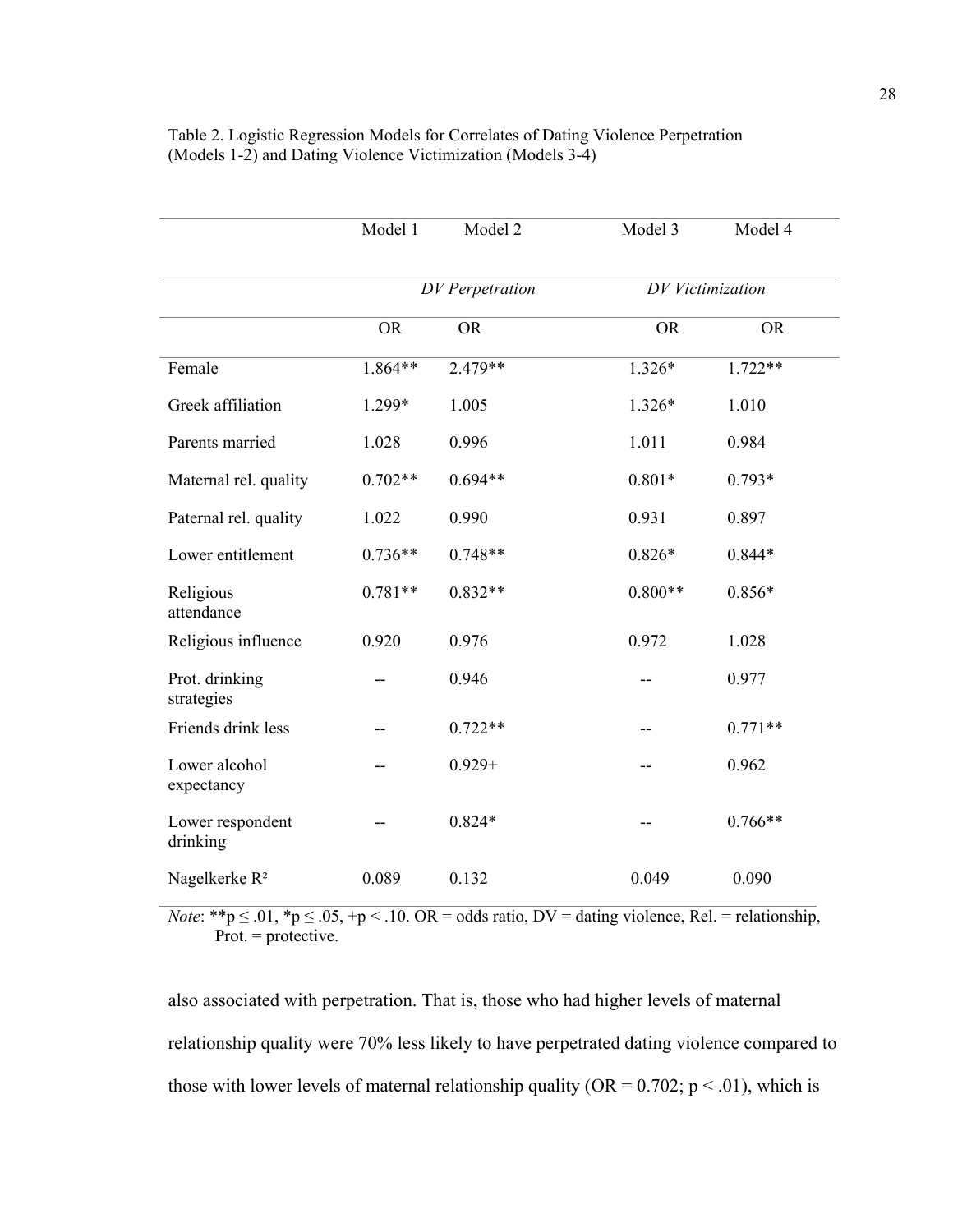Table 2. Logistic Regression Models for Correlates of Dating Violence Perpetration (Models 1-2) and Dating Violence Victimization (Models 3-4)

| | Model 1 | Model 2 | Model 3 | Model 4 |
|---|---|---|---|---|
| | *DV Perpetration* | | *DV Victimization* | |
| | OR | OR | OR | OR |
| Female | 1.864** | 2.479** | 1.326* | 1.722** |
| Greek affiliation | 1.299* | 1.005 | 1.326* | 1.010 |
| Parents married | 1.028 | 0.996 | 1.011 | 0.984 |
| Maternal rel. quality | 0.702** | 0.694** | 0.801* | 0.793* |
| Paternal rel. quality | 1.022 | 0.990 | 0.931 | 0.897 |
| Lower entitlement | 0.736** | 0.748** | 0.826* | 0.844* |
| Religious attendance | 0.781** | 0.832** | 0.800** | 0.856* |
| Religious influence | 0.920 | 0.976 | 0.972 | 1.028 |
| Prot. drinking strategies | -- | 0.946 | -- | 0.977 |
| Friends drink less | -- | 0.722** | -- | 0.771** |
| Lower alcohol expectancy | -- | 0.929+ | -- | 0.962 |
| Lower respondent drinking | -- | 0.824* | -- | 0.766** |
| Nagelkerke $R^2$ | 0.089 | 0.132 | 0.049 | 0.090 |

*Note*: **$p \leq .01$, *$p \leq .05$, +$p < .10$. OR = odds ratio, DV = dating violence, Rel. = relationship, Prot. = protective.

also associated with perpetration. That is, those who had higher levels of maternal relationship quality were 70% less likely to have perpetrated dating violence compared to those with lower levels of maternal relationship quality (OR = 0.702; $p < .01$), which is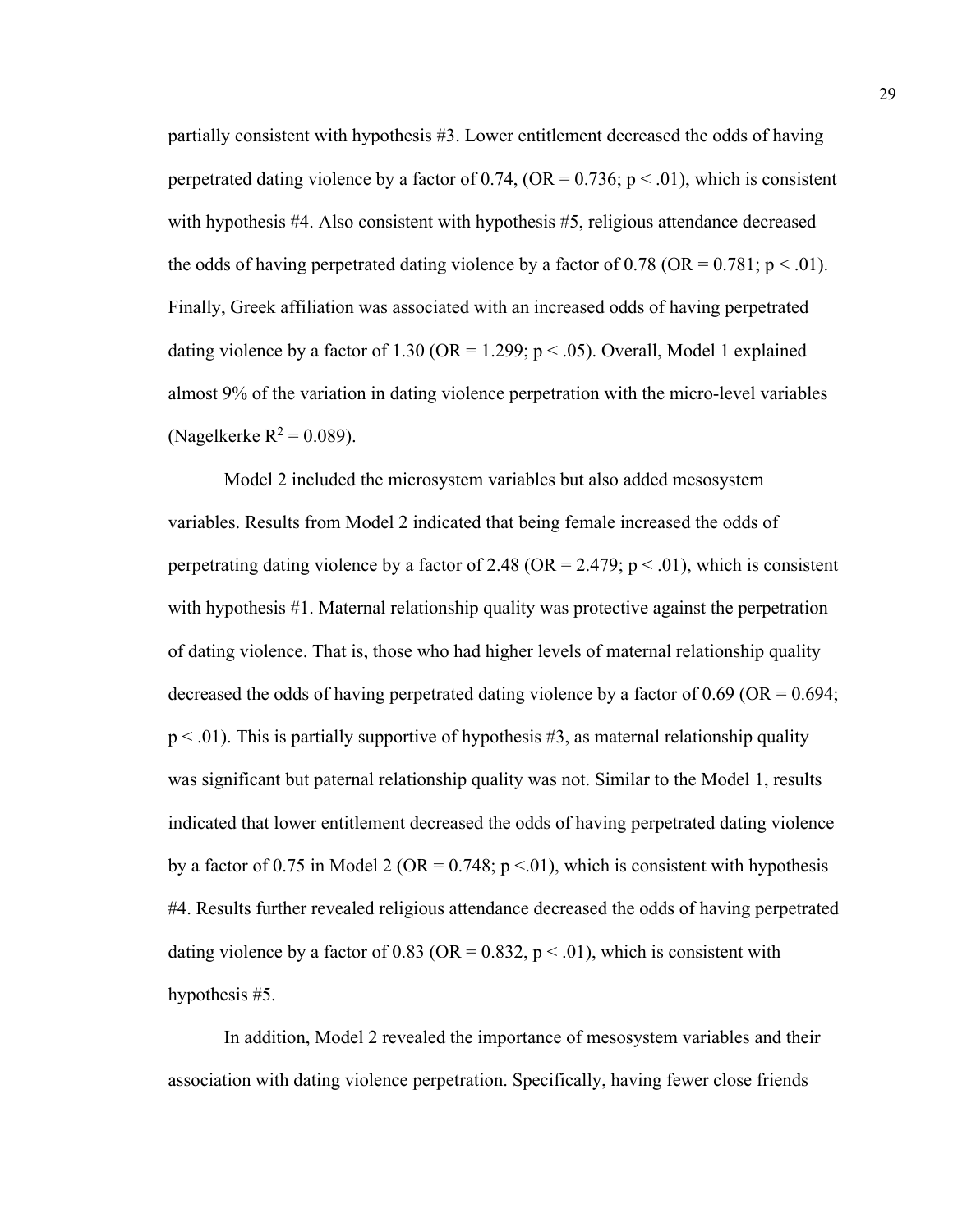partially consistent with hypothesis #3. Lower entitlement decreased the odds of having perpetrated dating violence by a factor of 0.74, (OR = 0.736; $p < .01$), which is consistent with hypothesis #4. Also consistent with hypothesis #5, religious attendance decreased the odds of having perpetrated dating violence by a factor of 0.78 (OR = 0.781; $p < .01$). Finally, Greek affiliation was associated with an increased odds of having perpetrated dating violence by a factor of 1.30 (OR = 1.299; $p < .05$). Overall, Model 1 explained almost 9% of the variation in dating violence perpetration with the micro-level variables (Nagelkerke $R^2 = 0.089$).

Model 2 included the microsystem variables but also added mesosystem variables. Results from Model 2 indicated that being female increased the odds of perpetrating dating violence by a factor of 2.48 (OR = 2.479; $p < .01$), which is consistent with hypothesis #1. Maternal relationship quality was protective against the perpetration of dating violence. That is, those who had higher levels of maternal relationship quality decreased the odds of having perpetrated dating violence by a factor of 0.69 (OR = 0.694; $p < .01$). This is partially supportive of hypothesis #3, as maternal relationship quality was significant but paternal relationship quality was not. Similar to the Model 1, results indicated that lower entitlement decreased the odds of having perpetrated dating violence by a factor of 0.75 in Model 2 (OR = 0.748; $p < .01$), which is consistent with hypothesis #4. Results further revealed religious attendance decreased the odds of having perpetrated dating violence by a factor of 0.83 (OR = 0.832, $p < .01$), which is consistent with hypothesis #5.

In addition, Model 2 revealed the importance of mesosystem variables and their association with dating violence perpetration. Specifically, having fewer close friends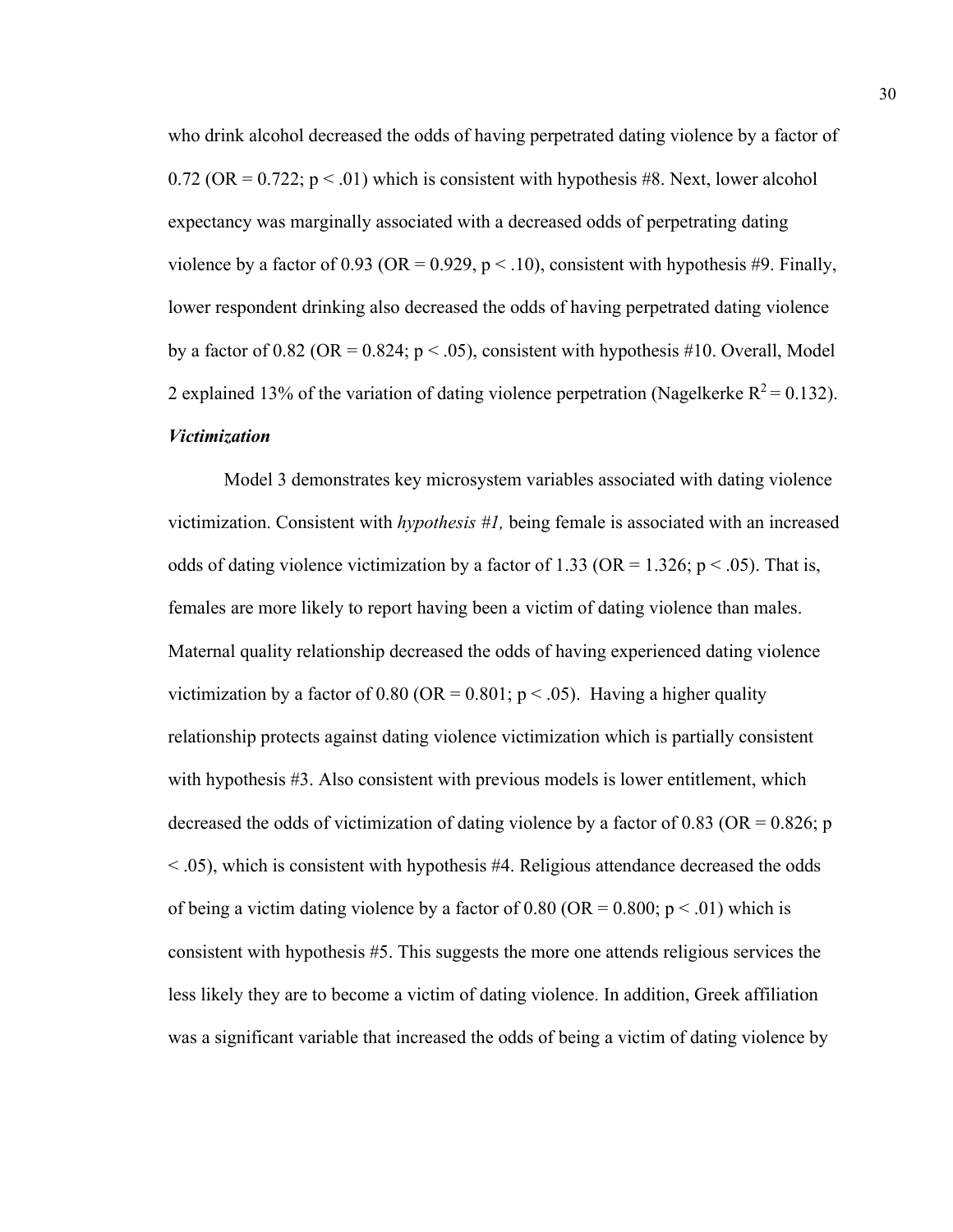who drink alcohol decreased the odds of having perpetrated dating violence by a factor of 0.72 (OR = 0.722; $p < .01$) which is consistent with hypothesis #8. Next, lower alcohol expectancy was marginally associated with a decreased odds of perpetrating dating violence by a factor of 0.93 (OR = 0.929, $p < .10$), consistent with hypothesis #9. Finally, lower respondent drinking also decreased the odds of having perpetrated dating violence by a factor of 0.82 (OR = 0.824; $p < .05$), consistent with hypothesis #10. Overall, Model 2 explained 13% of the variation of dating violence perpetration (Nagelkerke $R^2 = 0.132$).

***Victimization***

Model 3 demonstrates key microsystem variables associated with dating violence victimization. Consistent with *hypothesis #1,* being female is associated with an increased odds of dating violence victimization by a factor of 1.33 (OR = 1.326; $p < .05$). That is, females are more likely to report having been a victim of dating violence than males. Maternal quality relationship decreased the odds of having experienced dating violence victimization by a factor of 0.80 (OR = 0.801; $p < .05$). Having a higher quality relationship protects against dating violence victimization which is partially consistent with hypothesis #3. Also consistent with previous models is lower entitlement, which decreased the odds of victimization of dating violence by a factor of 0.83 (OR = 0.826; $p < .05$), which is consistent with hypothesis #4. Religious attendance decreased the odds of being a victim dating violence by a factor of 0.80 (OR = 0.800; $p < .01$) which is consistent with hypothesis #5. This suggests the more one attends religious services the less likely they are to become a victim of dating violence. In addition, Greek affiliation was a significant variable that increased the odds of being a victim of dating violence by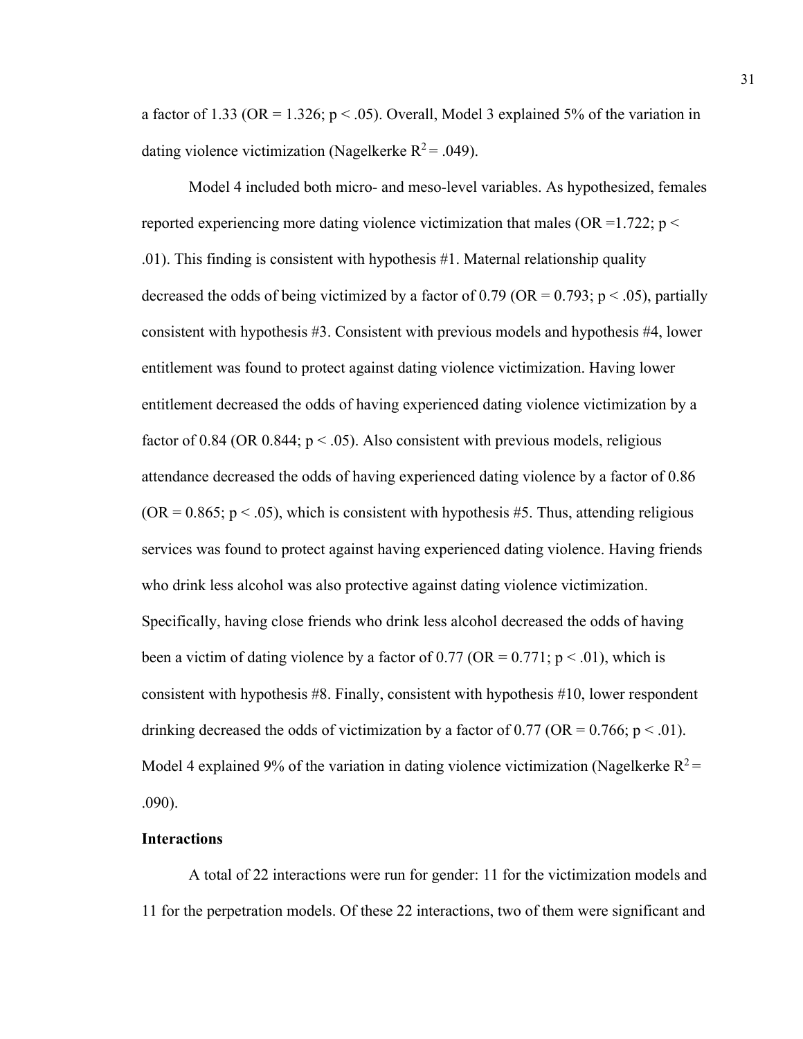a factor of 1.33 (OR = 1.326; $p < .05$). Overall, Model 3 explained 5% of the variation in dating violence victimization (Nagelkerke $R^2 = .049$).

Model 4 included both micro- and meso-level variables. As hypothesized, females reported experiencing more dating violence victimization that males (OR =1.722; $p < .01$). This finding is consistent with hypothesis #1. Maternal relationship quality decreased the odds of being victimized by a factor of 0.79 (OR = 0.793; $p < .05$), partially consistent with hypothesis #3. Consistent with previous models and hypothesis #4, lower entitlement was found to protect against dating violence victimization. Having lower entitlement decreased the odds of having experienced dating violence victimization by a factor of 0.84 (OR 0.844; $p < .05$). Also consistent with previous models, religious attendance decreased the odds of having experienced dating violence by a factor of 0.86 (OR = 0.865; $p < .05$), which is consistent with hypothesis #5. Thus, attending religious services was found to protect against having experienced dating violence. Having friends who drink less alcohol was also protective against dating violence victimization. Specifically, having close friends who drink less alcohol decreased the odds of having been a victim of dating violence by a factor of 0.77 (OR = 0.771; $p < .01$), which is consistent with hypothesis #8. Finally, consistent with hypothesis #10, lower respondent drinking decreased the odds of victimization by a factor of 0.77 (OR = 0.766; $p < .01$). Model 4 explained 9% of the variation in dating violence victimization (Nagelkerke $R^2 = .090$).

**Interactions**

A total of 22 interactions were run for gender: 11 for the victimization models and 11 for the perpetration models. Of these 22 interactions, two of them were significant and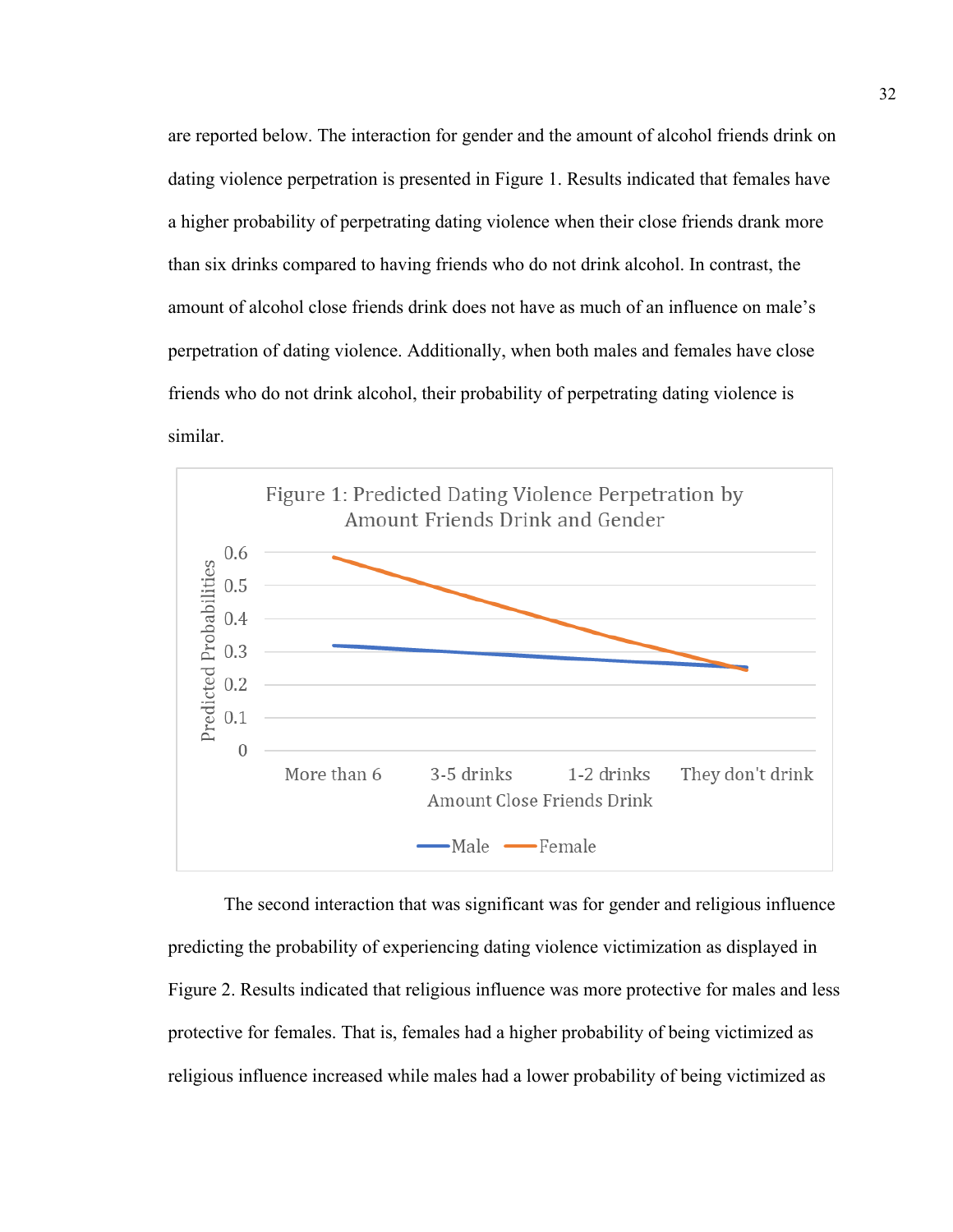are reported below. The interaction for gender and the amount of alcohol friends drink on dating violence perpetration is presented in Figure 1. Results indicated that females have a higher probability of perpetrating dating violence when their close friends drank more than six drinks compared to having friends who do not drink alcohol. In contrast, the amount of alcohol close friends drink does not have as much of an influence on male's perpetration of dating violence. Additionally, when both males and females have close friends who do not drink alcohol, their probability of perpetrating dating violence is similar.

Figure 1: Predicted Dating Violence Perpetration by Amount Friends Drink and Gender

The second interaction that was significant was for gender and religious influence predicting the probability of experiencing dating violence victimization as displayed in Figure 2. Results indicated that religious influence was more protective for males and less protective for females. That is, females had a higher probability of being victimized as religious influence increased while males had a lower probability of being victimized as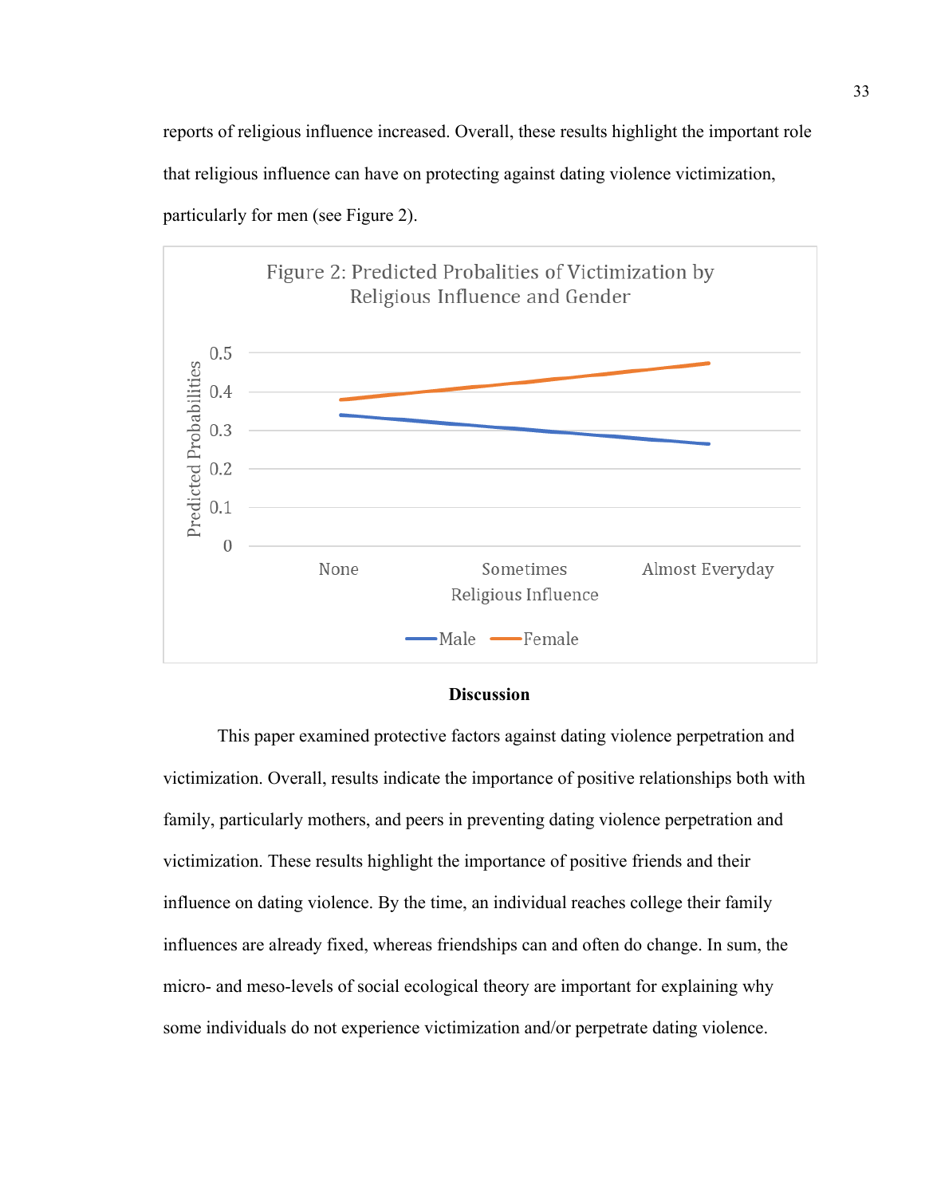reports of religious influence increased. Overall, these results highlight the important role that religious influence can have on protecting against dating violence victimization, particularly for men (see Figure 2).

Figure 2: Predicted Probalities of Victimization by Religious Influence and Gender

## Discussion

This paper examined protective factors against dating violence perpetration and victimization. Overall, results indicate the importance of positive relationships both with family, particularly mothers, and peers in preventing dating violence perpetration and victimization. These results highlight the importance of positive friends and their influence on dating violence. By the time, an individual reaches college their family influences are already fixed, whereas friendships can and often do change. In sum, the micro- and meso-levels of social ecological theory are important for explaining why some individuals do not experience victimization and/or perpetrate dating violence.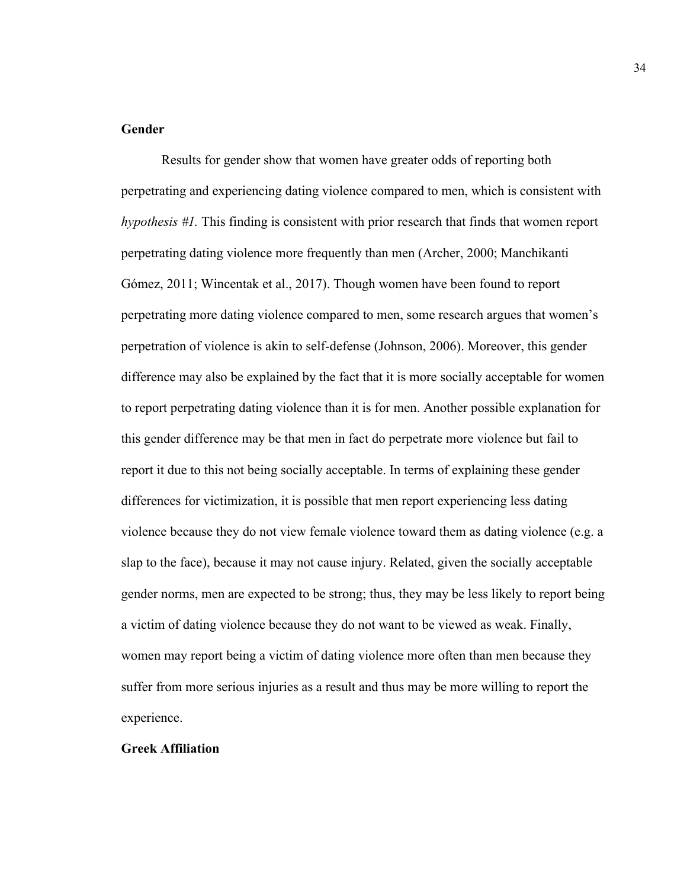## Gender

Results for gender show that women have greater odds of reporting both perpetrating and experiencing dating violence compared to men, which is consistent with *hypothesis #1.* This finding is consistent with prior research that finds that women report perpetrating dating violence more frequently than men (Archer, 2000; Manchikanti Gómez, 2011; Wincentak et al., 2017). Though women have been found to report perpetrating more dating violence compared to men, some research argues that women's perpetration of violence is akin to self-defense (Johnson, 2006). Moreover, this gender difference may also be explained by the fact that it is more socially acceptable for women to report perpetrating dating violence than it is for men. Another possible explanation for this gender difference may be that men in fact do perpetrate more violence but fail to report it due to this not being socially acceptable. In terms of explaining these gender differences for victimization, it is possible that men report experiencing less dating violence because they do not view female violence toward them as dating violence (e.g. a slap to the face), because it may not cause injury. Related, given the socially acceptable gender norms, men are expected to be strong; thus, they may be less likely to report being a victim of dating violence because they do not want to be viewed as weak. Finally, women may report being a victim of dating violence more often than men because they suffer from more serious injuries as a result and thus may be more willing to report the experience.

## Greek Affiliation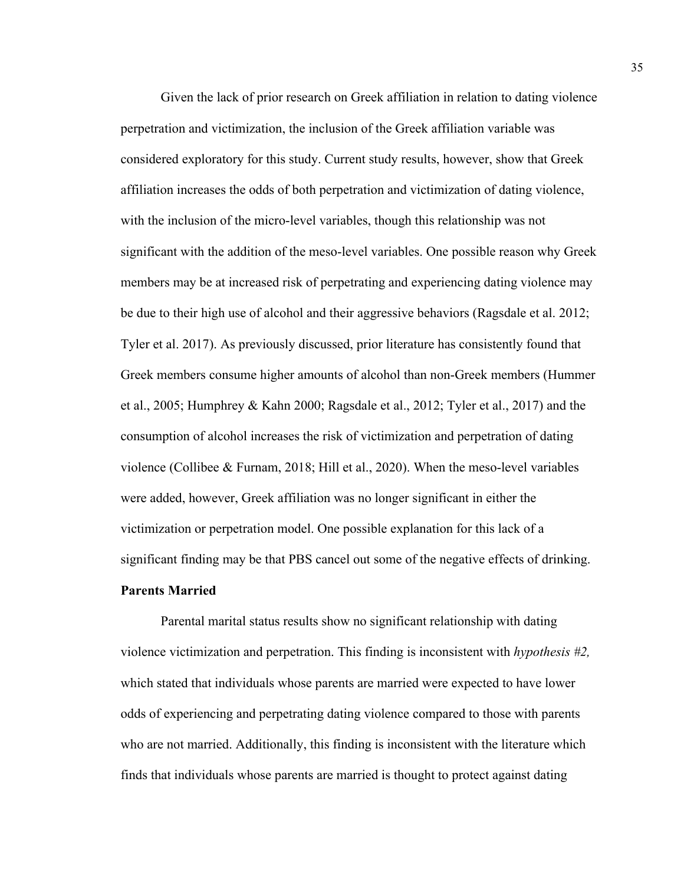Given the lack of prior research on Greek affiliation in relation to dating violence perpetration and victimization, the inclusion of the Greek affiliation variable was considered exploratory for this study. Current study results, however, show that Greek affiliation increases the odds of both perpetration and victimization of dating violence, with the inclusion of the micro-level variables, though this relationship was not significant with the addition of the meso-level variables. One possible reason why Greek members may be at increased risk of perpetrating and experiencing dating violence may be due to their high use of alcohol and their aggressive behaviors (Ragsdale et al. 2012; Tyler et al. 2017). As previously discussed, prior literature has consistently found that Greek members consume higher amounts of alcohol than non-Greek members (Hummer et al., 2005; Humphrey & Kahn 2000; Ragsdale et al., 2012; Tyler et al., 2017) and the consumption of alcohol increases the risk of victimization and perpetration of dating violence (Collibee & Furnam, 2018; Hill et al., 2020). When the meso-level variables were added, however, Greek affiliation was no longer significant in either the victimization or perpetration model. One possible explanation for this lack of a significant finding may be that PBS cancel out some of the negative effects of drinking.

**Parents Married**

Parental marital status results show no significant relationship with dating violence victimization and perpetration. This finding is inconsistent with *hypothesis #2,* which stated that individuals whose parents are married were expected to have lower odds of experiencing and perpetrating dating violence compared to those with parents who are not married. Additionally, this finding is inconsistent with the literature which finds that individuals whose parents are married is thought to protect against dating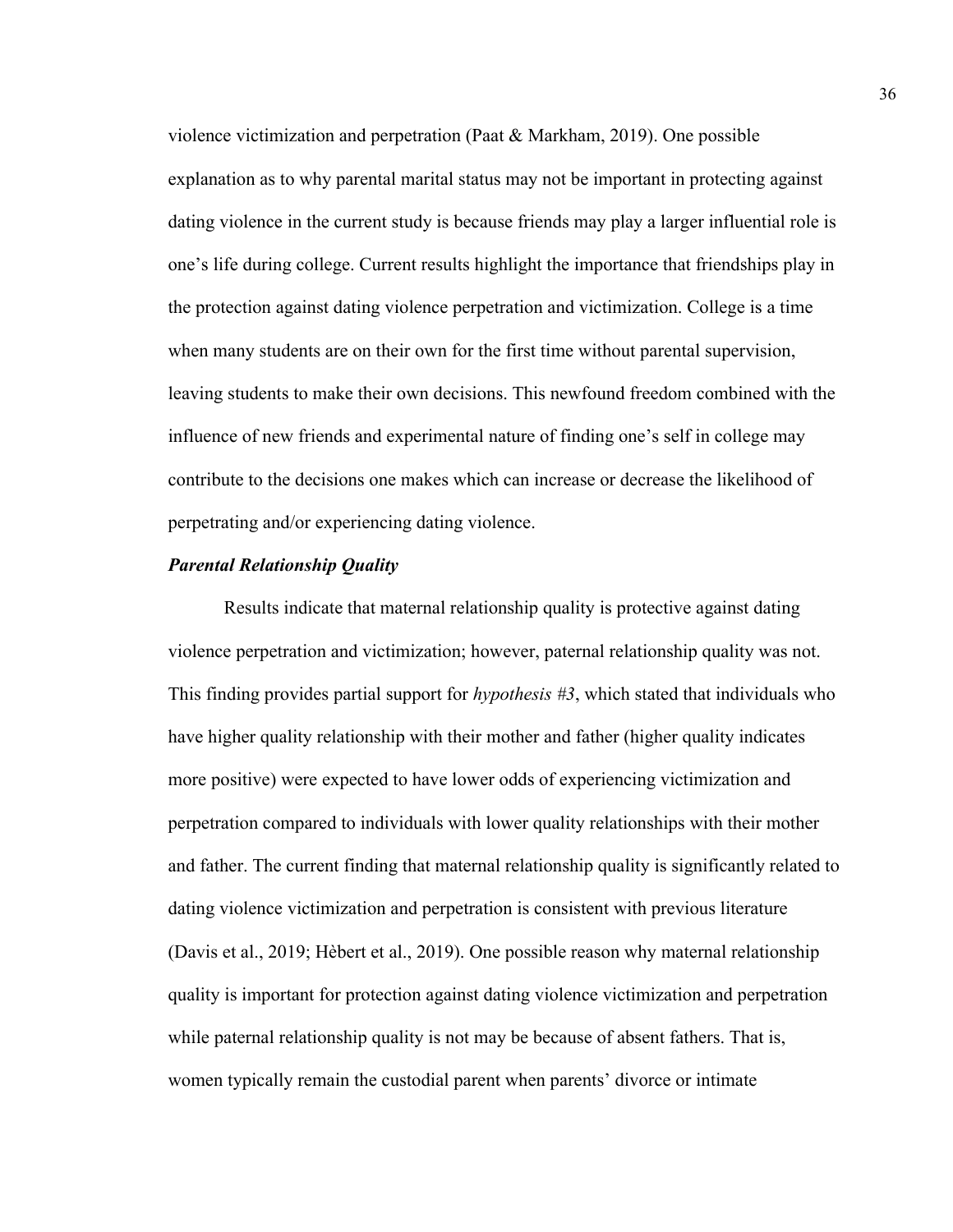violence victimization and perpetration (Paat & Markham, 2019). One possible explanation as to why parental marital status may not be important in protecting against dating violence in the current study is because friends may play a larger influential role is one's life during college. Current results highlight the importance that friendships play in the protection against dating violence perpetration and victimization. College is a time when many students are on their own for the first time without parental supervision, leaving students to make their own decisions. This newfound freedom combined with the influence of new friends and experimental nature of finding one's self in college may contribute to the decisions one makes which can increase or decrease the likelihood of perpetrating and/or experiencing dating violence.

### ***Parental Relationship Quality***

Results indicate that maternal relationship quality is protective against dating violence perpetration and victimization; however, paternal relationship quality was not. This finding provides partial support for *hypothesis #3*, which stated that individuals who have higher quality relationship with their mother and father (higher quality indicates more positive) were expected to have lower odds of experiencing victimization and perpetration compared to individuals with lower quality relationships with their mother and father. The current finding that maternal relationship quality is significantly related to dating violence victimization and perpetration is consistent with previous literature (Davis et al., 2019; Hèbert et al., 2019). One possible reason why maternal relationship quality is important for protection against dating violence victimization and perpetration while paternal relationship quality is not may be because of absent fathers. That is, women typically remain the custodial parent when parents' divorce or intimate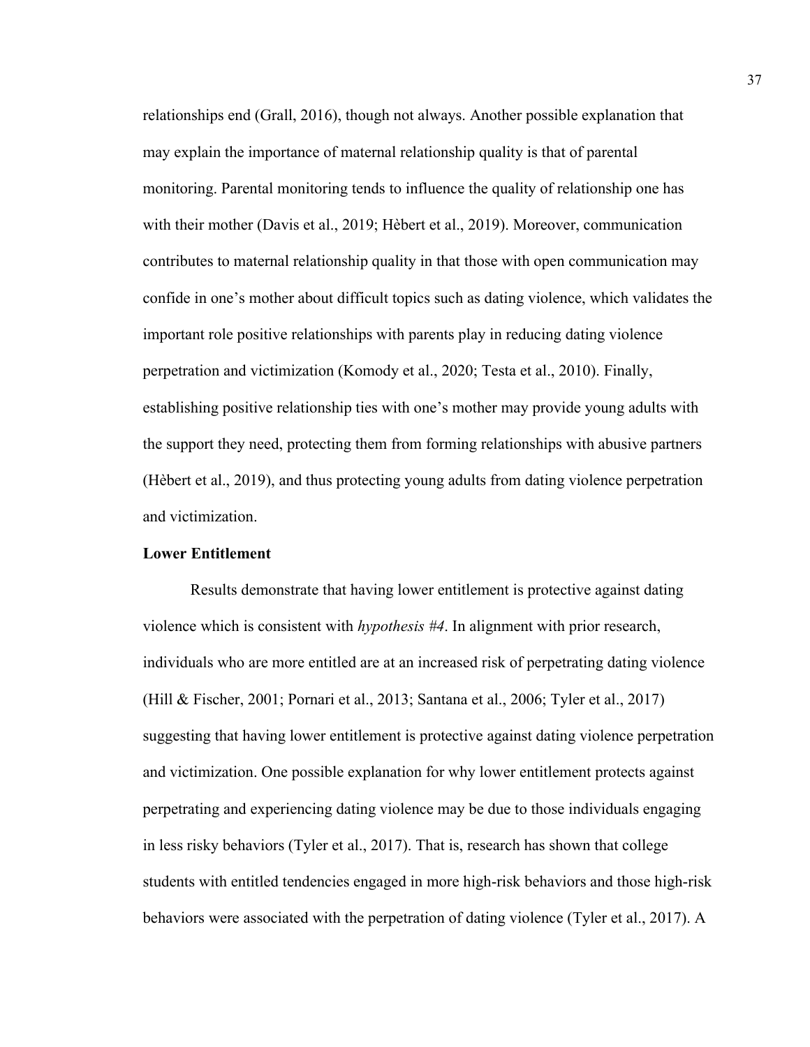relationships end (Grall, 2016), though not always. Another possible explanation that may explain the importance of maternal relationship quality is that of parental monitoring. Parental monitoring tends to influence the quality of relationship one has with their mother (Davis et al., 2019; Hèbert et al., 2019). Moreover, communication contributes to maternal relationship quality in that those with open communication may confide in one's mother about difficult topics such as dating violence, which validates the important role positive relationships with parents play in reducing dating violence perpetration and victimization (Komody et al., 2020; Testa et al., 2010). Finally, establishing positive relationship ties with one's mother may provide young adults with the support they need, protecting them from forming relationships with abusive partners (Hèbert et al., 2019), and thus protecting young adults from dating violence perpetration and victimization.

**Lower Entitlement**

Results demonstrate that having lower entitlement is protective against dating violence which is consistent with *hypothesis #4*. In alignment with prior research, individuals who are more entitled are at an increased risk of perpetrating dating violence (Hill & Fischer, 2001; Pornari et al., 2013; Santana et al., 2006; Tyler et al., 2017) suggesting that having lower entitlement is protective against dating violence perpetration and victimization. One possible explanation for why lower entitlement protects against perpetrating and experiencing dating violence may be due to those individuals engaging in less risky behaviors (Tyler et al., 2017). That is, research has shown that college students with entitled tendencies engaged in more high-risk behaviors and those high-risk behaviors were associated with the perpetration of dating violence (Tyler et al., 2017). A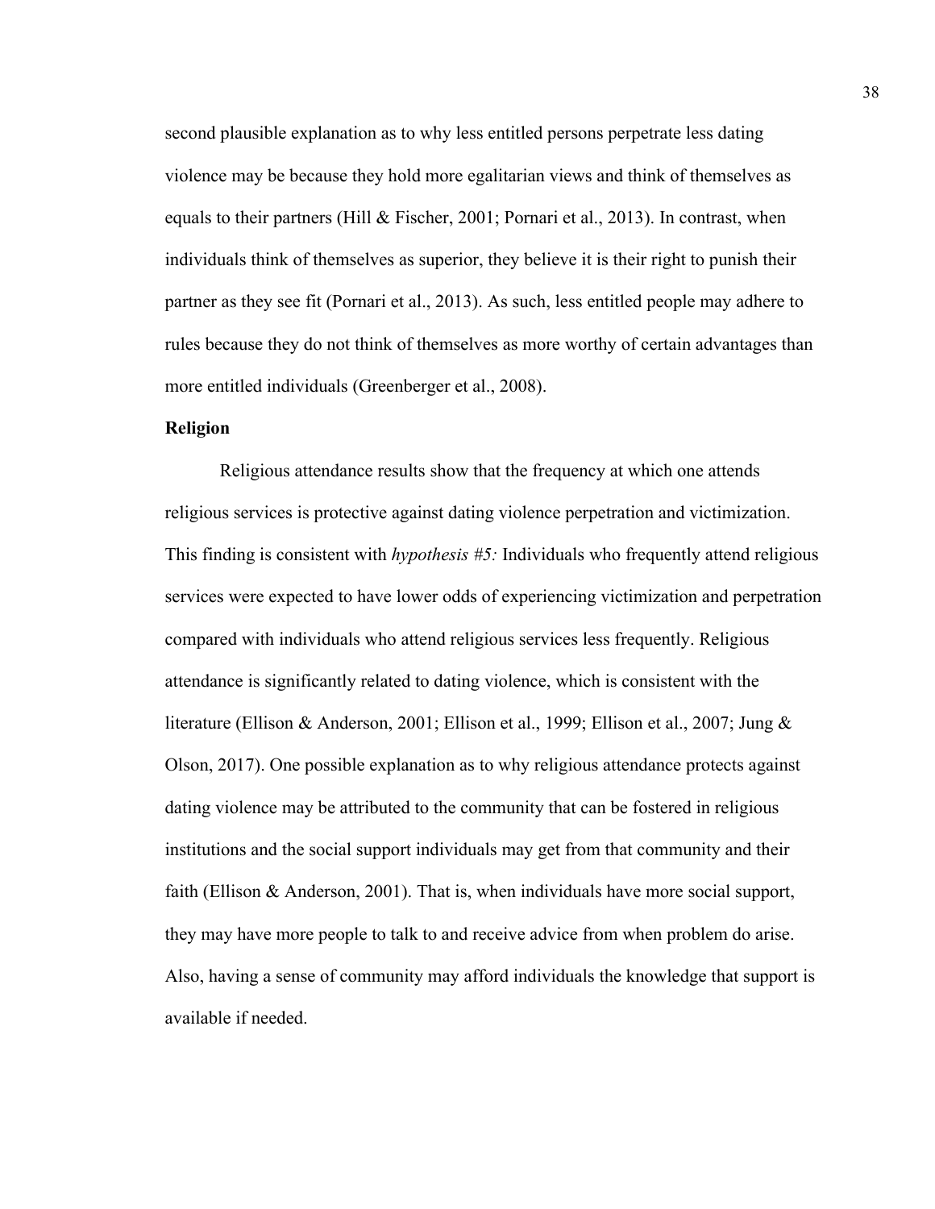second plausible explanation as to why less entitled persons perpetrate less dating violence may be because they hold more egalitarian views and think of themselves as equals to their partners (Hill & Fischer, 2001; Pornari et al., 2013). In contrast, when individuals think of themselves as superior, they believe it is their right to punish their partner as they see fit (Pornari et al., 2013). As such, less entitled people may adhere to rules because they do not think of themselves as more worthy of certain advantages than more entitled individuals (Greenberger et al., 2008).

**Religion**

Religious attendance results show that the frequency at which one attends religious services is protective against dating violence perpetration and victimization. This finding is consistent with *hypothesis #5:* Individuals who frequently attend religious services were expected to have lower odds of experiencing victimization and perpetration compared with individuals who attend religious services less frequently. Religious attendance is significantly related to dating violence, which is consistent with the literature (Ellison & Anderson, 2001; Ellison et al., 1999; Ellison et al., 2007; Jung & Olson, 2017). One possible explanation as to why religious attendance protects against dating violence may be attributed to the community that can be fostered in religious institutions and the social support individuals may get from that community and their faith (Ellison & Anderson, 2001). That is, when individuals have more social support, they may have more people to talk to and receive advice from when problem do arise. Also, having a sense of community may afford individuals the knowledge that support is available if needed.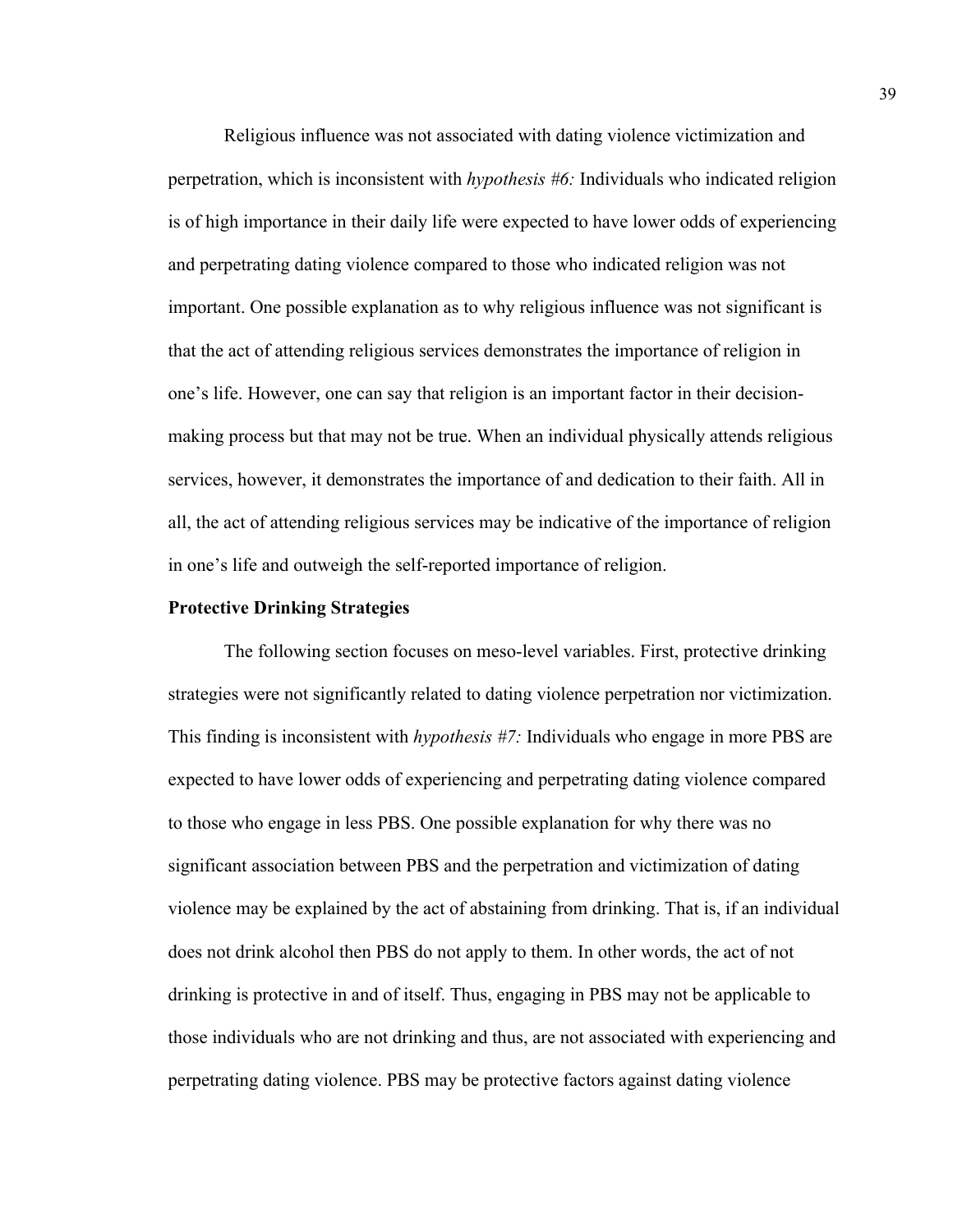Religious influence was not associated with dating violence victimization and perpetration, which is inconsistent with *hypothesis #6:* Individuals who indicated religion is of high importance in their daily life were expected to have lower odds of experiencing and perpetrating dating violence compared to those who indicated religion was not important. One possible explanation as to why religious influence was not significant is that the act of attending religious services demonstrates the importance of religion in one's life. However, one can say that religion is an important factor in their decision-making process but that may not be true. When an individual physically attends religious services, however, it demonstrates the importance of and dedication to their faith. All in all, the act of attending religious services may be indicative of the importance of religion in one's life and outweigh the self-reported importance of religion.

**Protective Drinking Strategies**

The following section focuses on meso-level variables. First, protective drinking strategies were not significantly related to dating violence perpetration nor victimization. This finding is inconsistent with *hypothesis #7:* Individuals who engage in more PBS are expected to have lower odds of experiencing and perpetrating dating violence compared to those who engage in less PBS. One possible explanation for why there was no significant association between PBS and the perpetration and victimization of dating violence may be explained by the act of abstaining from drinking. That is, if an individual does not drink alcohol then PBS do not apply to them. In other words, the act of not drinking is protective in and of itself. Thus, engaging in PBS may not be applicable to those individuals who are not drinking and thus, are not associated with experiencing and perpetrating dating violence. PBS may be protective factors against dating violence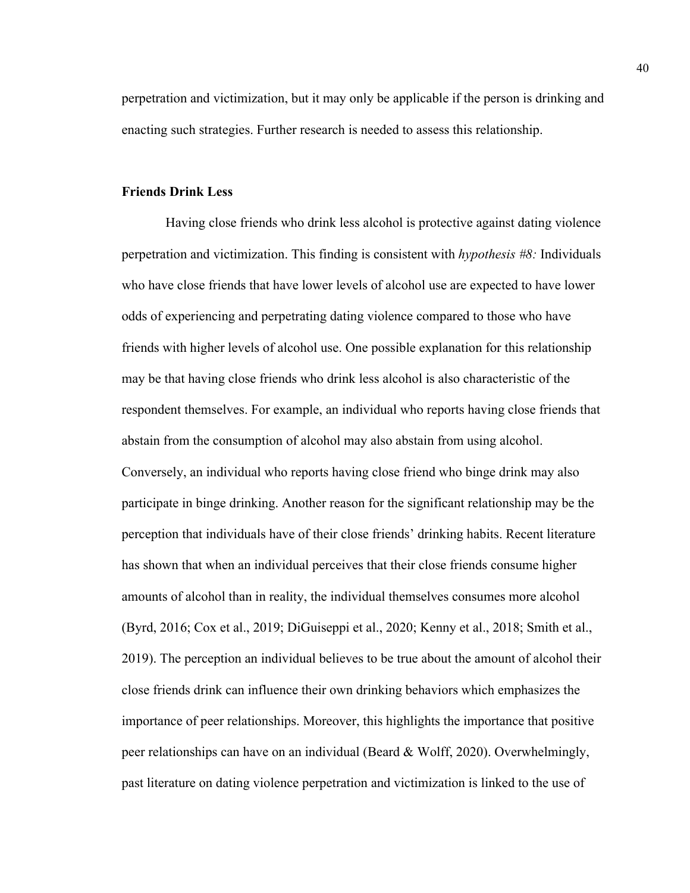perpetration and victimization, but it may only be applicable if the person is drinking and enacting such strategies. Further research is needed to assess this relationship.

### Friends Drink Less

Having close friends who drink less alcohol is protective against dating violence perpetration and victimization. This finding is consistent with *hypothesis #8:* Individuals who have close friends that have lower levels of alcohol use are expected to have lower odds of experiencing and perpetrating dating violence compared to those who have friends with higher levels of alcohol use. One possible explanation for this relationship may be that having close friends who drink less alcohol is also characteristic of the respondent themselves. For example, an individual who reports having close friends that abstain from the consumption of alcohol may also abstain from using alcohol. Conversely, an individual who reports having close friend who binge drink may also participate in binge drinking. Another reason for the significant relationship may be the perception that individuals have of their close friends' drinking habits. Recent literature has shown that when an individual perceives that their close friends consume higher amounts of alcohol than in reality, the individual themselves consumes more alcohol (Byrd, 2016; Cox et al., 2019; DiGuiseppi et al., 2020; Kenny et al., 2018; Smith et al., 2019). The perception an individual believes to be true about the amount of alcohol their close friends drink can influence their own drinking behaviors which emphasizes the importance of peer relationships. Moreover, this highlights the importance that positive peer relationships can have on an individual (Beard & Wolff, 2020). Overwhelmingly, past literature on dating violence perpetration and victimization is linked to the use of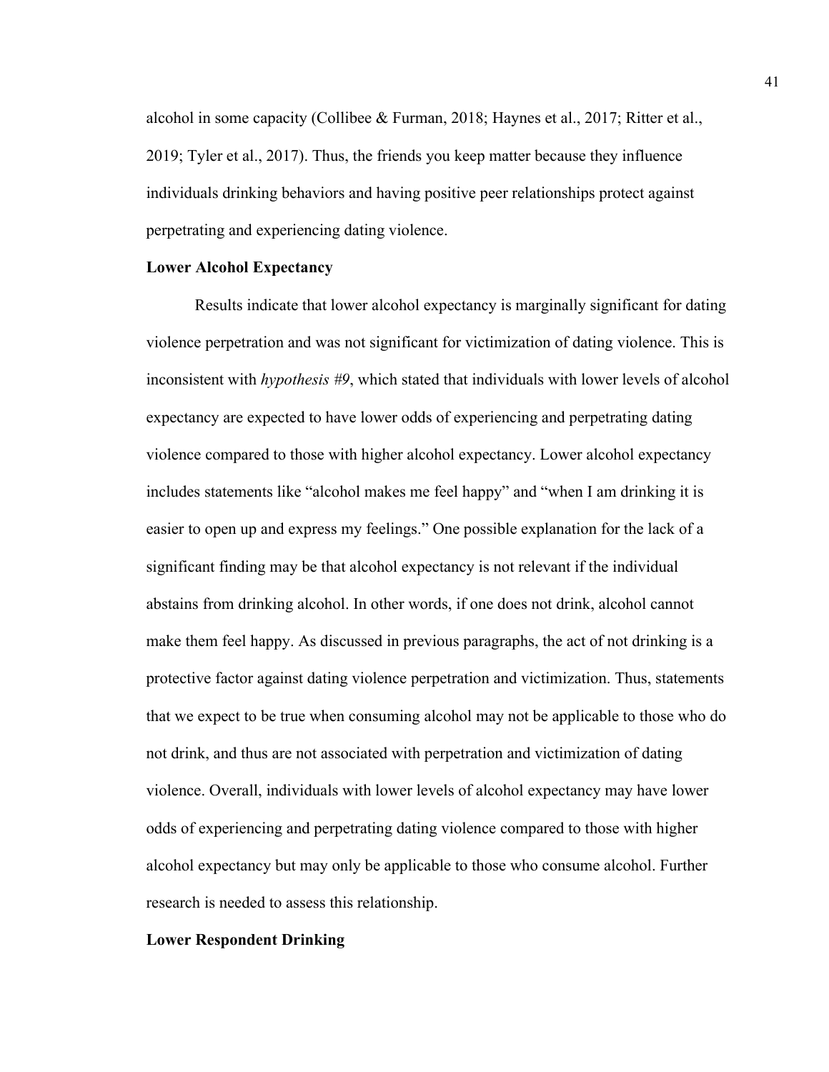alcohol in some capacity (Collibee & Furman, 2018; Haynes et al., 2017; Ritter et al., 2019; Tyler et al., 2017). Thus, the friends you keep matter because they influence individuals drinking behaviors and having positive peer relationships protect against perpetrating and experiencing dating violence.

**Lower Alcohol Expectancy**

Results indicate that lower alcohol expectancy is marginally significant for dating violence perpetration and was not significant for victimization of dating violence. This is inconsistent with *hypothesis #9*, which stated that individuals with lower levels of alcohol expectancy are expected to have lower odds of experiencing and perpetrating dating violence compared to those with higher alcohol expectancy. Lower alcohol expectancy includes statements like "alcohol makes me feel happy" and "when I am drinking it is easier to open up and express my feelings." One possible explanation for the lack of a significant finding may be that alcohol expectancy is not relevant if the individual abstains from drinking alcohol. In other words, if one does not drink, alcohol cannot make them feel happy. As discussed in previous paragraphs, the act of not drinking is a protective factor against dating violence perpetration and victimization. Thus, statements that we expect to be true when consuming alcohol may not be applicable to those who do not drink, and thus are not associated with perpetration and victimization of dating violence. Overall, individuals with lower levels of alcohol expectancy may have lower odds of experiencing and perpetrating dating violence compared to those with higher alcohol expectancy but may only be applicable to those who consume alcohol. Further research is needed to assess this relationship.

**Lower Respondent Drinking**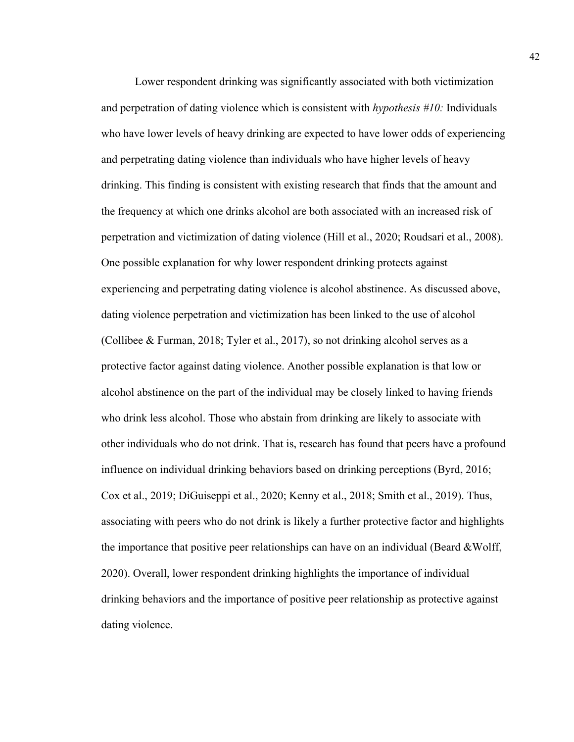Lower respondent drinking was significantly associated with both victimization and perpetration of dating violence which is consistent with *hypothesis #10:* Individuals who have lower levels of heavy drinking are expected to have lower odds of experiencing and perpetrating dating violence than individuals who have higher levels of heavy drinking. This finding is consistent with existing research that finds that the amount and the frequency at which one drinks alcohol are both associated with an increased risk of perpetration and victimization of dating violence (Hill et al., 2020; Roudsari et al., 2008). One possible explanation for why lower respondent drinking protects against experiencing and perpetrating dating violence is alcohol abstinence. As discussed above, dating violence perpetration and victimization has been linked to the use of alcohol (Collibee & Furman, 2018; Tyler et al., 2017), so not drinking alcohol serves as a protective factor against dating violence. Another possible explanation is that low or alcohol abstinence on the part of the individual may be closely linked to having friends who drink less alcohol. Those who abstain from drinking are likely to associate with other individuals who do not drink. That is, research has found that peers have a profound influence on individual drinking behaviors based on drinking perceptions (Byrd, 2016; Cox et al., 2019; DiGuiseppi et al., 2020; Kenny et al., 2018; Smith et al., 2019). Thus, associating with peers who do not drink is likely a further protective factor and highlights the importance that positive peer relationships can have on an individual (Beard &Wolff, 2020). Overall, lower respondent drinking highlights the importance of individual drinking behaviors and the importance of positive peer relationship as protective against dating violence.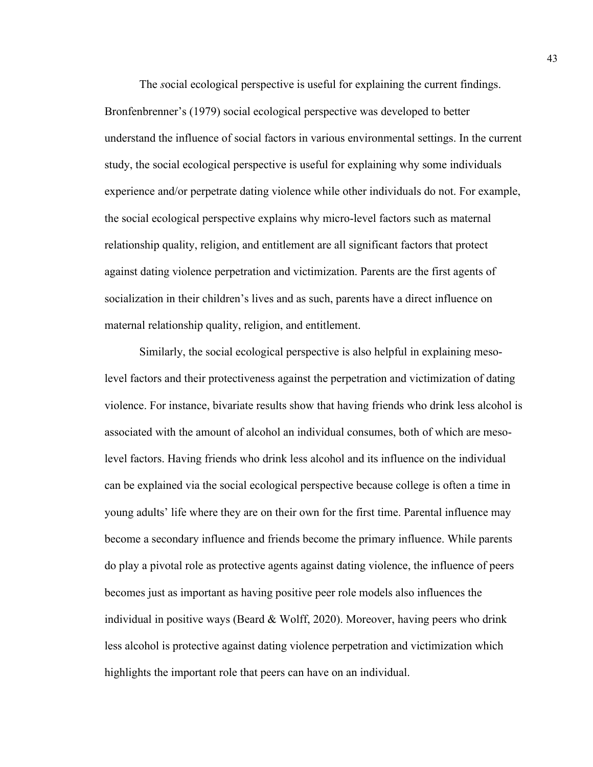The *s*ocial ecological perspective is useful for explaining the current findings. Bronfenbrenner's (1979) social ecological perspective was developed to better understand the influence of social factors in various environmental settings. In the current study, the social ecological perspective is useful for explaining why some individuals experience and/or perpetrate dating violence while other individuals do not. For example, the social ecological perspective explains why micro-level factors such as maternal relationship quality, religion, and entitlement are all significant factors that protect against dating violence perpetration and victimization. Parents are the first agents of socialization in their children's lives and as such, parents have a direct influence on maternal relationship quality, religion, and entitlement.

Similarly, the social ecological perspective is also helpful in explaining meso-level factors and their protectiveness against the perpetration and victimization of dating violence. For instance, bivariate results show that having friends who drink less alcohol is associated with the amount of alcohol an individual consumes, both of which are meso-level factors. Having friends who drink less alcohol and its influence on the individual can be explained via the social ecological perspective because college is often a time in young adults' life where they are on their own for the first time. Parental influence may become a secondary influence and friends become the primary influence. While parents do play a pivotal role as protective agents against dating violence, the influence of peers becomes just as important as having positive peer role models also influences the individual in positive ways (Beard & Wolff, 2020). Moreover, having peers who drink less alcohol is protective against dating violence perpetration and victimization which highlights the important role that peers can have on an individual.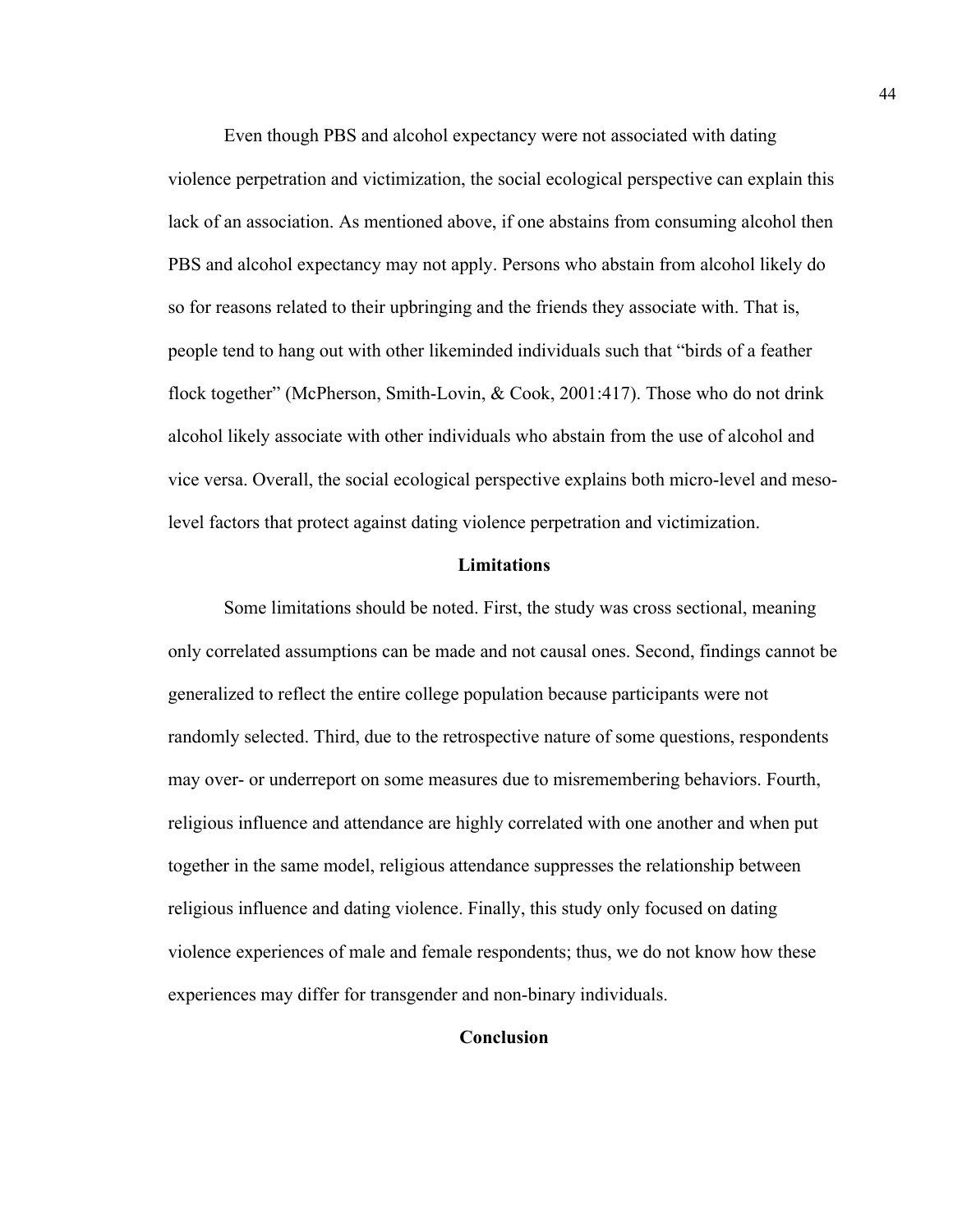Even though PBS and alcohol expectancy were not associated with dating violence perpetration and victimization, the social ecological perspective can explain this lack of an association. As mentioned above, if one abstains from consuming alcohol then PBS and alcohol expectancy may not apply. Persons who abstain from alcohol likely do so for reasons related to their upbringing and the friends they associate with. That is, people tend to hang out with other likeminded individuals such that "birds of a feather flock together" (McPherson, Smith-Lovin, & Cook, 2001:417). Those who do not drink alcohol likely associate with other individuals who abstain from the use of alcohol and vice versa. Overall, the social ecological perspective explains both micro-level and meso-level factors that protect against dating violence perpetration and victimization.

## Limitations

Some limitations should be noted. First, the study was cross sectional, meaning only correlated assumptions can be made and not causal ones. Second, findings cannot be generalized to reflect the entire college population because participants were not randomly selected. Third, due to the retrospective nature of some questions, respondents may over- or underreport on some measures due to misremembering behaviors. Fourth, religious influence and attendance are highly correlated with one another and when put together in the same model, religious attendance suppresses the relationship between religious influence and dating violence. Finally, this study only focused on dating violence experiences of male and female respondents; thus, we do not know how these experiences may differ for transgender and non-binary individuals.

## Conclusion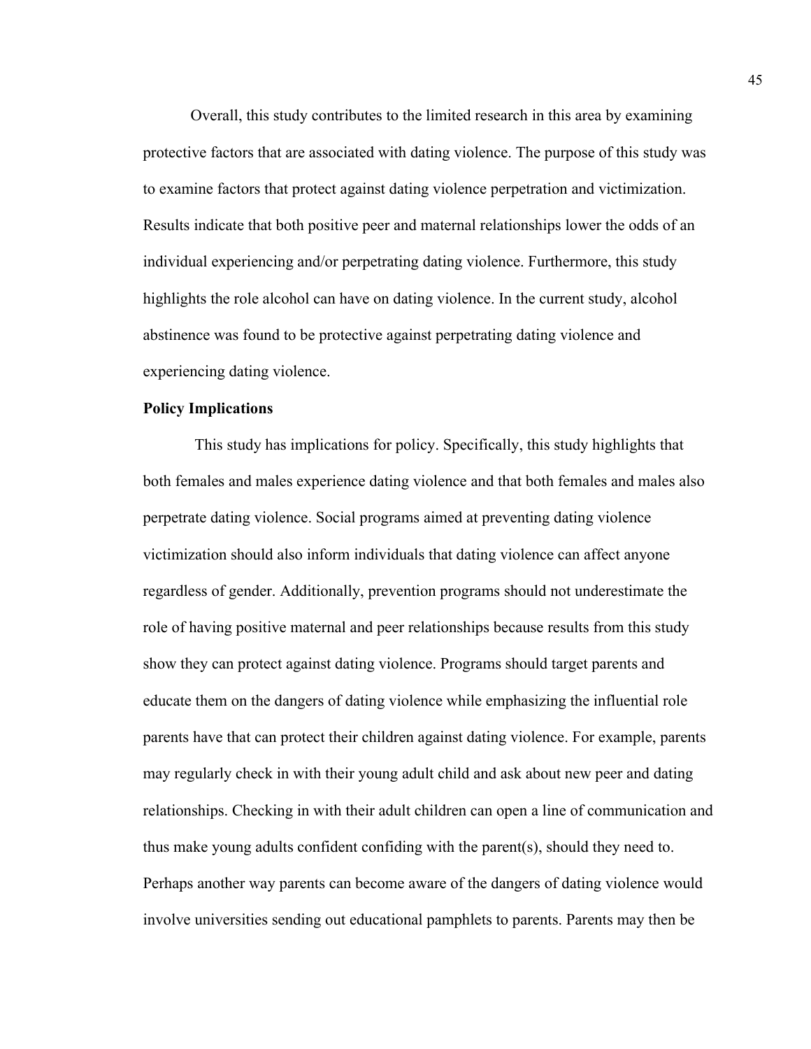Overall, this study contributes to the limited research in this area by examining protective factors that are associated with dating violence. The purpose of this study was to examine factors that protect against dating violence perpetration and victimization. Results indicate that both positive peer and maternal relationships lower the odds of an individual experiencing and/or perpetrating dating violence. Furthermore, this study highlights the role alcohol can have on dating violence. In the current study, alcohol abstinence was found to be protective against perpetrating dating violence and experiencing dating violence.

**Policy Implications**

This study has implications for policy. Specifically, this study highlights that both females and males experience dating violence and that both females and males also perpetrate dating violence. Social programs aimed at preventing dating violence victimization should also inform individuals that dating violence can affect anyone regardless of gender. Additionally, prevention programs should not underestimate the role of having positive maternal and peer relationships because results from this study show they can protect against dating violence. Programs should target parents and educate them on the dangers of dating violence while emphasizing the influential role parents have that can protect their children against dating violence. For example, parents may regularly check in with their young adult child and ask about new peer and dating relationships. Checking in with their adult children can open a line of communication and thus make young adults confident confiding with the parent(s), should they need to. Perhaps another way parents can become aware of the dangers of dating violence would involve universities sending out educational pamphlets to parents. Parents may then be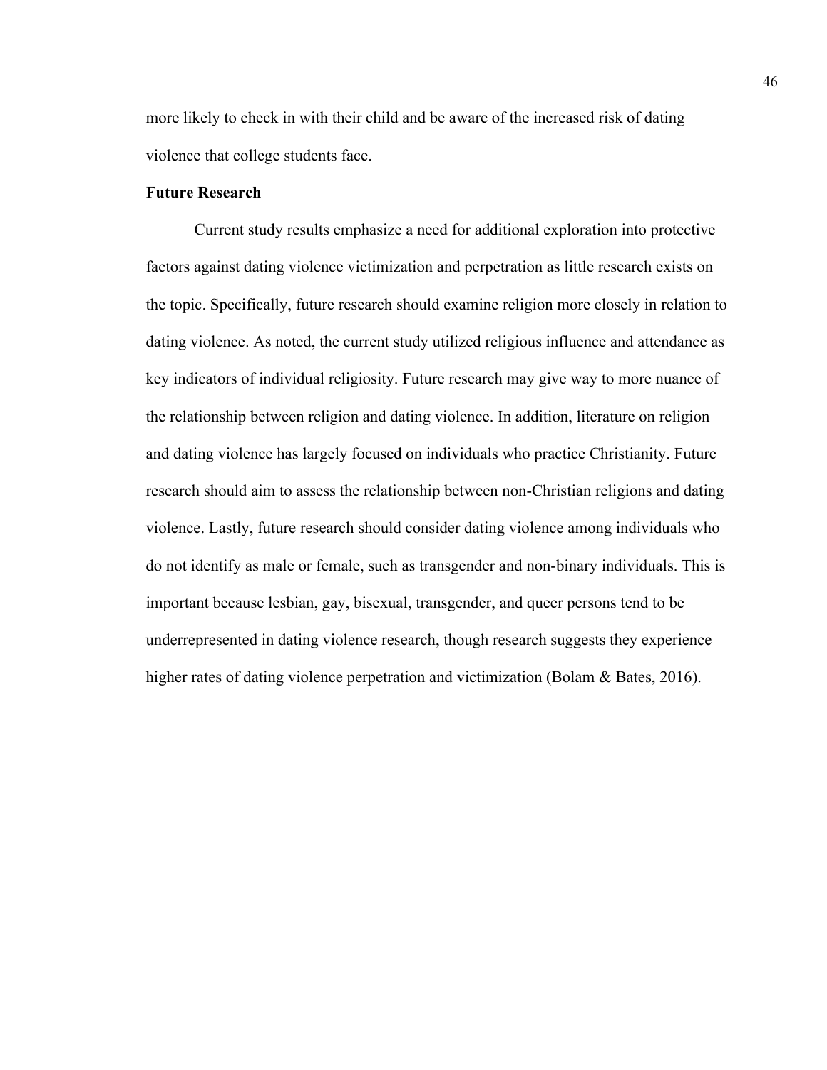more likely to check in with their child and be aware of the increased risk of dating violence that college students face.

### Future Research

Current study results emphasize a need for additional exploration into protective factors against dating violence victimization and perpetration as little research exists on the topic. Specifically, future research should examine religion more closely in relation to dating violence. As noted, the current study utilized religious influence and attendance as key indicators of individual religiosity. Future research may give way to more nuance of the relationship between religion and dating violence. In addition, literature on religion and dating violence has largely focused on individuals who practice Christianity. Future research should aim to assess the relationship between non-Christian religions and dating violence. Lastly, future research should consider dating violence among individuals who do not identify as male or female, such as transgender and non-binary individuals. This is important because lesbian, gay, bisexual, transgender, and queer persons tend to be underrepresented in dating violence research, though research suggests they experience higher rates of dating violence perpetration and victimization (Bolam & Bates, 2016).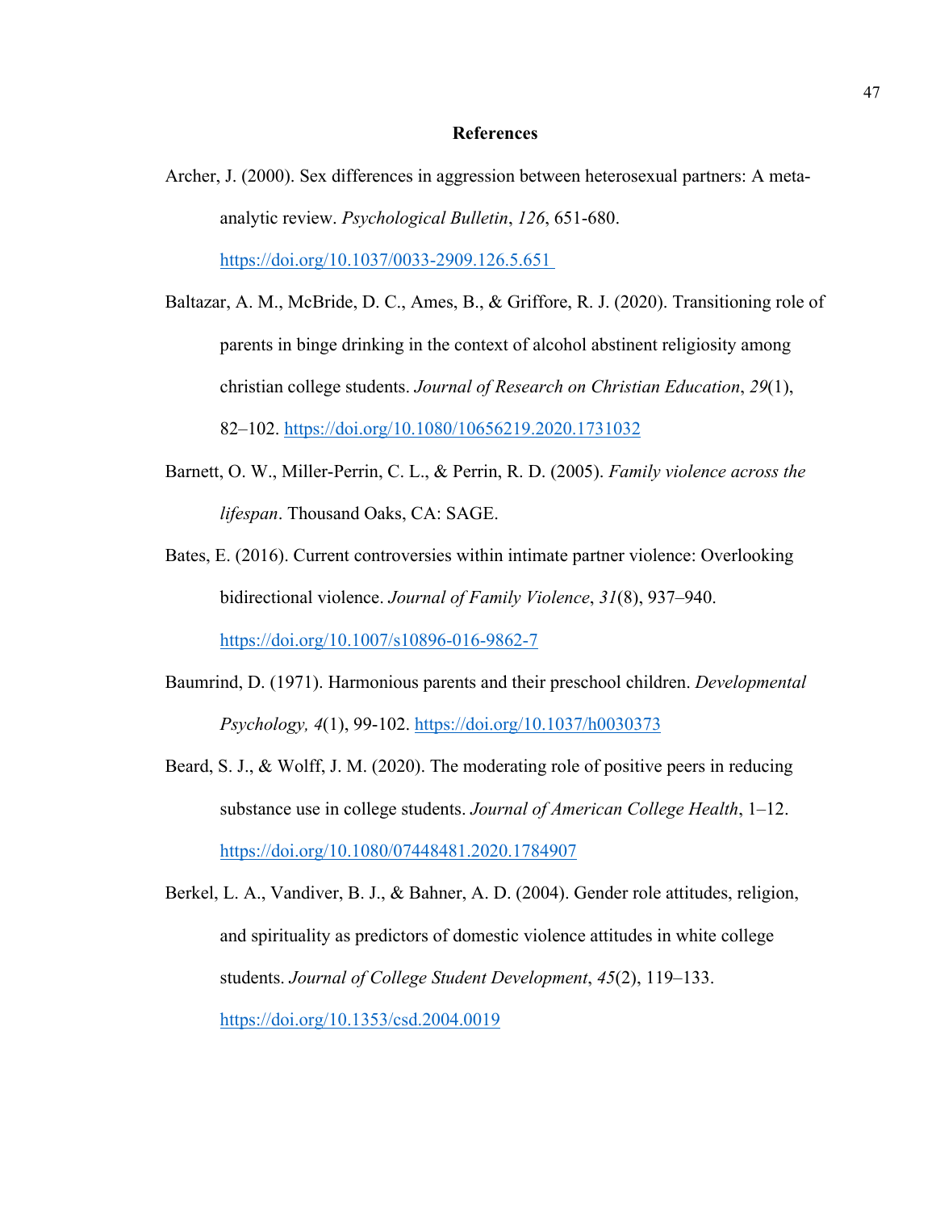# References

Archer, J. (2000). Sex differences in aggression between heterosexual partners: A meta-analytic review. *Psychological Bulletin*, *126*, 651-680. https://doi.org/10.1037/0033-2909.126.5.651

Baltazar, A. M., McBride, D. C., Ames, B., & Griffore, R. J. (2020). Transitioning role of parents in binge drinking in the context of alcohol abstinent religiosity among christian college students. *Journal of Research on Christian Education*, *29*(1), 82–102. https://doi.org/10.1080/10656219.2020.1731032

Barnett, O. W., Miller-Perrin, C. L., & Perrin, R. D. (2005). *Family violence across the lifespan*. Thousand Oaks, CA: SAGE.

Bates, E. (2016). Current controversies within intimate partner violence: Overlooking bidirectional violence. *Journal of Family Violence*, *31*(8), 937–940. https://doi.org/10.1007/s10896-016-9862-7

Baumrind, D. (1971). Harmonious parents and their preschool children. *Developmental Psychology, 4*(1), 99-102. https://doi.org/10.1037/h0030373

Beard, S. J., & Wolff, J. M. (2020). The moderating role of positive peers in reducing substance use in college students. *Journal of American College Health*, 1–12. https://doi.org/10.1080/07448481.2020.1784907

Berkel, L. A., Vandiver, B. J., & Bahner, A. D. (2004). Gender role attitudes, religion, and spirituality as predictors of domestic violence attitudes in white college students. *Journal of College Student Development*, *45*(2), 119–133. https://doi.org/10.1353/csd.2004.0019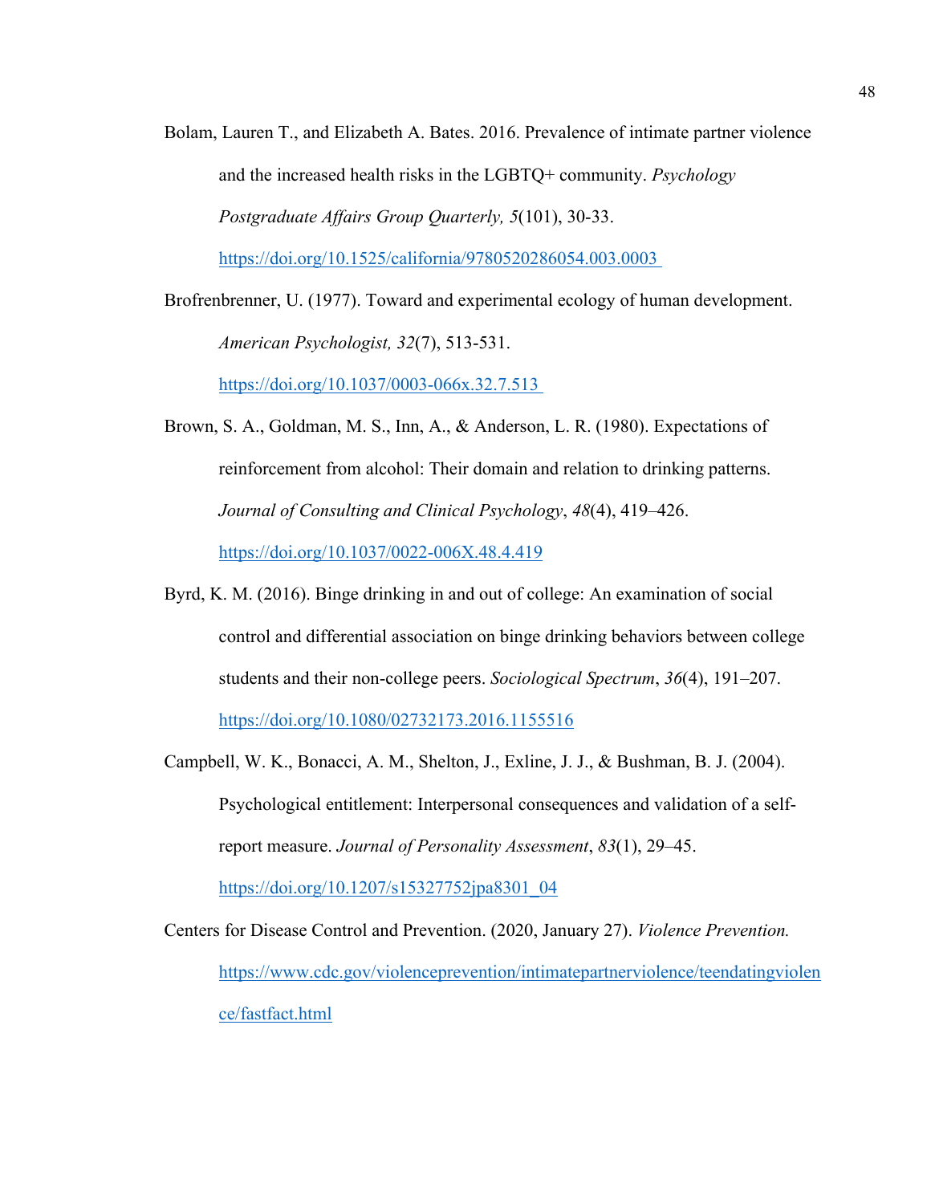Bolam, Lauren T., and Elizabeth A. Bates. 2016. Prevalence of intimate partner violence and the increased health risks in the LGBTQ+ community. *Psychology Postgraduate Affairs Group Quarterly, 5*(101), 30-33. https://doi.org/10.1525/california/9780520286054.003.0003

Brofrenbrenner, U. (1977). Toward and experimental ecology of human development. *American Psychologist, 32*(7), 513-531. https://doi.org/10.1037/0003-066x.32.7.513

Brown, S. A., Goldman, M. S., Inn, A., & Anderson, L. R. (1980). Expectations of reinforcement from alcohol: Their domain and relation to drinking patterns. *Journal of Consulting and Clinical Psychology*, *48*(4), 419–426. https://doi.org/10.1037/0022-006X.48.4.419

Byrd, K. M. (2016). Binge drinking in and out of college: An examination of social control and differential association on binge drinking behaviors between college students and their non-college peers. *Sociological Spectrum*, *36*(4), 191–207. https://doi.org/10.1080/02732173.2016.1155516

Campbell, W. K., Bonacci, A. M., Shelton, J., Exline, J. J., & Bushman, B. J. (2004). Psychological entitlement: Interpersonal consequences and validation of a self-report measure. *Journal of Personality Assessment*, *83*(1), 29–45. https://doi.org/10.1207/s15327752jpa8301_04

Centers for Disease Control and Prevention. (2020, January 27). *Violence Prevention.* https://www.cdc.gov/violenceprevention/intimatepartnerviolence/teendatingviolence/fastfact.html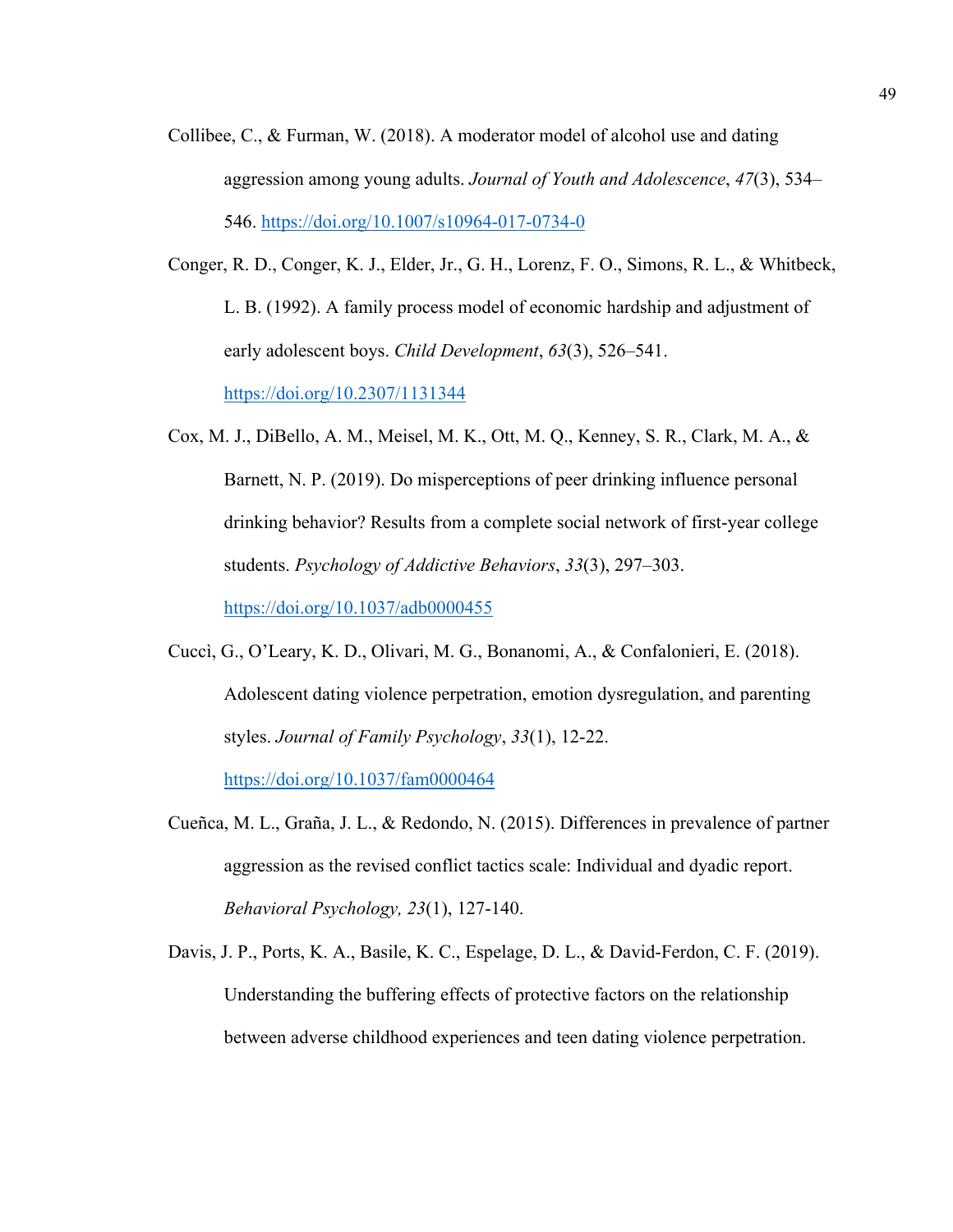Collibee, C., & Furman, W. (2018). A moderator model of alcohol use and dating aggression among young adults. *Journal of Youth and Adolescence*, *47*(3), 534–546. https://doi.org/10.1007/s10964-017-0734-0

Conger, R. D., Conger, K. J., Elder, Jr., G. H., Lorenz, F. O., Simons, R. L., & Whitbeck, L. B. (1992). A family process model of economic hardship and adjustment of early adolescent boys. *Child Development*, *63*(3), 526–541. https://doi.org/10.2307/1131344

Cox, M. J., DiBello, A. M., Meisel, M. K., Ott, M. Q., Kenney, S. R., Clark, M. A., & Barnett, N. P. (2019). Do misperceptions of peer drinking influence personal drinking behavior? Results from a complete social network of first-year college students. *Psychology of Addictive Behaviors*, *33*(3), 297–303. https://doi.org/10.1037/adb0000455

Cuccì, G., O'Leary, K. D., Olivari, M. G., Bonanomi, A., & Confalonieri, E. (2018). Adolescent dating violence perpetration, emotion dysregulation, and parenting styles. *Journal of Family Psychology*, *33*(1), 12-22. https://doi.org/10.1037/fam0000464

Cueñca, M. L., Graña, J. L., & Redondo, N. (2015). Differences in prevalence of partner aggression as the revised conflict tactics scale: Individual and dyadic report. *Behavioral Psychology, 23*(1), 127-140.

Davis, J. P., Ports, K. A., Basile, K. C., Espelage, D. L., & David-Ferdon, C. F. (2019). Understanding the buffering effects of protective factors on the relationship between adverse childhood experiences and teen dating violence perpetration.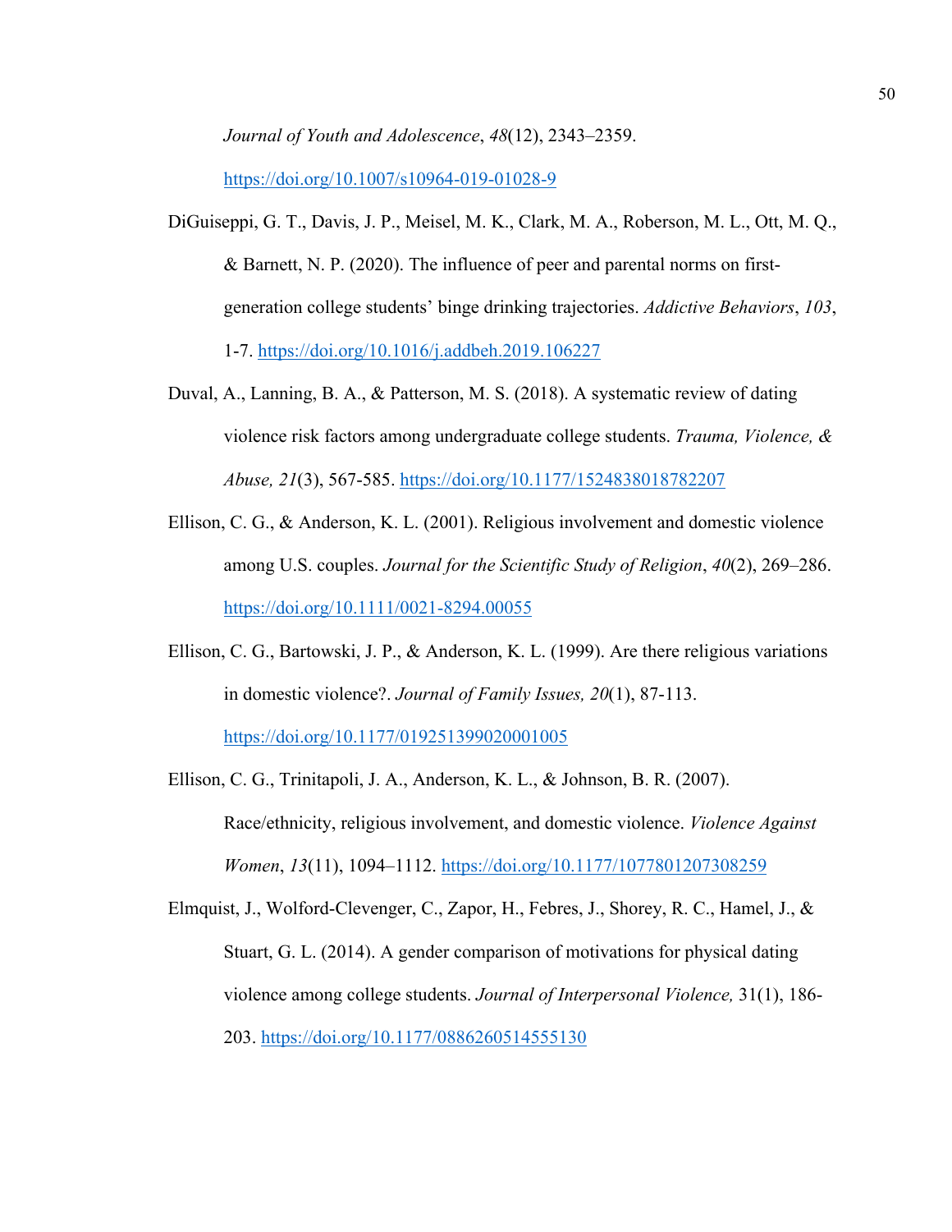*Journal of Youth and Adolescence*, *48*(12), 2343–2359. https://doi.org/10.1007/s10964-019-01028-9

DiGuiseppi, G. T., Davis, J. P., Meisel, M. K., Clark, M. A., Roberson, M. L., Ott, M. Q., & Barnett, N. P. (2020). The influence of peer and parental norms on first-generation college students' binge drinking trajectories. *Addictive Behaviors*, *103*, 1-7. https://doi.org/10.1016/j.addbeh.2019.106227

Duval, A., Lanning, B. A., & Patterson, M. S. (2018). A systematic review of dating violence risk factors among undergraduate college students. *Trauma, Violence, & Abuse, 21*(3), 567-585. https://doi.org/10.1177/1524838018782207

Ellison, C. G., & Anderson, K. L. (2001). Religious involvement and domestic violence among U.S. couples. *Journal for the Scientific Study of Religion*, *40*(2), 269–286. https://doi.org/10.1111/0021-8294.00055

Ellison, C. G., Bartowski, J. P., & Anderson, K. L. (1999). Are there religious variations in domestic violence?. *Journal of Family Issues, 20*(1), 87-113. https://doi.org/10.1177/019251399020001005

Ellison, C. G., Trinitapoli, J. A., Anderson, K. L., & Johnson, B. R. (2007). Race/ethnicity, religious involvement, and domestic violence. *Violence Against Women*, *13*(11), 1094–1112. https://doi.org/10.1177/1077801207308259

Elmquist, J., Wolford-Clevenger, C., Zapor, H., Febres, J., Shorey, R. C., Hamel, J., & Stuart, G. L. (2014). A gender comparison of motivations for physical dating violence among college students. *Journal of Interpersonal Violence,* 31(1), 186-203. https://doi.org/10.1177/0886260514555130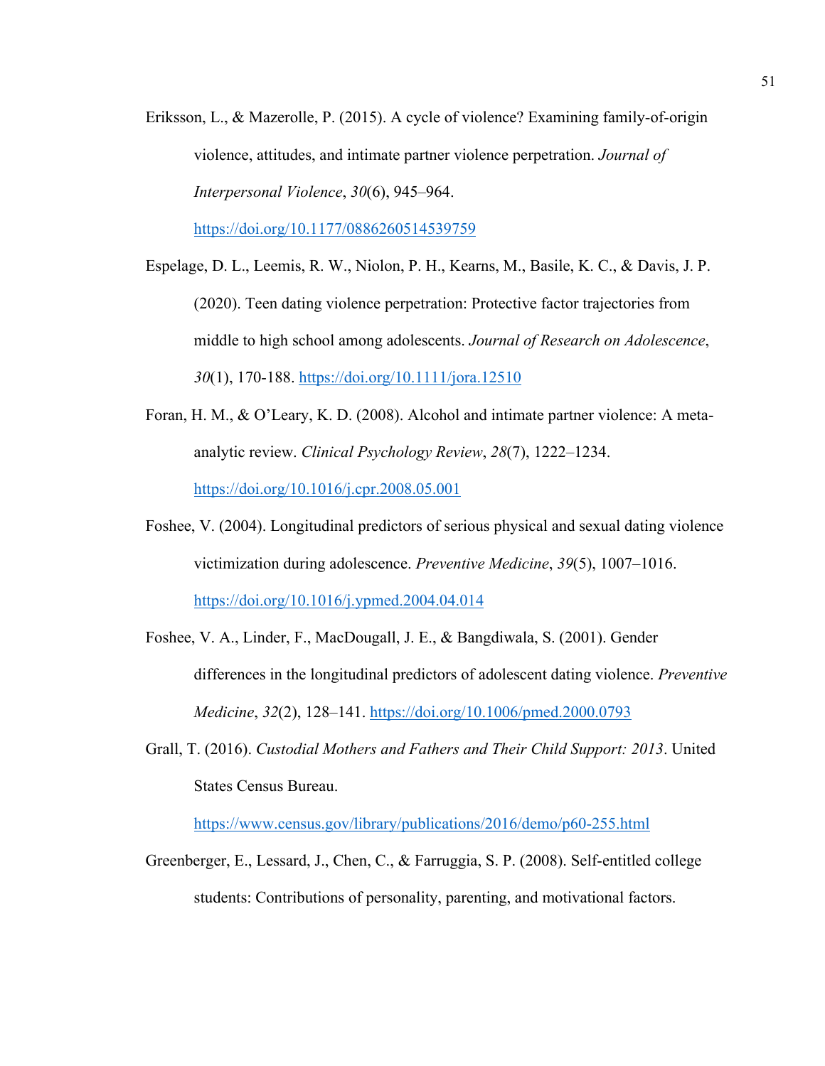Eriksson, L., & Mazerolle, P. (2015). A cycle of violence? Examining family-of-origin violence, attitudes, and intimate partner violence perpetration. *Journal of Interpersonal Violence*, *30*(6), 945–964. https://doi.org/10.1177/0886260514539759

Espelage, D. L., Leemis, R. W., Niolon, P. H., Kearns, M., Basile, K. C., & Davis, J. P. (2020). Teen dating violence perpetration: Protective factor trajectories from middle to high school among adolescents. *Journal of Research on Adolescence*, *30*(1), 170-188. https://doi.org/10.1111/jora.12510

Foran, H. M., & O'Leary, K. D. (2008). Alcohol and intimate partner violence: A meta-analytic review. *Clinical Psychology Review*, *28*(7), 1222–1234. https://doi.org/10.1016/j.cpr.2008.05.001

Foshee, V. (2004). Longitudinal predictors of serious physical and sexual dating violence victimization during adolescence. *Preventive Medicine*, *39*(5), 1007–1016. https://doi.org/10.1016/j.ypmed.2004.04.014

Foshee, V. A., Linder, F., MacDougall, J. E., & Bangdiwala, S. (2001). Gender differences in the longitudinal predictors of adolescent dating violence. *Preventive Medicine*, *32*(2), 128–141. https://doi.org/10.1006/pmed.2000.0793

Grall, T. (2016). *Custodial Mothers and Fathers and Their Child Support: 2013*. United States Census Bureau. https://www.census.gov/library/publications/2016/demo/p60-255.html

Greenberger, E., Lessard, J., Chen, C., & Farruggia, S. P. (2008). Self-entitled college students: Contributions of personality, parenting, and motivational factors.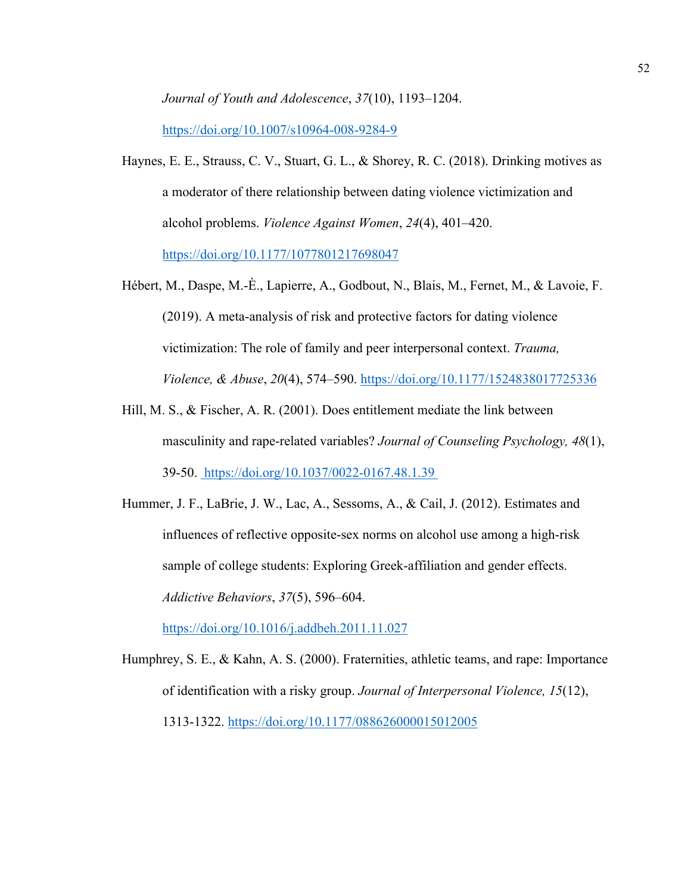*Journal of Youth and Adolescence*, *37*(10), 1193–1204. https://doi.org/10.1007/s10964-008-9284-9

Haynes, E. E., Strauss, C. V., Stuart, G. L., & Shorey, R. C. (2018). Drinking motives as a moderator of there relationship between dating violence victimization and alcohol problems. *Violence Against Women*, *24*(4), 401–420. https://doi.org/10.1177/1077801217698047

Hébert, M., Daspe, M.-È., Lapierre, A., Godbout, N., Blais, M., Fernet, M., & Lavoie, F. (2019). A meta-analysis of risk and protective factors for dating violence victimization: The role of family and peer interpersonal context. *Trauma, Violence, & Abuse*, *20*(4), 574–590. https://doi.org/10.1177/1524838017725336

Hill, M. S., & Fischer, A. R. (2001). Does entitlement mediate the link between masculinity and rape-related variables? *Journal of Counseling Psychology, 48*(1), 39-50. https://doi.org/10.1037/0022-0167.48.1.39

Hummer, J. F., LaBrie, J. W., Lac, A., Sessoms, A., & Cail, J. (2012). Estimates and influences of reflective opposite-sex norms on alcohol use among a high-risk sample of college students: Exploring Greek-affiliation and gender effects. *Addictive Behaviors*, *37*(5), 596–604. https://doi.org/10.1016/j.addbeh.2011.11.027

Humphrey, S. E., & Kahn, A. S. (2000). Fraternities, athletic teams, and rape: Importance of identification with a risky group. *Journal of Interpersonal Violence, 15*(12), 1313-1322. https://doi.org/10.1177/088626000015012005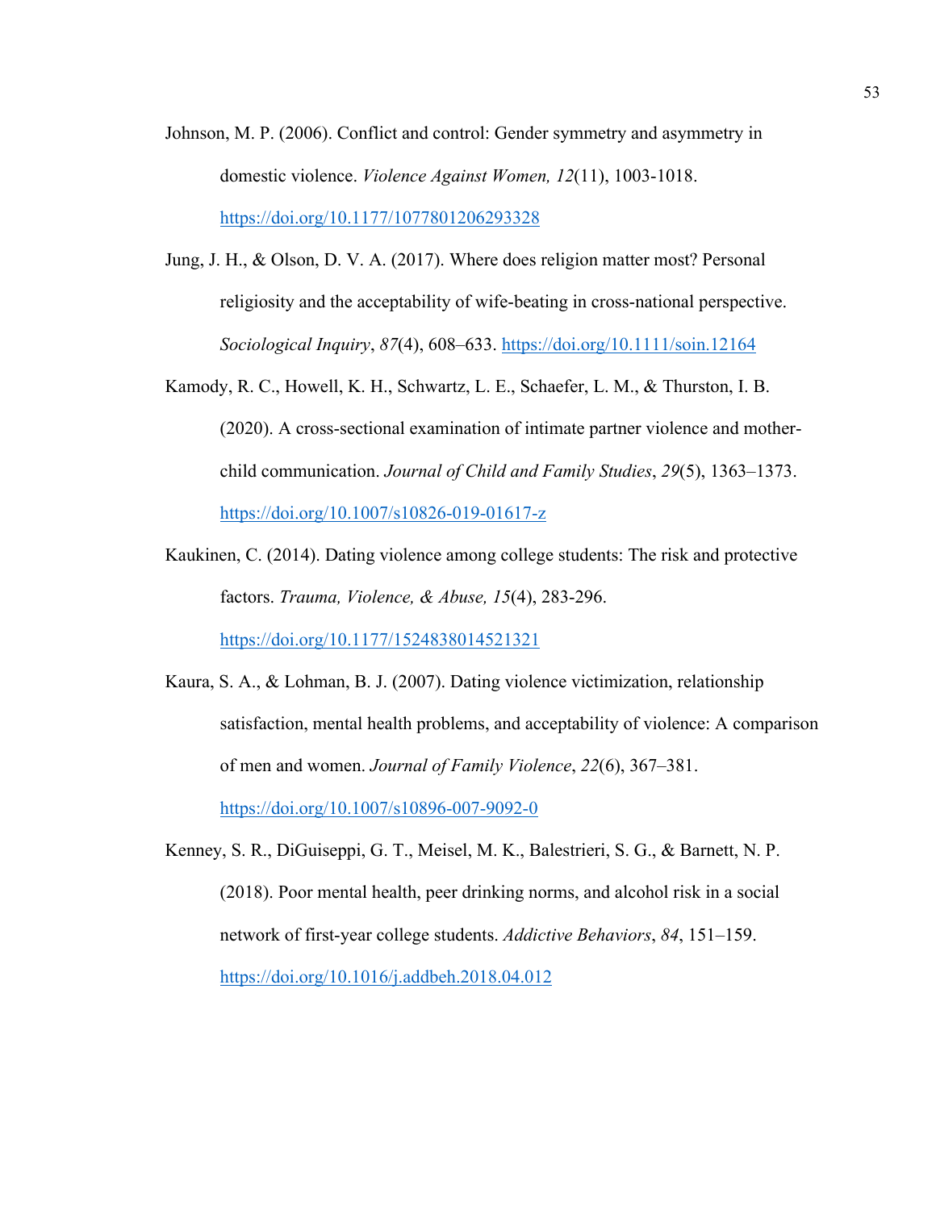Johnson, M. P. (2006). Conflict and control: Gender symmetry and asymmetry in domestic violence. *Violence Against Women, 12*(11), 1003-1018. https://doi.org/10.1177/1077801206293328

Jung, J. H., & Olson, D. V. A. (2017). Where does religion matter most? Personal religiosity and the acceptability of wife-beating in cross-national perspective. *Sociological Inquiry*, *87*(4), 608–633. https://doi.org/10.1111/soin.12164

Kamody, R. C., Howell, K. H., Schwartz, L. E., Schaefer, L. M., & Thurston, I. B. (2020). A cross-sectional examination of intimate partner violence and mother-child communication. *Journal of Child and Family Studies*, *29*(5), 1363–1373. https://doi.org/10.1007/s10826-019-01617-z

Kaukinen, C. (2014). Dating violence among college students: The risk and protective factors. *Trauma, Violence, & Abuse, 15*(4), 283-296. https://doi.org/10.1177/1524838014521321

Kaura, S. A., & Lohman, B. J. (2007). Dating violence victimization, relationship satisfaction, mental health problems, and acceptability of violence: A comparison of men and women. *Journal of Family Violence*, *22*(6), 367–381. https://doi.org/10.1007/s10896-007-9092-0

Kenney, S. R., DiGuiseppi, G. T., Meisel, M. K., Balestrieri, S. G., & Barnett, N. P. (2018). Poor mental health, peer drinking norms, and alcohol risk in a social network of first-year college students. *Addictive Behaviors*, *84*, 151–159. https://doi.org/10.1016/j.addbeh.2018.04.012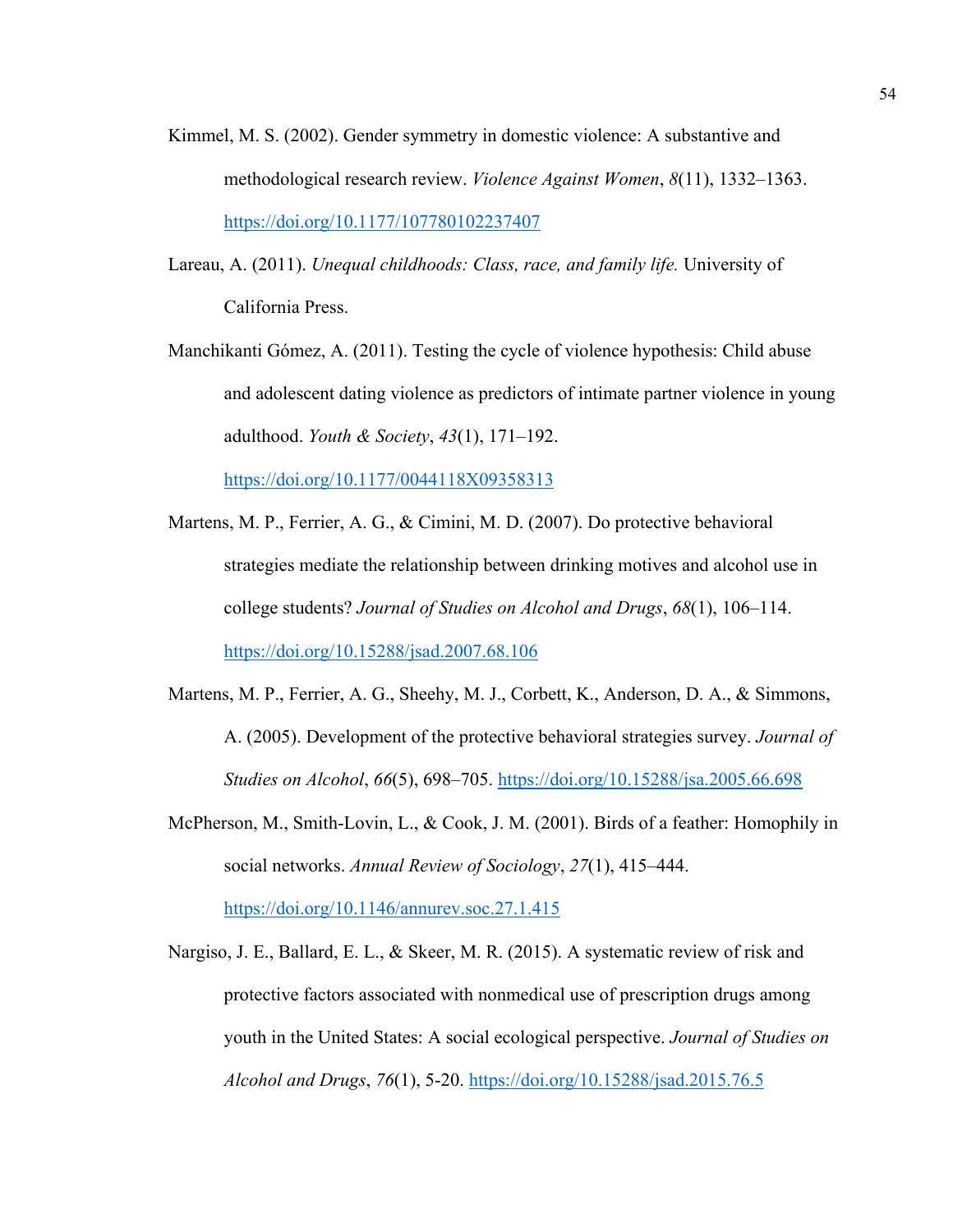Kimmel, M. S. (2002). Gender symmetry in domestic violence: A substantive and methodological research review. *Violence Against Women*, *8*(11), 1332–1363. https://doi.org/10.1177/107780102237407

Lareau, A. (2011). *Unequal childhoods: Class, race, and family life.* University of California Press.

Manchikanti Gómez, A. (2011). Testing the cycle of violence hypothesis: Child abuse and adolescent dating violence as predictors of intimate partner violence in young adulthood. *Youth & Society*, *43*(1), 171–192. https://doi.org/10.1177/0044118X09358313

Martens, M. P., Ferrier, A. G., & Cimini, M. D. (2007). Do protective behavioral strategies mediate the relationship between drinking motives and alcohol use in college students? *Journal of Studies on Alcohol and Drugs*, *68*(1), 106–114. https://doi.org/10.15288/jsad.2007.68.106

Martens, M. P., Ferrier, A. G., Sheehy, M. J., Corbett, K., Anderson, D. A., & Simmons, A. (2005). Development of the protective behavioral strategies survey. *Journal of Studies on Alcohol*, *66*(5), 698–705. https://doi.org/10.15288/jsa.2005.66.698

McPherson, M., Smith-Lovin, L., & Cook, J. M. (2001). Birds of a feather: Homophily in social networks. *Annual Review of Sociology*, *27*(1), 415–444. https://doi.org/10.1146/annurev.soc.27.1.415

Nargiso, J. E., Ballard, E. L., & Skeer, M. R. (2015). A systematic review of risk and protective factors associated with nonmedical use of prescription drugs among youth in the United States: A social ecological perspective. *Journal of Studies on Alcohol and Drugs*, *76*(1), 5-20. https://doi.org/10.15288/jsad.2015.76.5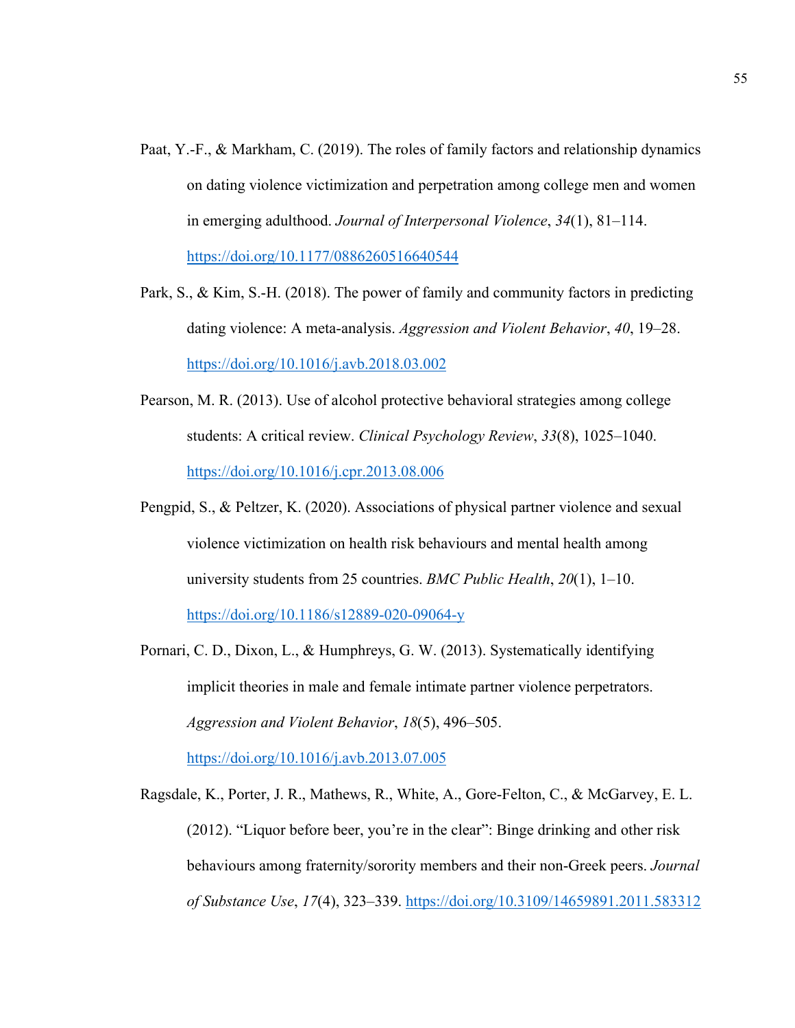Paat, Y.-F., & Markham, C. (2019). The roles of family factors and relationship dynamics on dating violence victimization and perpetration among college men and women in emerging adulthood. *Journal of Interpersonal Violence*, *34*(1), 81–114. https://doi.org/10.1177/0886260516640544

Park, S., & Kim, S.-H. (2018). The power of family and community factors in predicting dating violence: A meta-analysis. *Aggression and Violent Behavior*, *40*, 19–28. https://doi.org/10.1016/j.avb.2018.03.002

Pearson, M. R. (2013). Use of alcohol protective behavioral strategies among college students: A critical review. *Clinical Psychology Review*, *33*(8), 1025–1040. https://doi.org/10.1016/j.cpr.2013.08.006

Pengpid, S., & Peltzer, K. (2020). Associations of physical partner violence and sexual violence victimization on health risk behaviours and mental health among university students from 25 countries. *BMC Public Health*, *20*(1), 1–10. https://doi.org/10.1186/s12889-020-09064-y

Pornari, C. D., Dixon, L., & Humphreys, G. W. (2013). Systematically identifying implicit theories in male and female intimate partner violence perpetrators. *Aggression and Violent Behavior*, *18*(5), 496–505. https://doi.org/10.1016/j.avb.2013.07.005

Ragsdale, K., Porter, J. R., Mathews, R., White, A., Gore-Felton, C., & McGarvey, E. L. (2012). "Liquor before beer, you're in the clear": Binge drinking and other risk behaviours among fraternity/sorority members and their non-Greek peers. *Journal of Substance Use*, *17*(4), 323–339. https://doi.org/10.3109/14659891.2011.583312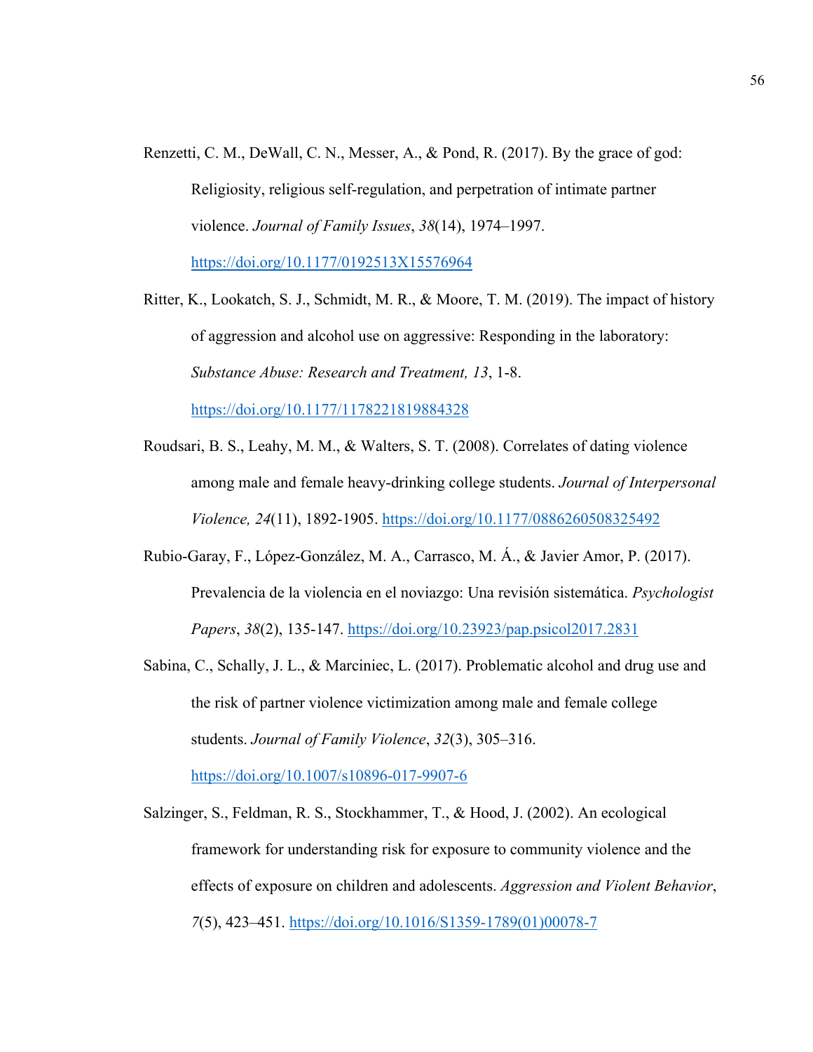Renzetti, C. M., DeWall, C. N., Messer, A., & Pond, R. (2017). By the grace of god: Religiosity, religious self-regulation, and perpetration of intimate partner violence. *Journal of Family Issues*, *38*(14), 1974–1997. https://doi.org/10.1177/0192513X15576964

Ritter, K., Lookatch, S. J., Schmidt, M. R., & Moore, T. M. (2019). The impact of history of aggression and alcohol use on aggressive: Responding in the laboratory: *Substance Abuse: Research and Treatment, 13*, 1-8. https://doi.org/10.1177/1178221819884328

Roudsari, B. S., Leahy, M. M., & Walters, S. T. (2008). Correlates of dating violence among male and female heavy-drinking college students. *Journal of Interpersonal Violence, 24*(11), 1892-1905. https://doi.org/10.1177/0886260508325492

Rubio-Garay, F., López-González, M. A., Carrasco, M. Á., & Javier Amor, P. (2017). Prevalencia de la violencia en el noviazgo: Una revisión sistemática. *Psychologist Papers*, *38*(2), 135-147. https://doi.org/10.23923/pap.psicol2017.2831

Sabina, C., Schally, J. L., & Marciniec, L. (2017). Problematic alcohol and drug use and the risk of partner violence victimization among male and female college students. *Journal of Family Violence*, *32*(3), 305–316. https://doi.org/10.1007/s10896-017-9907-6

Salzinger, S., Feldman, R. S., Stockhammer, T., & Hood, J. (2002). An ecological framework for understanding risk for exposure to community violence and the effects of exposure on children and adolescents. *Aggression and Violent Behavior*, *7*(5), 423–451. https://doi.org/10.1016/S1359-1789(01)00078-7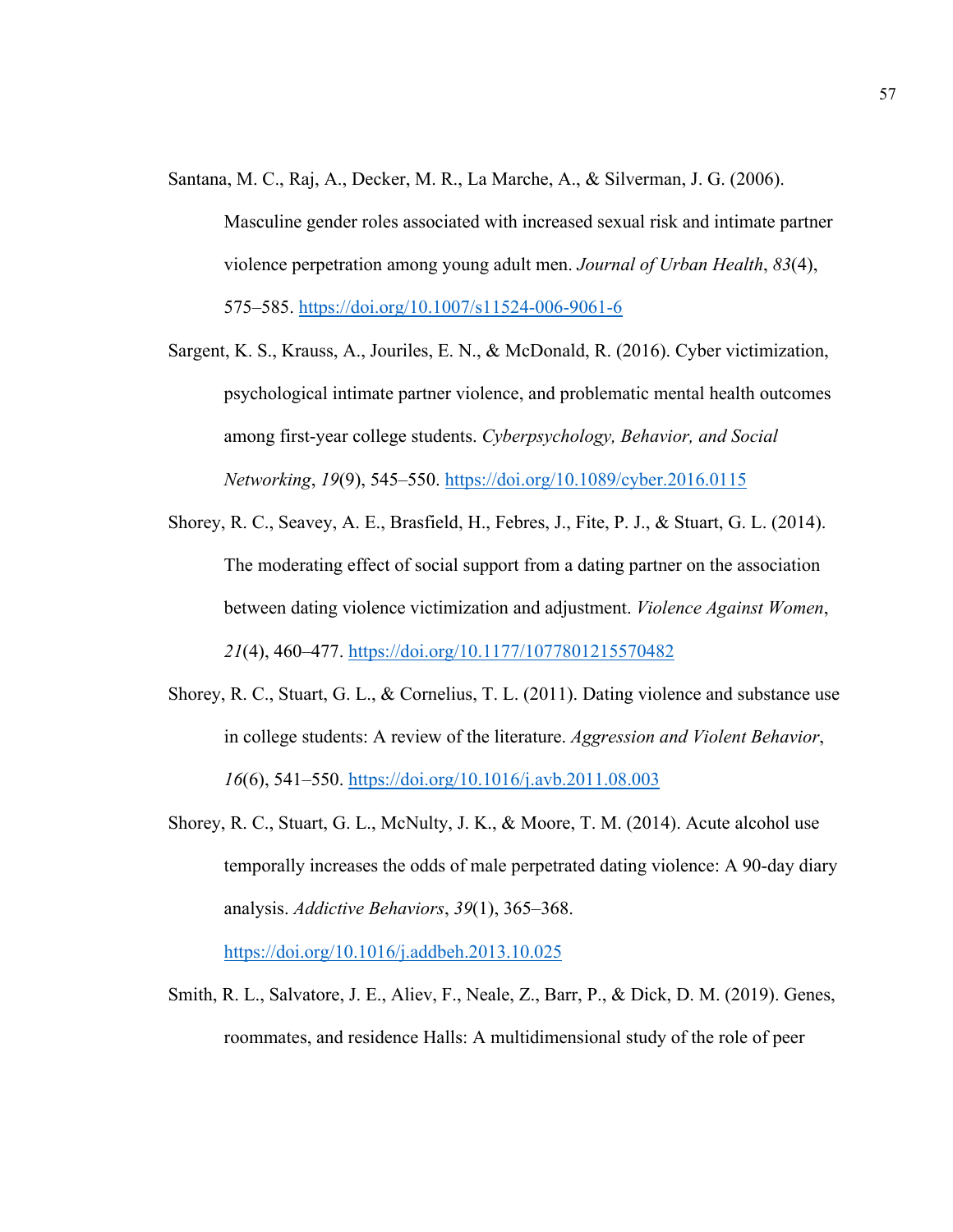Santana, M. C., Raj, A., Decker, M. R., La Marche, A., & Silverman, J. G. (2006). Masculine gender roles associated with increased sexual risk and intimate partner violence perpetration among young adult men. *Journal of Urban Health*, *83*(4), 575–585. https://doi.org/10.1007/s11524-006-9061-6

Sargent, K. S., Krauss, A., Jouriles, E. N., & McDonald, R. (2016). Cyber victimization, psychological intimate partner violence, and problematic mental health outcomes among first-year college students. *Cyberpsychology, Behavior, and Social Networking*, *19*(9), 545–550. https://doi.org/10.1089/cyber.2016.0115

Shorey, R. C., Seavey, A. E., Brasfield, H., Febres, J., Fite, P. J., & Stuart, G. L. (2014). The moderating effect of social support from a dating partner on the association between dating violence victimization and adjustment. *Violence Against Women*, *21*(4), 460–477. https://doi.org/10.1177/1077801215570482

Shorey, R. C., Stuart, G. L., & Cornelius, T. L. (2011). Dating violence and substance use in college students: A review of the literature. *Aggression and Violent Behavior*, *16*(6), 541–550. https://doi.org/10.1016/j.avb.2011.08.003

Shorey, R. C., Stuart, G. L., McNulty, J. K., & Moore, T. M. (2014). Acute alcohol use temporally increases the odds of male perpetrated dating violence: A 90-day diary analysis. *Addictive Behaviors*, *39*(1), 365–368. https://doi.org/10.1016/j.addbeh.2013.10.025

Smith, R. L., Salvatore, J. E., Aliev, F., Neale, Z., Barr, P., & Dick, D. M. (2019). Genes, roommates, and residence Halls: A multidimensional study of the role of peer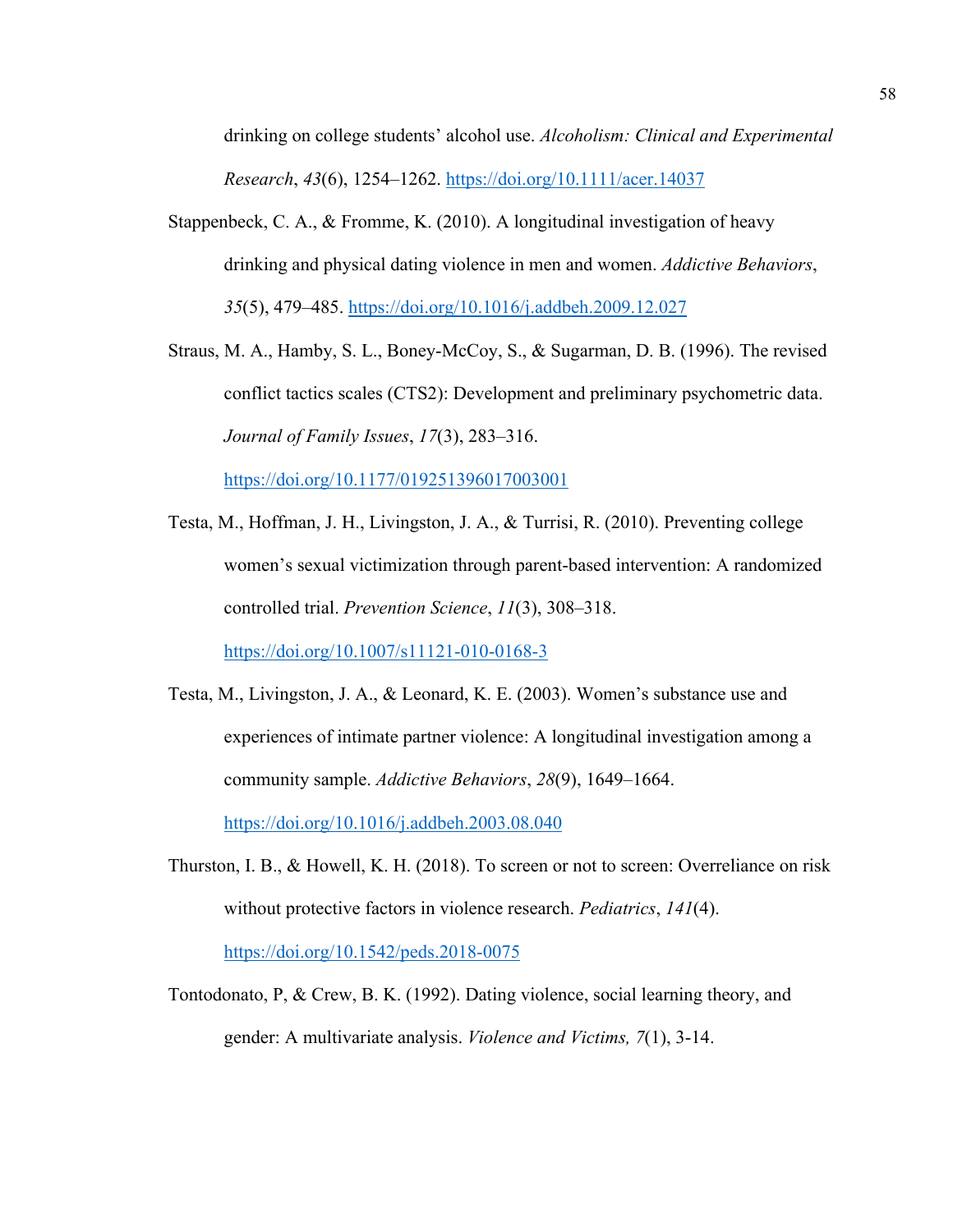drinking on college students' alcohol use. *Alcoholism: Clinical and Experimental Research*, *43*(6), 1254–1262. https://doi.org/10.1111/acer.14037

Stappenbeck, C. A., & Fromme, K. (2010). A longitudinal investigation of heavy drinking and physical dating violence in men and women. *Addictive Behaviors*, *35*(5), 479–485. https://doi.org/10.1016/j.addbeh.2009.12.027

Straus, M. A., Hamby, S. L., Boney-McCoy, S., & Sugarman, D. B. (1996). The revised conflict tactics scales (CTS2): Development and preliminary psychometric data. *Journal of Family Issues*, *17*(3), 283–316. https://doi.org/10.1177/019251396017003001

Testa, M., Hoffman, J. H., Livingston, J. A., & Turrisi, R. (2010). Preventing college women's sexual victimization through parent-based intervention: A randomized controlled trial. *Prevention Science*, *11*(3), 308–318. https://doi.org/10.1007/s11121-010-0168-3

Testa, M., Livingston, J. A., & Leonard, K. E. (2003). Women's substance use and experiences of intimate partner violence: A longitudinal investigation among a community sample. *Addictive Behaviors*, *28*(9), 1649–1664. https://doi.org/10.1016/j.addbeh.2003.08.040

Thurston, I. B., & Howell, K. H. (2018). To screen or not to screen: Overreliance on risk without protective factors in violence research. *Pediatrics*, *141*(4). https://doi.org/10.1542/peds.2018-0075

Tontodonato, P, & Crew, B. K. (1992). Dating violence, social learning theory, and gender: A multivariate analysis. *Violence and Victims, 7*(1), 3-14.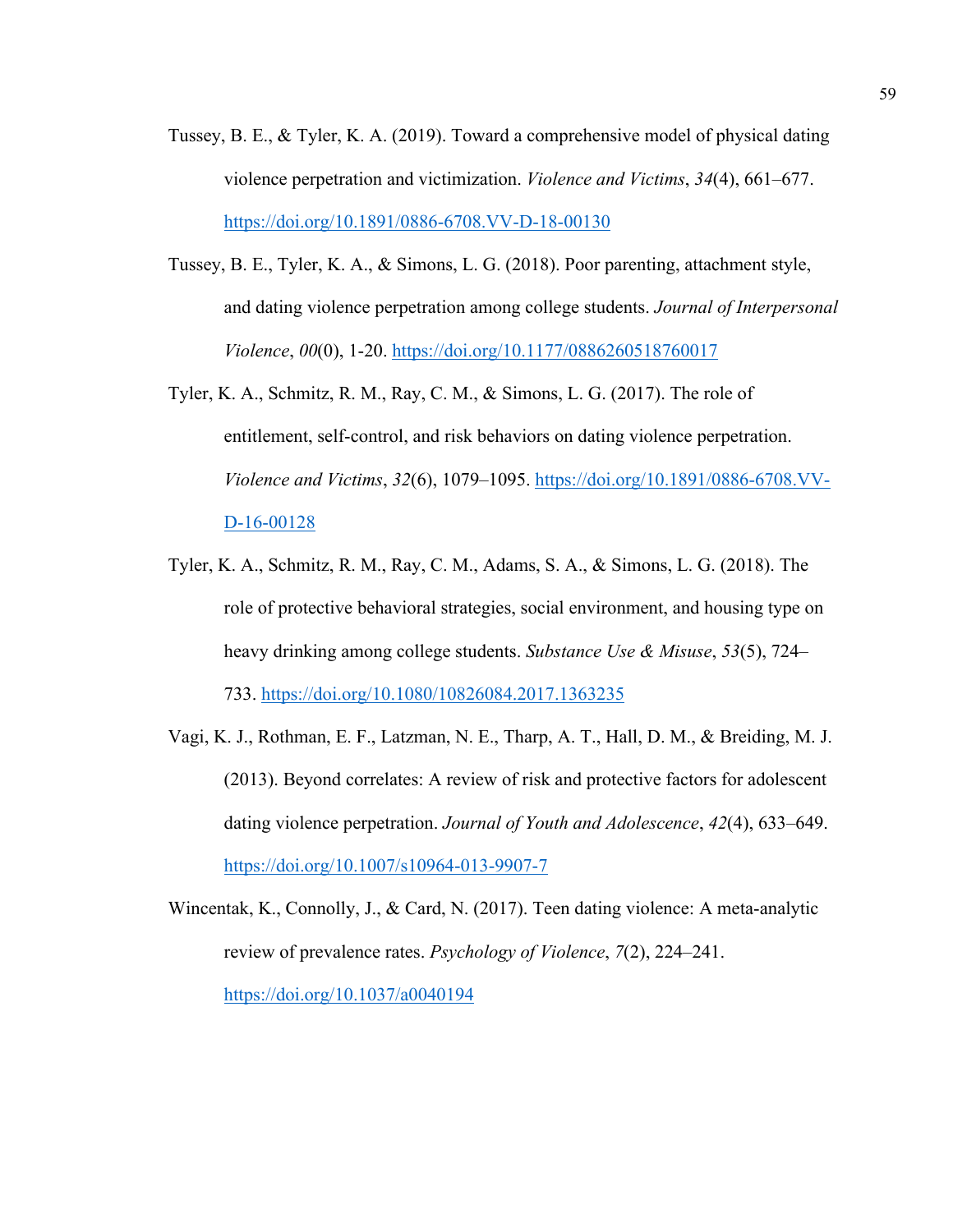Tussey, B. E., & Tyler, K. A. (2019). Toward a comprehensive model of physical dating violence perpetration and victimization. *Violence and Victims*, *34*(4), 661–677. https://doi.org/10.1891/0886-6708.VV-D-18-00130

Tussey, B. E., Tyler, K. A., & Simons, L. G. (2018). Poor parenting, attachment style, and dating violence perpetration among college students. *Journal of Interpersonal Violence*, *00*(0), 1-20. https://doi.org/10.1177/0886260518760017

Tyler, K. A., Schmitz, R. M., Ray, C. M., & Simons, L. G. (2017). The role of entitlement, self-control, and risk behaviors on dating violence perpetration. *Violence and Victims*, *32*(6), 1079–1095. https://doi.org/10.1891/0886-6708.VV-D-16-00128

Tyler, K. A., Schmitz, R. M., Ray, C. M., Adams, S. A., & Simons, L. G. (2018). The role of protective behavioral strategies, social environment, and housing type on heavy drinking among college students. *Substance Use & Misuse*, *53*(5), 724–733. https://doi.org/10.1080/10826084.2017.1363235

Vagi, K. J., Rothman, E. F., Latzman, N. E., Tharp, A. T., Hall, D. M., & Breiding, M. J. (2013). Beyond correlates: A review of risk and protective factors for adolescent dating violence perpetration. *Journal of Youth and Adolescence*, *42*(4), 633–649. https://doi.org/10.1007/s10964-013-9907-7

Wincentak, K., Connolly, J., & Card, N. (2017). Teen dating violence: A meta-analytic review of prevalence rates. *Psychology of Violence*, *7*(2), 224–241. https://doi.org/10.1037/a0040194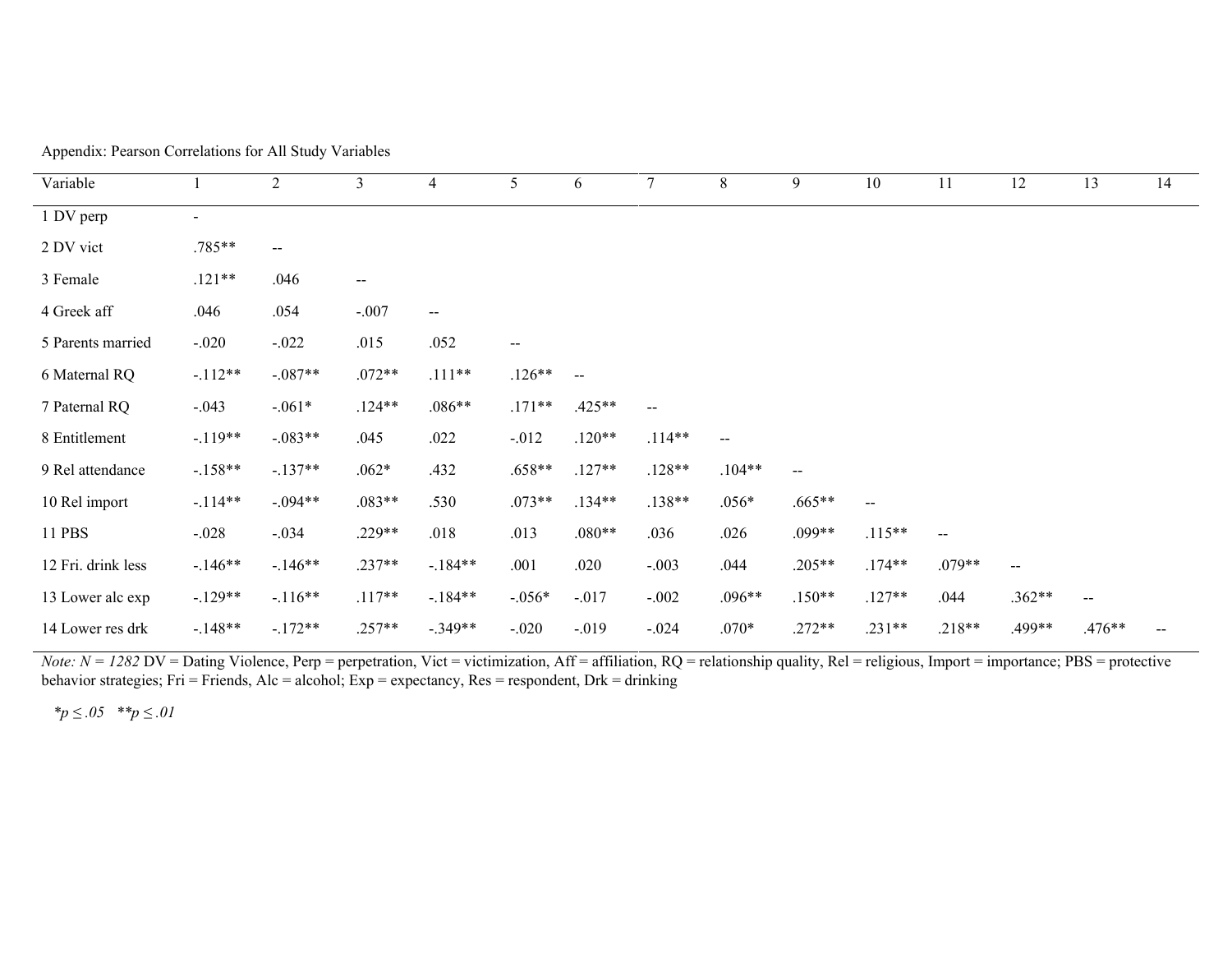Appendix: Pearson Correlations for All Study Variables

| Variable | 1 | 2 | 3 | 4 | 5 | 6 | 7 | 8 | 9 | 10 | 11 | 12 | 13 | 14 |
|---|---|---|---|---|---|---|---|---|---|---|---|---|---|---|
| 1 DV perp | - | | | | | | | | | | | | | |
| 2 DV vict | .785** | -- | | | | | | | | | | | | |
| 3 Female | .121** | .046 | -- | | | | | | | | | | | |
| 4 Greek aff | .046 | .054 | -.007 | -- | | | | | | | | | | |
| 5 Parents married | -.020 | -.022 | .015 | .052 | -- | | | | | | | | | |
| 6 Maternal RQ | -.112** | -.087** | .072** | .111** | .126** | -- | | | | | | | | |
| 7 Paternal RQ | -.043 | -.061* | .124** | .086** | .171** | .425** | -- | | | | | | | |
| 8 Entitlement | -.119** | -.083** | .045 | .022 | -.012 | .120** | .114** | -- | | | | | | |
| 9 Rel attendance | -.158** | -.137** | .062* | .432 | .658** | .127** | .128** | .104** | -- | | | | | |
| 10 Rel import | -.114** | -.094** | .083** | .530 | .073** | .134** | .138** | .056* | .665** | -- | | | | |
| 11 PBS | -.028 | -.034 | .229** | .018 | .013 | .080** | .036 | .026 | .099** | .115** | -- | | | |
| 12 Fri. drink less | -.146** | -.146** | .237** | -.184** | .001 | .020 | -.003 | .044 | .205** | .174** | .079** | -- | | |
| 13 Lower alc exp | -.129** | -.116** | .117** | -.184** | -.056* | -.017 | -.002 | .096** | .150** | .127** | .044 | .362** | -- | |
| 14 Lower res drk | -.148** | -.172** | .257** | -.349** | -.020 | -.019 | -.024 | .070* | .272** | .231** | .218** | .499** | .476** | -- |

*Note: N = 1282* DV = Dating Violence, Perp = perpetration, Vict = victimization, Aff = affiliation, RQ = relationship quality, Rel = religious, Import = importance; PBS = protective behavior strategies; Fri = Friends, Alc = alcohol; Exp = expectancy, Res = respondent, Drk = drinking

$^{*}p \leq .05$ $^{**}p \leq .01$